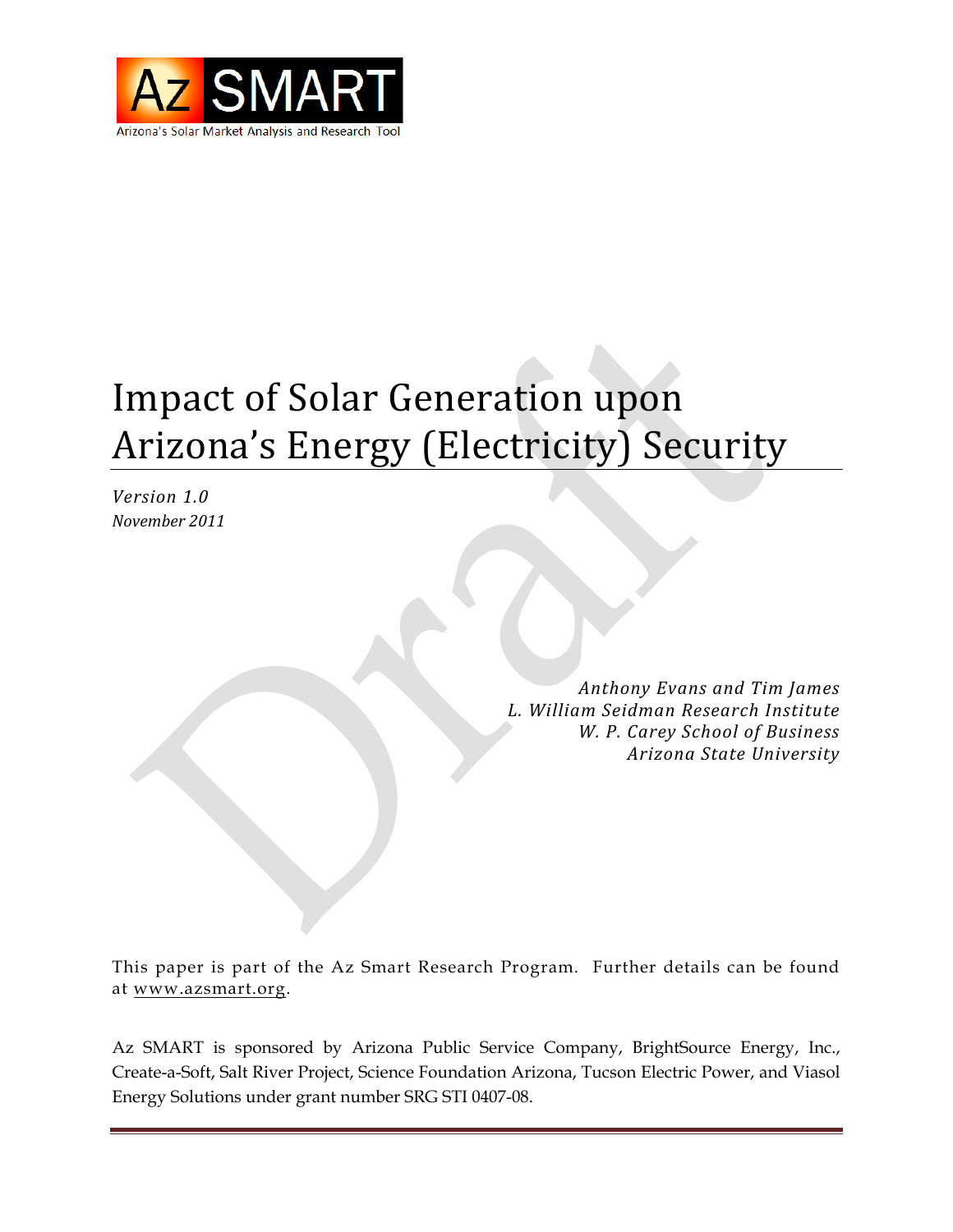Az SMART

Arizona's Solar Market Analysis and Research Tool

# Impact of Solar Generation upon Arizona's Energy (Electricity) Security

*Version 1.0*

*November 2011*

*Anthony Evans and Tim James*
*L. William Seidman Research Institute*
*W. P. Carey School of Business*
*Arizona State University*

This paper is part of the Az Smart Research Program. Further details can be found at www.azsmart.org.

Az SMART is sponsored by Arizona Public Service Company, BrightSource Energy, Inc., Create-a-Soft, Salt River Project, Science Foundation Arizona, Tucson Electric Power, and Viasol Energy Solutions under grant number SRG STI 0407-08.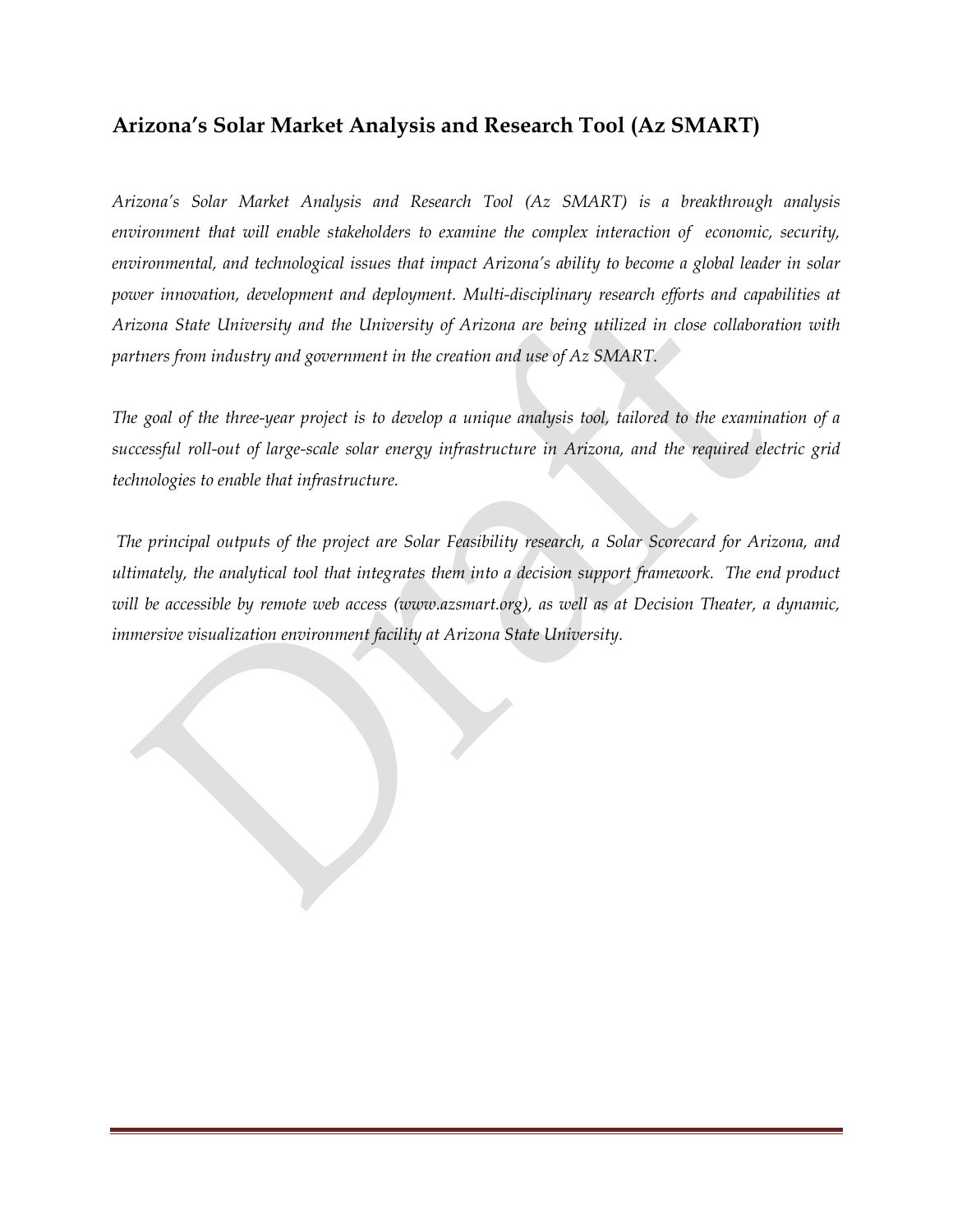## Arizona's Solar Market Analysis and Research Tool (Az SMART)

*Arizona's Solar Market Analysis and Research Tool (Az SMART) is a breakthrough analysis environment that will enable stakeholders to examine the complex interaction of economic, security, environmental, and technological issues that impact Arizona's ability to become a global leader in solar power innovation, development and deployment. Multi-disciplinary research efforts and capabilities at Arizona State University and the University of Arizona are being utilized in close collaboration with partners from industry and government in the creation and use of Az SMART.*

*The goal of the three-year project is to develop a unique analysis tool, tailored to the examination of a successful roll-out of large-scale solar energy infrastructure in Arizona, and the required electric grid technologies to enable that infrastructure.*

*The principal outputs of the project are Solar Feasibility research, a Solar Scorecard for Arizona, and ultimately, the analytical tool that integrates them into a decision support framework. The end product will be accessible by remote web access (www.azsmart.org), as well as at Decision Theater, a dynamic, immersive visualization environment facility at Arizona State University.*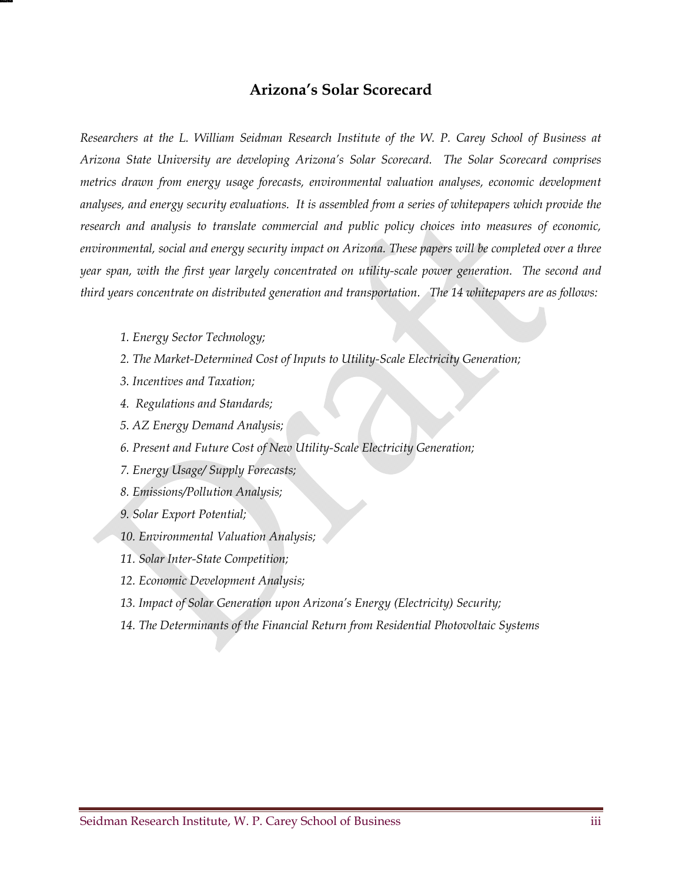# Arizona's Solar Scorecard

*Researchers at the L. William Seidman Research Institute of the W. P. Carey School of Business at Arizona State University are developing Arizona's Solar Scorecard. The Solar Scorecard comprises metrics drawn from energy usage forecasts, environmental valuation analyses, economic development analyses, and energy security evaluations. It is assembled from a series of whitepapers which provide the research and analysis to translate commercial and public policy choices into measures of economic, environmental, social and energy security impact on Arizona. These papers will be completed over a three year span, with the first year largely concentrated on utility-scale power generation. The second and third years concentrate on distributed generation and transportation. The 14 whitepapers are as follows:*

1. *Energy Sector Technology;*
2. *The Market-Determined Cost of Inputs to Utility-Scale Electricity Generation;*
3. *Incentives and Taxation;*
4. *Regulations and Standards;*
5. *AZ Energy Demand Analysis;*
6. *Present and Future Cost of New Utility-Scale Electricity Generation;*
7. *Energy Usage/ Supply Forecasts;*
8. *Emissions/Pollution Analysis;*
9. *Solar Export Potential;*
10. *Environmental Valuation Analysis;*
11. *Solar Inter-State Competition;*
12. *Economic Development Analysis;*
13. *Impact of Solar Generation upon Arizona's Energy (Electricity) Security;*
14. *The Determinants of the Financial Return from Residential Photovoltaic Systems*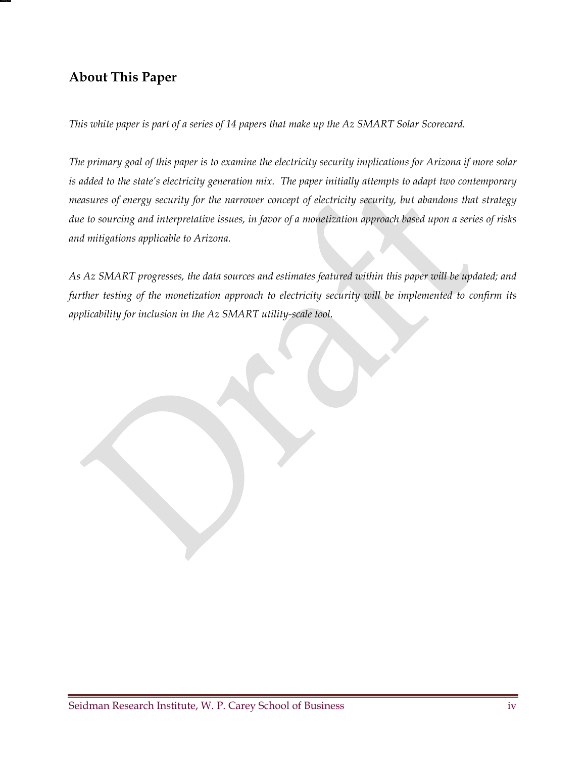## About This Paper

*This white paper is part of a series of 14 papers that make up the Az SMART Solar Scorecard.*

*The primary goal of this paper is to examine the electricity security implications for Arizona if more solar is added to the state's electricity generation mix. The paper initially attempts to adapt two contemporary measures of energy security for the narrower concept of electricity security, but abandons that strategy due to sourcing and interpretative issues, in favor of a monetization approach based upon a series of risks and mitigations applicable to Arizona.*

*As Az SMART progresses, the data sources and estimates featured within this paper will be updated; and further testing of the monetization approach to electricity security will be implemented to confirm its applicability for inclusion in the Az SMART utility-scale tool.*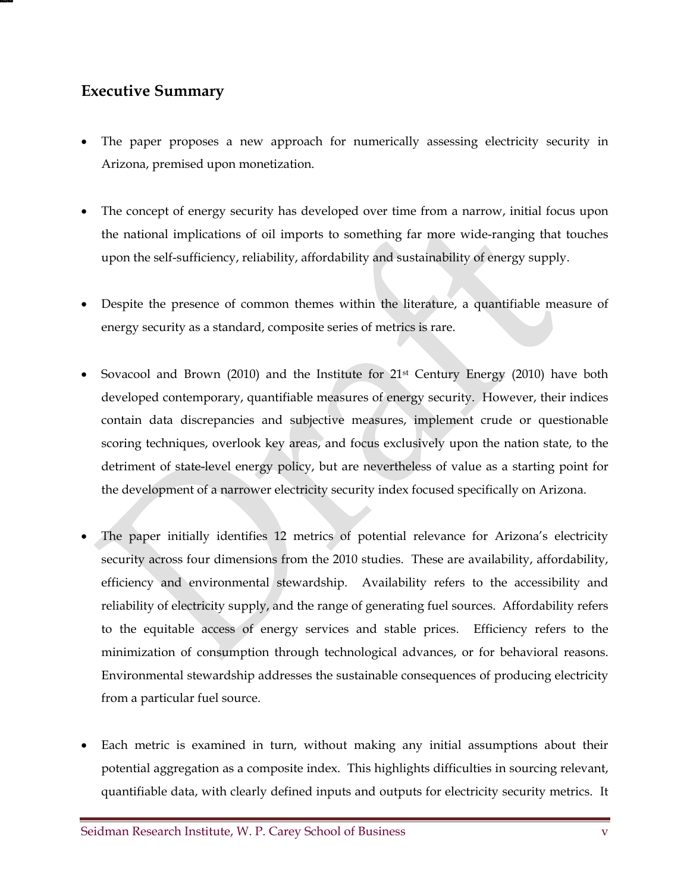## Executive Summary

- The paper proposes a new approach for numerically assessing electricity security in Arizona, premised upon monetization.

- The concept of energy security has developed over time from a narrow, initial focus upon the national implications of oil imports to something far more wide-ranging that touches upon the self-sufficiency, reliability, affordability and sustainability of energy supply.

- Despite the presence of common themes within the literature, a quantifiable measure of energy security as a standard, composite series of metrics is rare.

- Sovacool and Brown (2010) and the Institute for 21st Century Energy (2010) have both developed contemporary, quantifiable measures of energy security. However, their indices contain data discrepancies and subjective measures, implement crude or questionable scoring techniques, overlook key areas, and focus exclusively upon the nation state, to the detriment of state-level energy policy, but are nevertheless of value as a starting point for the development of a narrower electricity security index focused specifically on Arizona.

- The paper initially identifies 12 metrics of potential relevance for Arizona's electricity security across four dimensions from the 2010 studies. These are availability, affordability, efficiency and environmental stewardship. Availability refers to the accessibility and reliability of electricity supply, and the range of generating fuel sources. Affordability refers to the equitable access of energy services and stable prices. Efficiency refers to the minimization of consumption through technological advances, or for behavioral reasons. Environmental stewardship addresses the sustainable consequences of producing electricity from a particular fuel source.

- Each metric is examined in turn, without making any initial assumptions about their potential aggregation as a composite index. This highlights difficulties in sourcing relevant, quantifiable data, with clearly defined inputs and outputs for electricity security metrics. It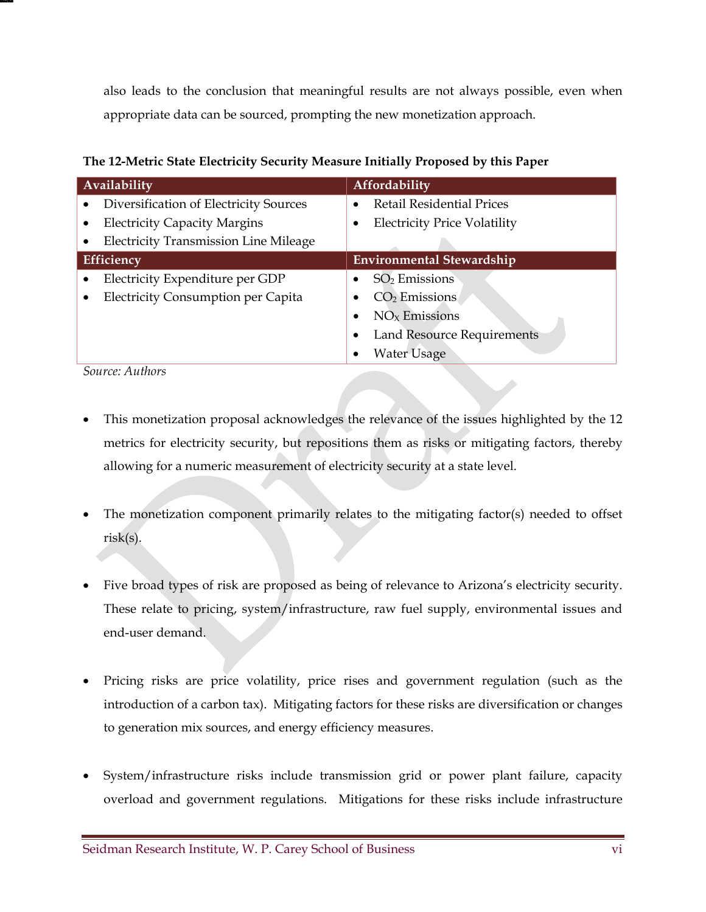also leads to the conclusion that meaningful results are not always possible, even when appropriate data can be sourced, prompting the new monetization approach.

**The 12-Metric State Electricity Security Measure Initially Proposed by this Paper**

| Availability | Affordability |
|---|---|
| • Diversification of Electricity Sources<br>• Electricity Capacity Margins<br>• Electricity Transmission Line Mileage | • Retail Residential Prices<br>• Electricity Price Volatility |
| **Efficiency** | **Environmental Stewardship** |
| • Electricity Expenditure per GDP<br>• Electricity Consumption per Capita | • $SO_2$ Emissions<br>• $CO_2$ Emissions<br>• $NO_X$ Emissions<br>• Land Resource Requirements<br>• Water Usage |

*Source: Authors*

- This monetization proposal acknowledges the relevance of the issues highlighted by the 12 metrics for electricity security, but repositions them as risks or mitigating factors, thereby allowing for a numeric measurement of electricity security at a state level.

- The monetization component primarily relates to the mitigating factor(s) needed to offset risk(s).

- Five broad types of risk are proposed as being of relevance to Arizona's electricity security. These relate to pricing, system/infrastructure, raw fuel supply, environmental issues and end-user demand.

- Pricing risks are price volatility, price rises and government regulation (such as the introduction of a carbon tax). Mitigating factors for these risks are diversification or changes to generation mix sources, and energy efficiency measures.

- System/infrastructure risks include transmission grid or power plant failure, capacity overload and government regulations. Mitigations for these risks include infrastructure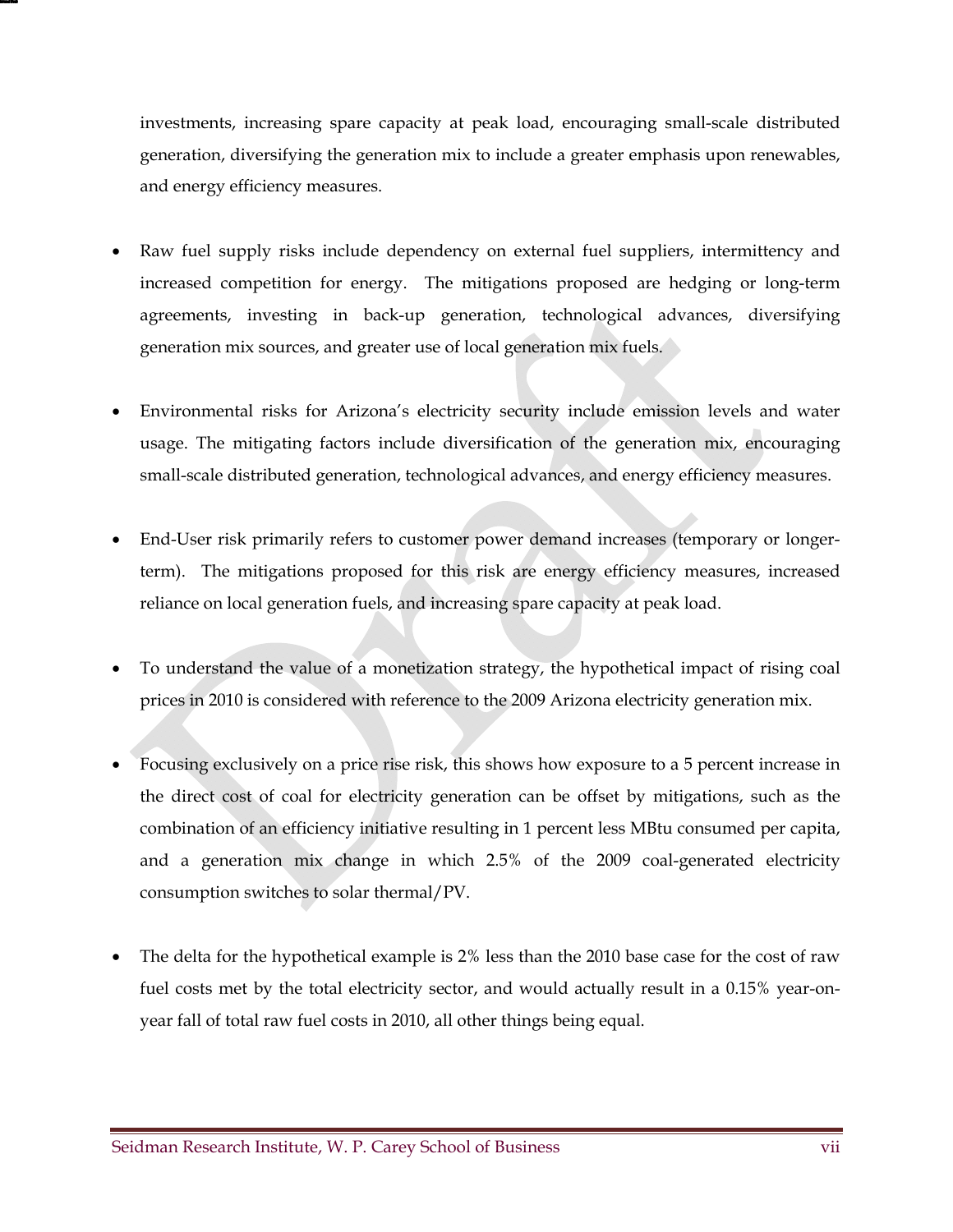investments, increasing spare capacity at peak load, encouraging small-scale distributed generation, diversifying the generation mix to include a greater emphasis upon renewables, and energy efficiency measures.

- Raw fuel supply risks include dependency on external fuel suppliers, intermittency and increased competition for energy. The mitigations proposed are hedging or long-term agreements, investing in back-up generation, technological advances, diversifying generation mix sources, and greater use of local generation mix fuels.

- Environmental risks for Arizona's electricity security include emission levels and water usage. The mitigating factors include diversification of the generation mix, encouraging small-scale distributed generation, technological advances, and energy efficiency measures.

- End-User risk primarily refers to customer power demand increases (temporary or longer-term). The mitigations proposed for this risk are energy efficiency measures, increased reliance on local generation fuels, and increasing spare capacity at peak load.

- To understand the value of a monetization strategy, the hypothetical impact of rising coal prices in 2010 is considered with reference to the 2009 Arizona electricity generation mix.

- Focusing exclusively on a price rise risk, this shows how exposure to a 5 percent increase in the direct cost of coal for electricity generation can be offset by mitigations, such as the combination of an efficiency initiative resulting in 1 percent less MBtu consumed per capita, and a generation mix change in which 2.5% of the 2009 coal-generated electricity consumption switches to solar thermal/PV.

- The delta for the hypothetical example is 2% less than the 2010 base case for the cost of raw fuel costs met by the total electricity sector, and would actually result in a 0.15% year-on-year fall of total raw fuel costs in 2010, all other things being equal.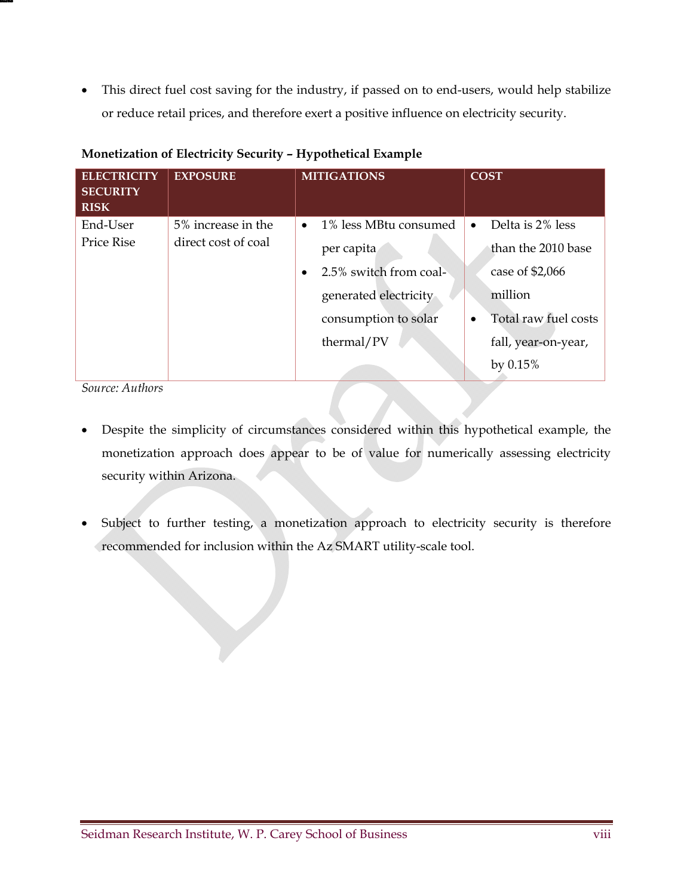- This direct fuel cost saving for the industry, if passed on to end-users, would help stabilize or reduce retail prices, and therefore exert a positive influence on electricity security.

**Monetization of Electricity Security – Hypothetical Example**

| ELECTRICITY SECURITY RISK | EXPOSURE | MITIGATIONS | COST |
|---|---|---|---|
| End-User Price Rise | 5% increase in the direct cost of coal | • 1% less MBtu consumed per capita<br>• 2.5% switch from coal-generated electricity consumption to solar thermal/PV | • Delta is 2% less than the 2010 base case of $2,066 million<br>• Total raw fuel costs fall, year-on-year, by 0.15% |

*Source: Authors*

- Despite the simplicity of circumstances considered within this hypothetical example, the monetization approach does appear to be of value for numerically assessing electricity security within Arizona.

- Subject to further testing, a monetization approach to electricity security is therefore recommended for inclusion within the Az SMART utility-scale tool.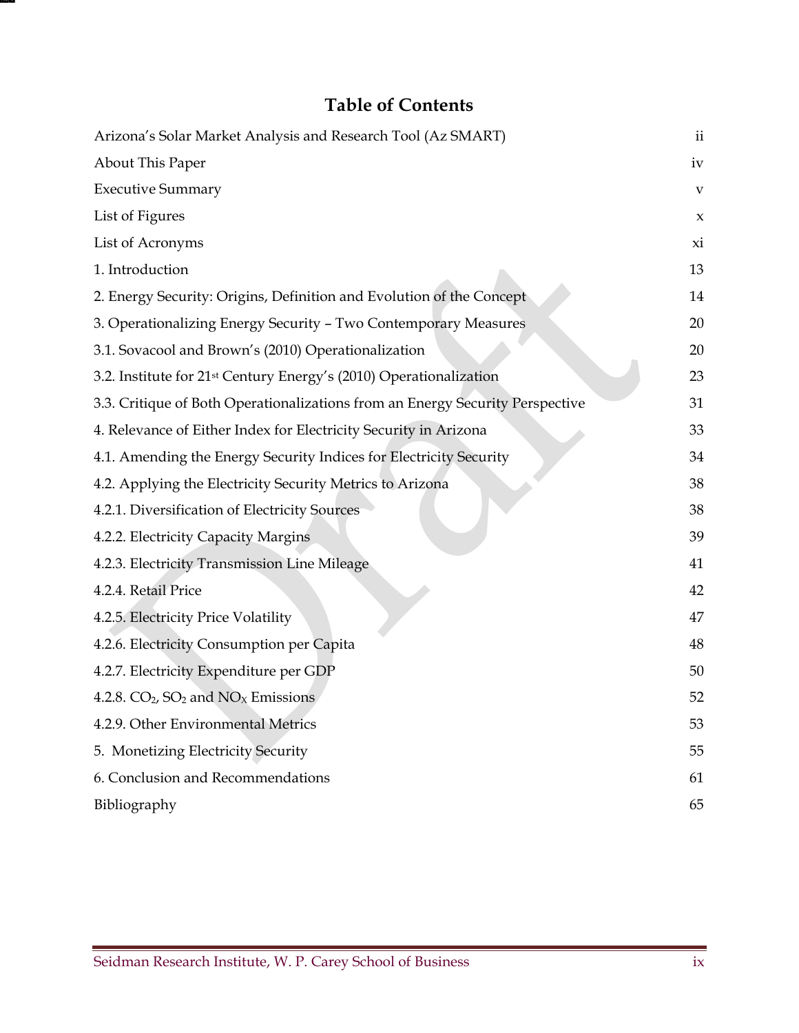# Table of Contents

| | |
|---|---|
| Arizona's Solar Market Analysis and Research Tool (Az SMART) | ii |
| About This Paper | iv |
| Executive Summary | v |
| List of Figures | x |
| List of Acronyms | xi |
| 1. Introduction | 13 |
| 2. Energy Security: Origins, Definition and Evolution of the Concept | 14 |
| 3. Operationalizing Energy Security – Two Contemporary Measures | 20 |
| 3.1. Sovacool and Brown's (2010) Operationalization | 20 |
| 3.2. Institute for 21st Century Energy's (2010) Operationalization | 23 |
| 3.3. Critique of Both Operationalizations from an Energy Security Perspective | 31 |
| 4. Relevance of Either Index for Electricity Security in Arizona | 33 |
| 4.1. Amending the Energy Security Indices for Electricity Security | 34 |
| 4.2. Applying the Electricity Security Metrics to Arizona | 38 |
| 4.2.1. Diversification of Electricity Sources | 38 |
| 4.2.2. Electricity Capacity Margins | 39 |
| 4.2.3. Electricity Transmission Line Mileage | 41 |
| 4.2.4. Retail Price | 42 |
| 4.2.5. Electricity Price Volatility | 47 |
| 4.2.6. Electricity Consumption per Capita | 48 |
| 4.2.7. Electricity Expenditure per GDP | 50 |
| 4.2.8. $CO_2$, $SO_2$ and $NO_X$ Emissions | 52 |
| 4.2.9. Other Environmental Metrics | 53 |
| 5. Monetizing Electricity Security | 55 |
| 6. Conclusion and Recommendations | 61 |
| Bibliography | 65 |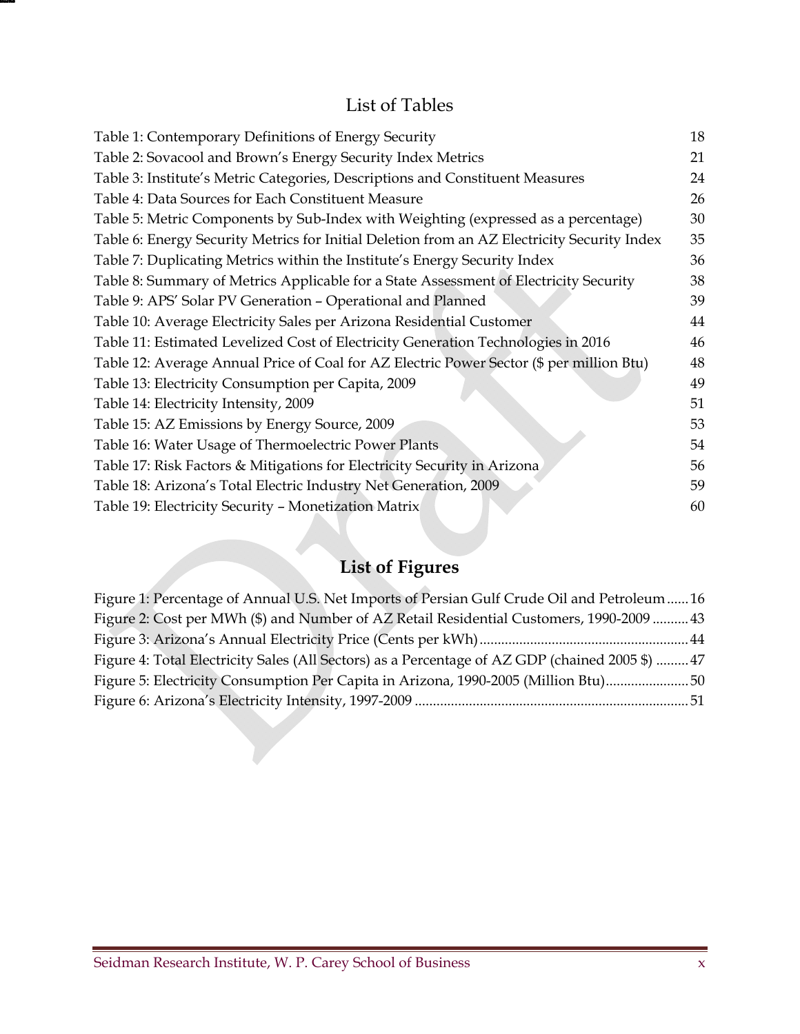## List of Tables

| | |
|---|---|
| Table 1: Contemporary Definitions of Energy Security | 18 |
| Table 2: Sovacool and Brown's Energy Security Index Metrics | 21 |
| Table 3: Institute's Metric Categories, Descriptions and Constituent Measures | 24 |
| Table 4: Data Sources for Each Constituent Measure | 26 |
| Table 5: Metric Components by Sub-Index with Weighting (expressed as a percentage) | 30 |
| Table 6: Energy Security Metrics for Initial Deletion from an AZ Electricity Security Index | 35 |
| Table 7: Duplicating Metrics within the Institute's Energy Security Index | 36 |
| Table 8: Summary of Metrics Applicable for a State Assessment of Electricity Security | 38 |
| Table 9: APS' Solar PV Generation – Operational and Planned | 39 |
| Table 10: Average Electricity Sales per Arizona Residential Customer | 44 |
| Table 11: Estimated Levelized Cost of Electricity Generation Technologies in 2016 | 46 |
| Table 12: Average Annual Price of Coal for AZ Electric Power Sector ($ per million Btu) | 48 |
| Table 13: Electricity Consumption per Capita, 2009 | 49 |
| Table 14: Electricity Intensity, 2009 | 51 |
| Table 15: AZ Emissions by Energy Source, 2009 | 53 |
| Table 16: Water Usage of Thermoelectric Power Plants | 54 |
| Table 17: Risk Factors & Mitigations for Electricity Security in Arizona | 56 |
| Table 18: Arizona's Total Electric Industry Net Generation, 2009 | 59 |
| Table 19: Electricity Security – Monetization Matrix | 60 |

## List of Figures

Figure 1: Percentage of Annual U.S. Net Imports of Persian Gulf Crude Oil and Petroleum ...... 16
Figure 2: Cost per MWh ($) and Number of AZ Retail Residential Customers, 1990-2009 .......... 43
Figure 3: Arizona's Annual Electricity Price (Cents per kWh) .......... 44
Figure 4: Total Electricity Sales (All Sectors) as a Percentage of AZ GDP (chained 2005 $) ......... 47
Figure 5: Electricity Consumption Per Capita in Arizona, 1990-2005 (Million Btu) .......... 50
Figure 6: Arizona's Electricity Intensity, 1997-2009 .......... 51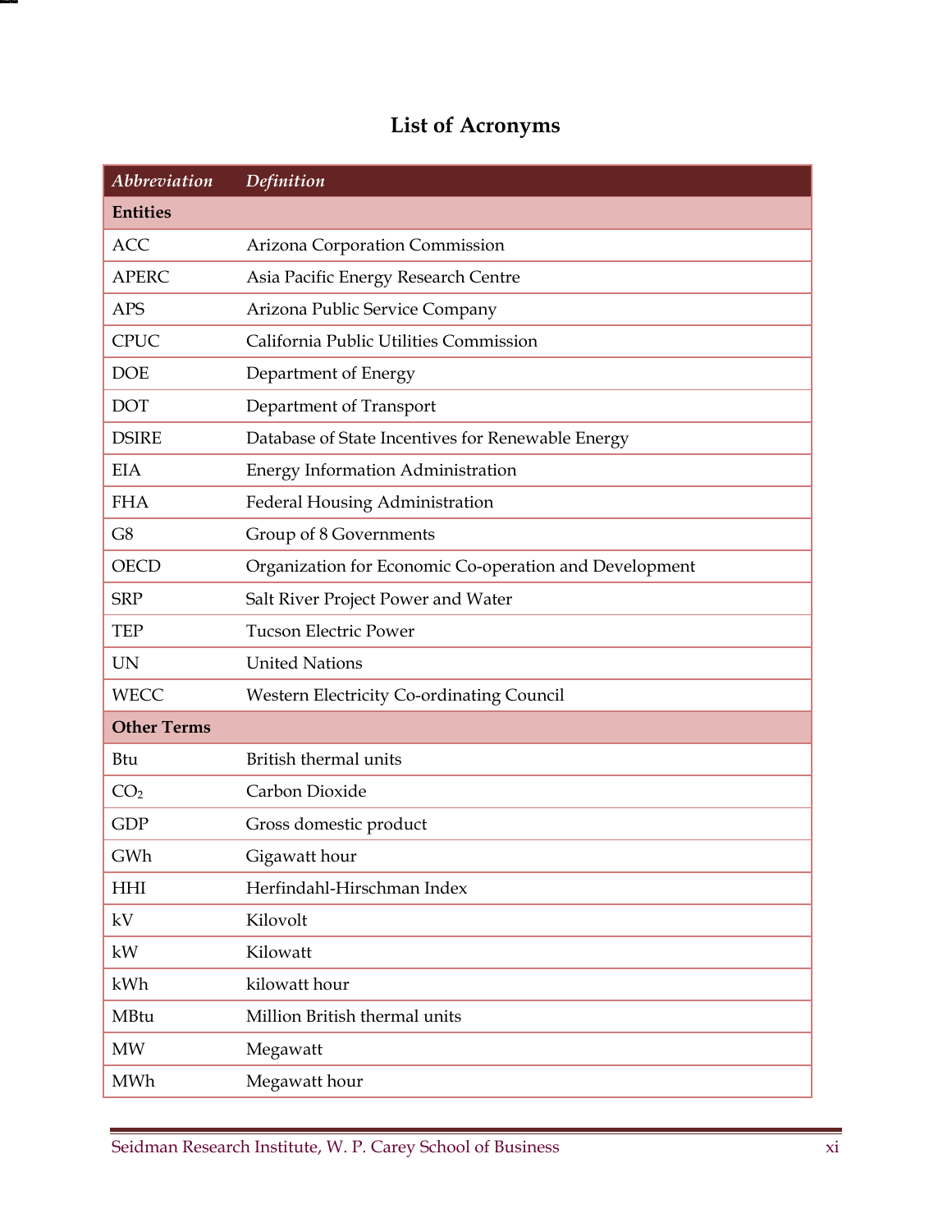# List of Acronyms

| *Abbreviation* | *Definition* |
|---|---|
| **Entities** | |
| ACC | Arizona Corporation Commission |
| APERC | Asia Pacific Energy Research Centre |
| APS | Arizona Public Service Company |
| CPUC | California Public Utilities Commission |
| DOE | Department of Energy |
| DOT | Department of Transport |
| DSIRE | Database of State Incentives for Renewable Energy |
| EIA | Energy Information Administration |
| FHA | Federal Housing Administration |
| G8 | Group of 8 Governments |
| OECD | Organization for Economic Co-operation and Development |
| SRP | Salt River Project Power and Water |
| TEP | Tucson Electric Power |
| UN | United Nations |
| WECC | Western Electricity Co-ordinating Council |
| **Other Terms** | |
| Btu | British thermal units |
| $CO_2$ | Carbon Dioxide |
| GDP | Gross domestic product |
| GWh | Gigawatt hour |
| HHI | Herfindahl-Hirschman Index |
| kV | Kilovolt |
| kW | Kilowatt |
| kWh | kilowatt hour |
| MBtu | Million British thermal units |
| MW | Megawatt |
| MWh | Megawatt hour |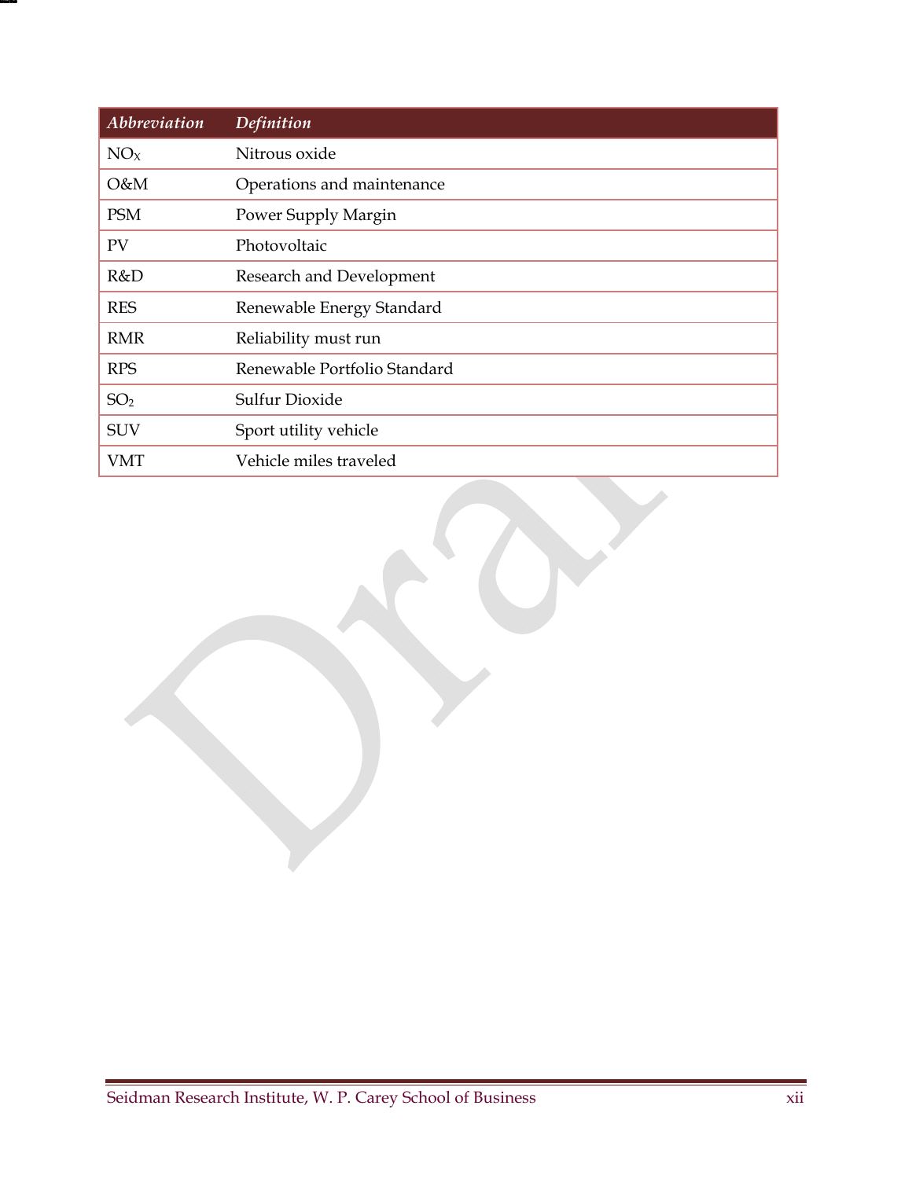| *Abbreviation* | *Definition* |
|---|---|
| $NO_X$ | Nitrous oxide |
| O&M | Operations and maintenance |
| PSM | Power Supply Margin |
| PV | Photovoltaic |
| R&D | Research and Development |
| RES | Renewable Energy Standard |
| RMR | Reliability must run |
| RPS | Renewable Portfolio Standard |
| $SO_2$ | Sulfur Dioxide |
| SUV | Sport utility vehicle |
| VMT | Vehicle miles traveled |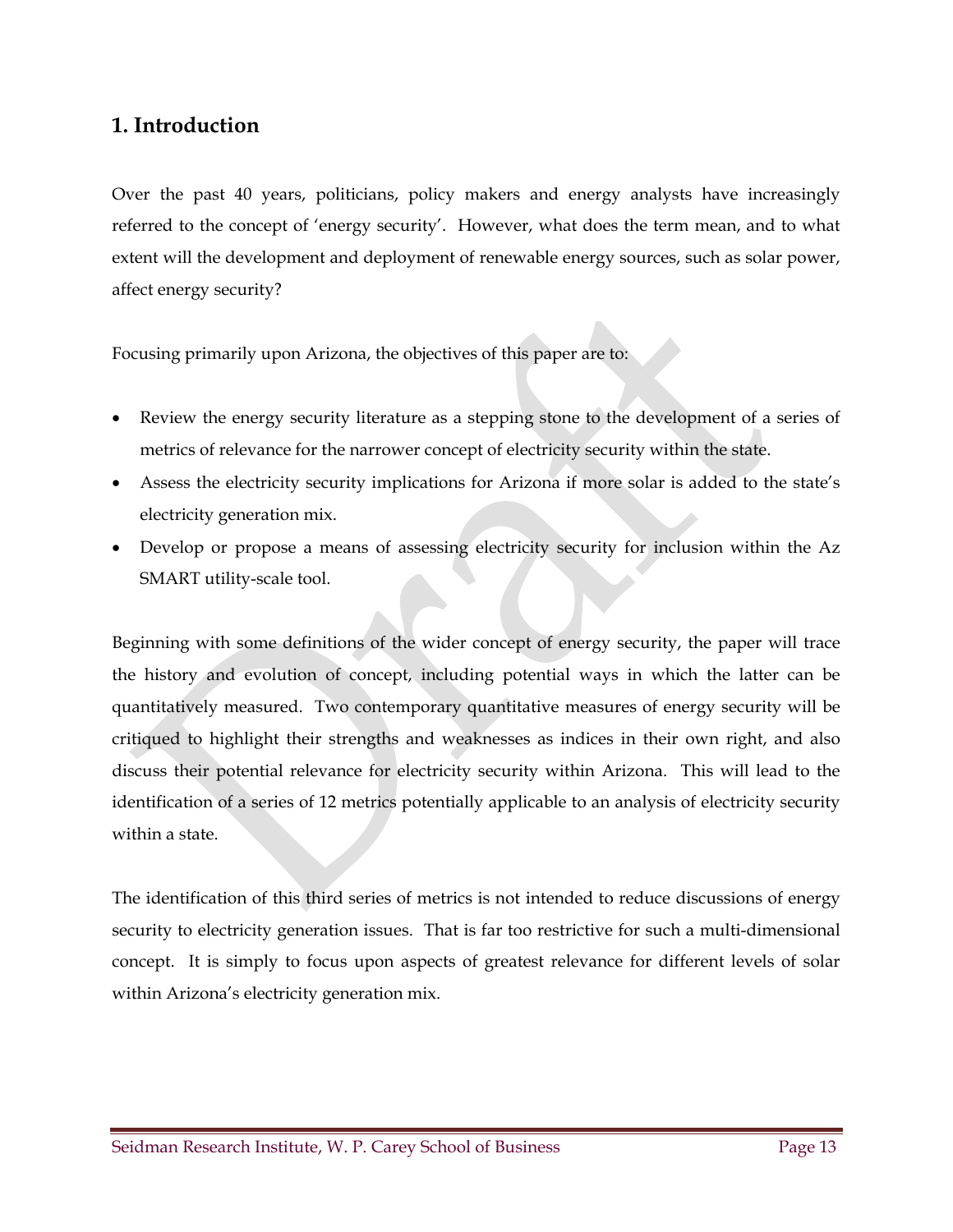# 1. Introduction

Over the past 40 years, politicians, policy makers and energy analysts have increasingly referred to the concept of 'energy security'. However, what does the term mean, and to what extent will the development and deployment of renewable energy sources, such as solar power, affect energy security?

Focusing primarily upon Arizona, the objectives of this paper are to:

- Review the energy security literature as a stepping stone to the development of a series of metrics of relevance for the narrower concept of electricity security within the state.
- Assess the electricity security implications for Arizona if more solar is added to the state's electricity generation mix.
- Develop or propose a means of assessing electricity security for inclusion within the Az SMART utility-scale tool.

Beginning with some definitions of the wider concept of energy security, the paper will trace the history and evolution of concept, including potential ways in which the latter can be quantitatively measured. Two contemporary quantitative measures of energy security will be critiqued to highlight their strengths and weaknesses as indices in their own right, and also discuss their potential relevance for electricity security within Arizona. This will lead to the identification of a series of 12 metrics potentially applicable to an analysis of electricity security within a state.

The identification of this third series of metrics is not intended to reduce discussions of energy security to electricity generation issues. That is far too restrictive for such a multi-dimensional concept. It is simply to focus upon aspects of greatest relevance for different levels of solar within Arizona's electricity generation mix.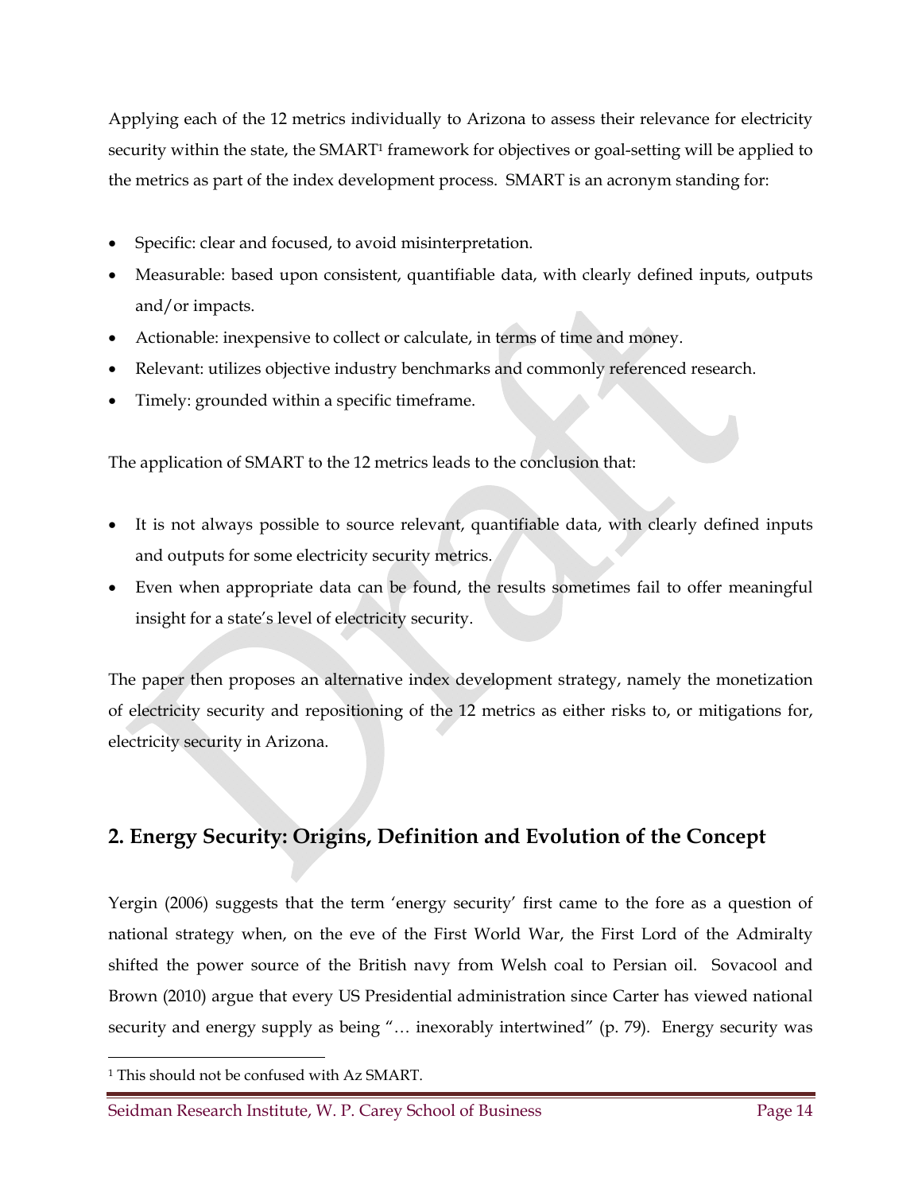Applying each of the 12 metrics individually to Arizona to assess their relevance for electricity security within the state, the SMART[1] framework for objectives or goal-setting will be applied to the metrics as part of the index development process. SMART is an acronym standing for:

- Specific: clear and focused, to avoid misinterpretation.
- Measurable: based upon consistent, quantifiable data, with clearly defined inputs, outputs and/or impacts.
- Actionable: inexpensive to collect or calculate, in terms of time and money.
- Relevant: utilizes objective industry benchmarks and commonly referenced research.
- Timely: grounded within a specific timeframe.

The application of SMART to the 12 metrics leads to the conclusion that:

- It is not always possible to source relevant, quantifiable data, with clearly defined inputs and outputs for some electricity security metrics.
- Even when appropriate data can be found, the results sometimes fail to offer meaningful insight for a state's level of electricity security.

The paper then proposes an alternative index development strategy, namely the monetization of electricity security and repositioning of the 12 metrics as either risks to, or mitigations for, electricity security in Arizona.

## 2. Energy Security: Origins, Definition and Evolution of the Concept

Yergin (2006) suggests that the term 'energy security' first came to the fore as a question of national strategy when, on the eve of the First World War, the First Lord of the Admiralty shifted the power source of the British navy from Welsh coal to Persian oil. Sovacool and Brown (2010) argue that every US Presidential administration since Carter has viewed national security and energy supply as being "… inexorably intertwined" (p. 79). Energy security was

[1] This should not be confused with Az SMART.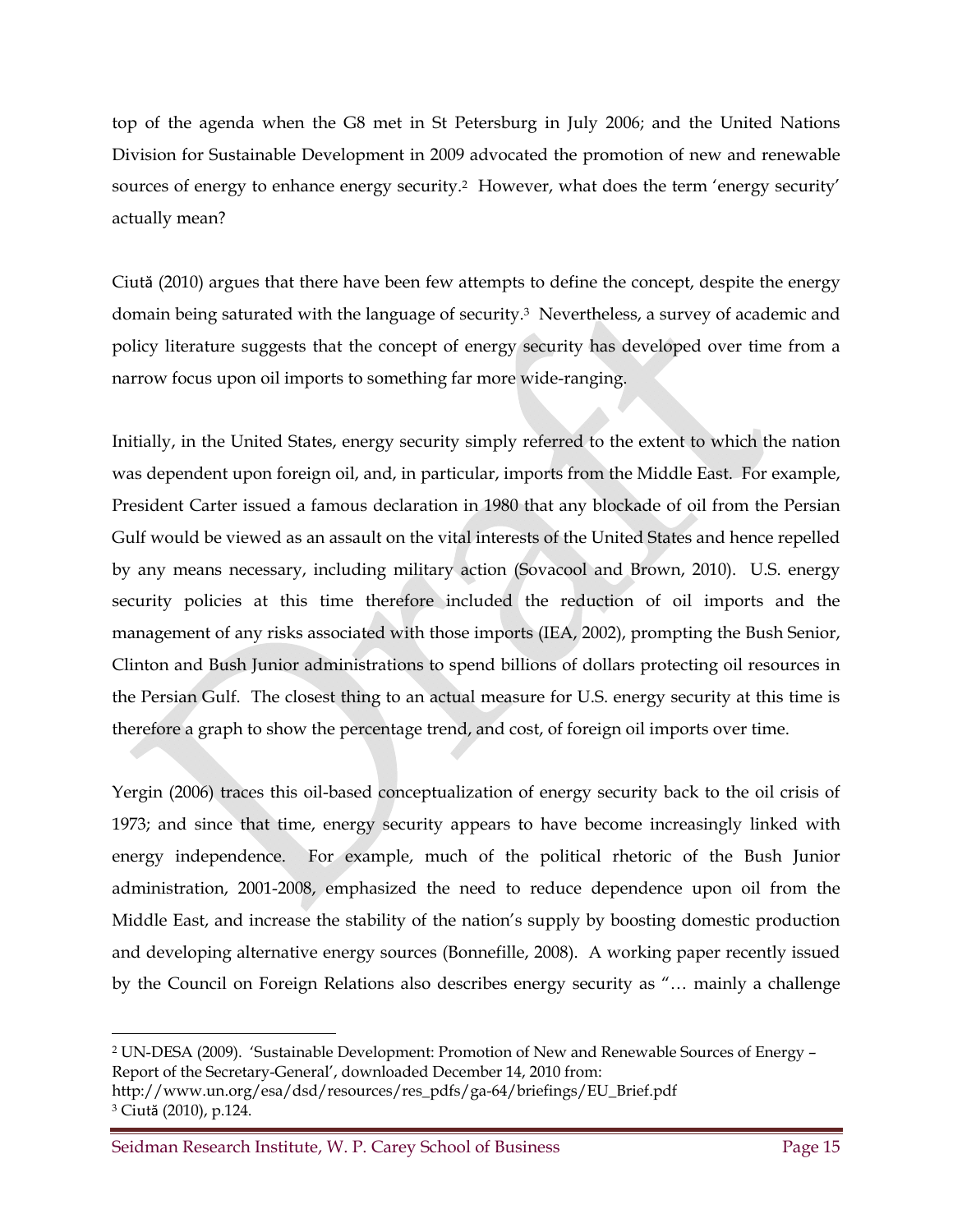top of the agenda when the G8 met in St Petersburg in July 2006; and the United Nations Division for Sustainable Development in 2009 advocated the promotion of new and renewable sources of energy to enhance energy security.[2] However, what does the term 'energy security' actually mean?

Ciută (2010) argues that there have been few attempts to define the concept, despite the energy domain being saturated with the language of security.[3] Nevertheless, a survey of academic and policy literature suggests that the concept of energy security has developed over time from a narrow focus upon oil imports to something far more wide-ranging.

Initially, in the United States, energy security simply referred to the extent to which the nation was dependent upon foreign oil, and, in particular, imports from the Middle East. For example, President Carter issued a famous declaration in 1980 that any blockade of oil from the Persian Gulf would be viewed as an assault on the vital interests of the United States and hence repelled by any means necessary, including military action (Sovacool and Brown, 2010). U.S. energy security policies at this time therefore included the reduction of oil imports and the management of any risks associated with those imports (IEA, 2002), prompting the Bush Senior, Clinton and Bush Junior administrations to spend billions of dollars protecting oil resources in the Persian Gulf. The closest thing to an actual measure for U.S. energy security at this time is therefore a graph to show the percentage trend, and cost, of foreign oil imports over time.

Yergin (2006) traces this oil-based conceptualization of energy security back to the oil crisis of 1973; and since that time, energy security appears to have become increasingly linked with energy independence. For example, much of the political rhetoric of the Bush Junior administration, 2001-2008, emphasized the need to reduce dependence upon oil from the Middle East, and increase the stability of the nation's supply by boosting domestic production and developing alternative energy sources (Bonnefille, 2008). A working paper recently issued by the Council on Foreign Relations also describes energy security as "… mainly a challenge

---

[2] UN-DESA (2009). 'Sustainable Development: Promotion of New and Renewable Sources of Energy – Report of the Secretary-General', downloaded December 14, 2010 from: http://www.un.org/esa/dsd/resources/res_pdfs/ga-64/briefings/EU_Brief.pdf

[3] Ciută (2010), p.124.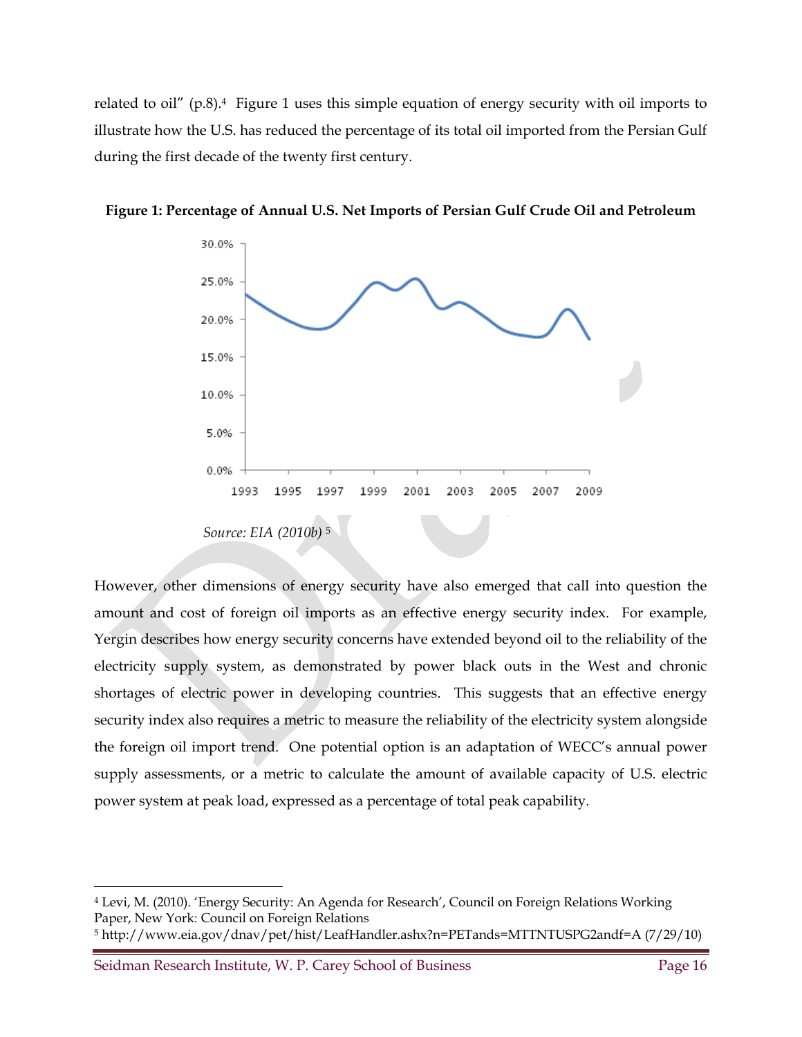related to oil" (p.8).[4] Figure 1 uses this simple equation of energy security with oil imports to illustrate how the U.S. has reduced the percentage of its total oil imported from the Persian Gulf during the first decade of the twenty first century.

**Figure 1: Percentage of Annual U.S. Net Imports of Persian Gulf Crude Oil and Petroleum**

*Source: EIA (2010b)* [5]

However, other dimensions of energy security have also emerged that call into question the amount and cost of foreign oil imports as an effective energy security index. For example, Yergin describes how energy security concerns have extended beyond oil to the reliability of the electricity supply system, as demonstrated by power black outs in the West and chronic shortages of electric power in developing countries. This suggests that an effective energy security index also requires a metric to measure the reliability of the electricity system alongside the foreign oil import trend. One potential option is an adaptation of WECC's annual power supply assessments, or a metric to calculate the amount of available capacity of U.S. electric power system at peak load, expressed as a percentage of total peak capability.

---

[4] Levi, M. (2010). 'Energy Security: An Agenda for Research', Council on Foreign Relations Working Paper, New York: Council on Foreign Relations

[5] http://www.eia.gov/dnav/pet/hist/LeafHandler.ashx?n=PETands=MTTNTUSPG2andf=A (7/29/10)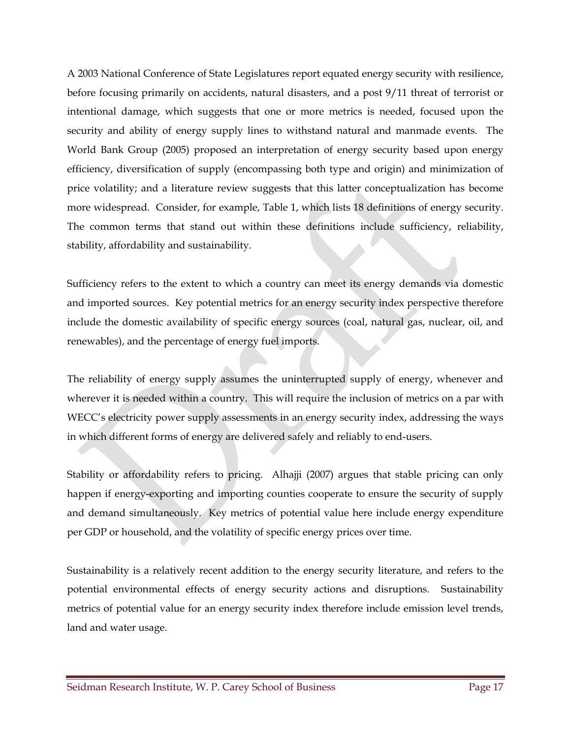A 2003 National Conference of State Legislatures report equated energy security with resilience, before focusing primarily on accidents, natural disasters, and a post 9/11 threat of terrorist or intentional damage, which suggests that one or more metrics is needed, focused upon the security and ability of energy supply lines to withstand natural and manmade events. The World Bank Group (2005) proposed an interpretation of energy security based upon energy efficiency, diversification of supply (encompassing both type and origin) and minimization of price volatility; and a literature review suggests that this latter conceptualization has become more widespread. Consider, for example, Table 1, which lists 18 definitions of energy security. The common terms that stand out within these definitions include sufficiency, reliability, stability, affordability and sustainability.

Sufficiency refers to the extent to which a country can meet its energy demands via domestic and imported sources. Key potential metrics for an energy security index perspective therefore include the domestic availability of specific energy sources (coal, natural gas, nuclear, oil, and renewables), and the percentage of energy fuel imports.

The reliability of energy supply assumes the uninterrupted supply of energy, whenever and wherever it is needed within a country. This will require the inclusion of metrics on a par with WECC's electricity power supply assessments in an energy security index, addressing the ways in which different forms of energy are delivered safely and reliably to end-users.

Stability or affordability refers to pricing. Alhajji (2007) argues that stable pricing can only happen if energy-exporting and importing counties cooperate to ensure the security of supply and demand simultaneously. Key metrics of potential value here include energy expenditure per GDP or household, and the volatility of specific energy prices over time.

Sustainability is a relatively recent addition to the energy security literature, and refers to the potential environmental effects of energy security actions and disruptions. Sustainability metrics of potential value for an energy security index therefore include emission level trends, land and water usage.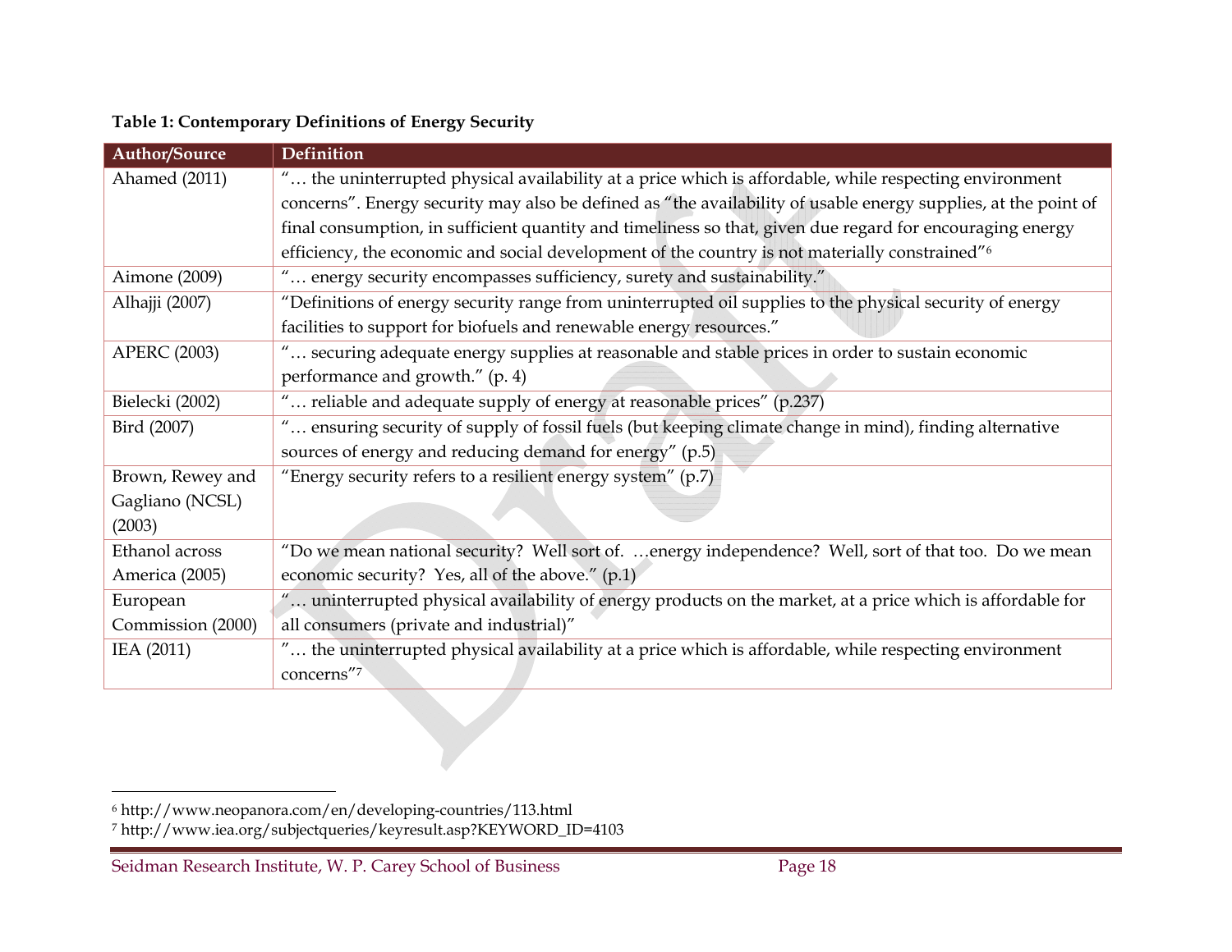**Table 1: Contemporary Definitions of Energy Security**

| Author/Source | Definition |
|---|---|
| Ahamed (2011) | "… the uninterrupted physical availability at a price which is affordable, while respecting environment concerns". Energy security may also be defined as "the availability of usable energy supplies, at the point of final consumption, in sufficient quantity and timeliness so that, given due regard for encouraging energy efficiency, the economic and social development of the country is not materially constrained"[6] |
| Aimone (2009) | "… energy security encompasses sufficiency, surety and sustainability." |
| Alhajji (2007) | "Definitions of energy security range from uninterrupted oil supplies to the physical security of energy facilities to support for biofuels and renewable energy resources." |
| APERC (2003) | "… securing adequate energy supplies at reasonable and stable prices in order to sustain economic performance and growth." (p. 4) |
| Bielecki (2002) | "… reliable and adequate supply of energy at reasonable prices" (p.237) |
| Bird (2007) | "… ensuring security of supply of fossil fuels (but keeping climate change in mind), finding alternative sources of energy and reducing demand for energy" (p.5) |
| Brown, Rewey and Gagliano (NCSL) (2003) | "Energy security refers to a resilient energy system" (p.7) |
| Ethanol across America (2005) | "Do we mean national security? Well sort of. …energy independence? Well, sort of that too. Do we mean economic security? Yes, all of the above." (p.1) |
| European Commission (2000) | "… uninterrupted physical availability of energy products on the market, at a price which is affordable for all consumers (private and industrial)" |
| IEA (2011) | "… the uninterrupted physical availability at a price which is affordable, while respecting environment concerns"[7] |

[6] http://www.neopanora.com/en/developing-countries/113.html

[7] http://www.iea.org/subjectqueries/keyresult.asp?KEYWORD_ID=4103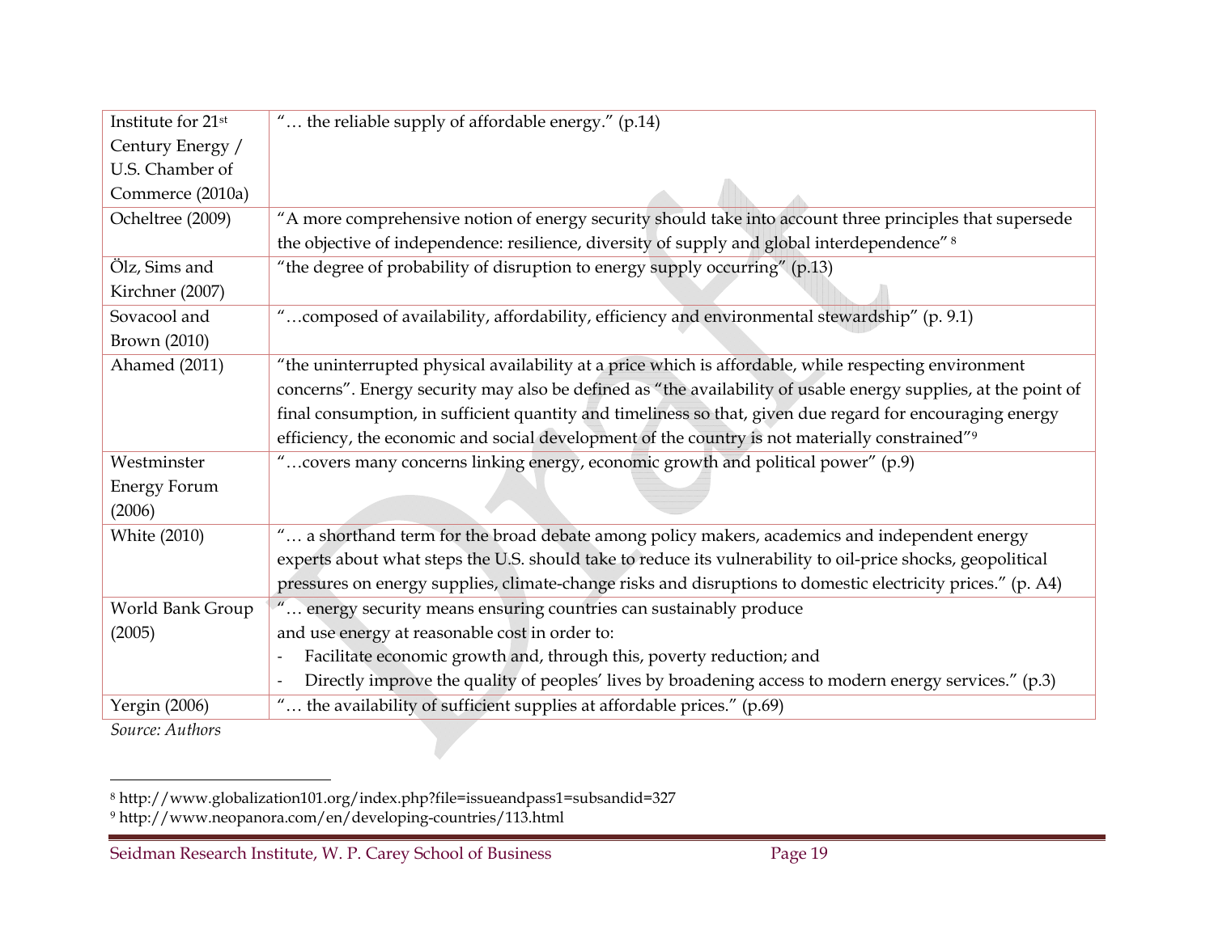| | |
|---|---|
| Institute for 21st Century Energy / U.S. Chamber of Commerce (2010a) | "… the reliable supply of affordable energy." (p.14) |
| Ocheltree (2009) | "A more comprehensive notion of energy security should take into account three principles that supersede the objective of independence: resilience, diversity of supply and global interdependence" [8] |
| Ölz, Sims and Kirchner (2007) | "the degree of probability of disruption to energy supply occurring" (p.13) |
| Sovacool and Brown (2010) | "…composed of availability, affordability, efficiency and environmental stewardship" (p. 9.1) |
| Ahamed (2011) | "the uninterrupted physical availability at a price which is affordable, while respecting environment concerns". Energy security may also be defined as "the availability of usable energy supplies, at the point of final consumption, in sufficient quantity and timeliness so that, given due regard for encouraging energy efficiency, the economic and social development of the country is not materially constrained"[9] |
| Westminster Energy Forum (2006) | "…covers many concerns linking energy, economic growth and political power" (p.9) |
| White (2010) | "… a shorthand term for the broad debate among policy makers, academics and independent energy experts about what steps the U.S. should take to reduce its vulnerability to oil-price shocks, geopolitical pressures on energy supplies, climate-change risks and disruptions to domestic electricity prices." (p. A4) |
| World Bank Group (2005) | "… energy security means ensuring countries can sustainably produce and use energy at reasonable cost in order to: <br> - Facilitate economic growth and, through this, poverty reduction; and <br> - Directly improve the quality of peoples' lives by broadening access to modern energy services." (p.3) |
| Yergin (2006) | "… the availability of sufficient supplies at affordable prices." (p.69) |

*Source: Authors*

---

[8] http://www.globalization101.org/index.php?file=issueandpass1=subsandid=327

[9] http://www.neopanora.com/en/developing-countries/113.html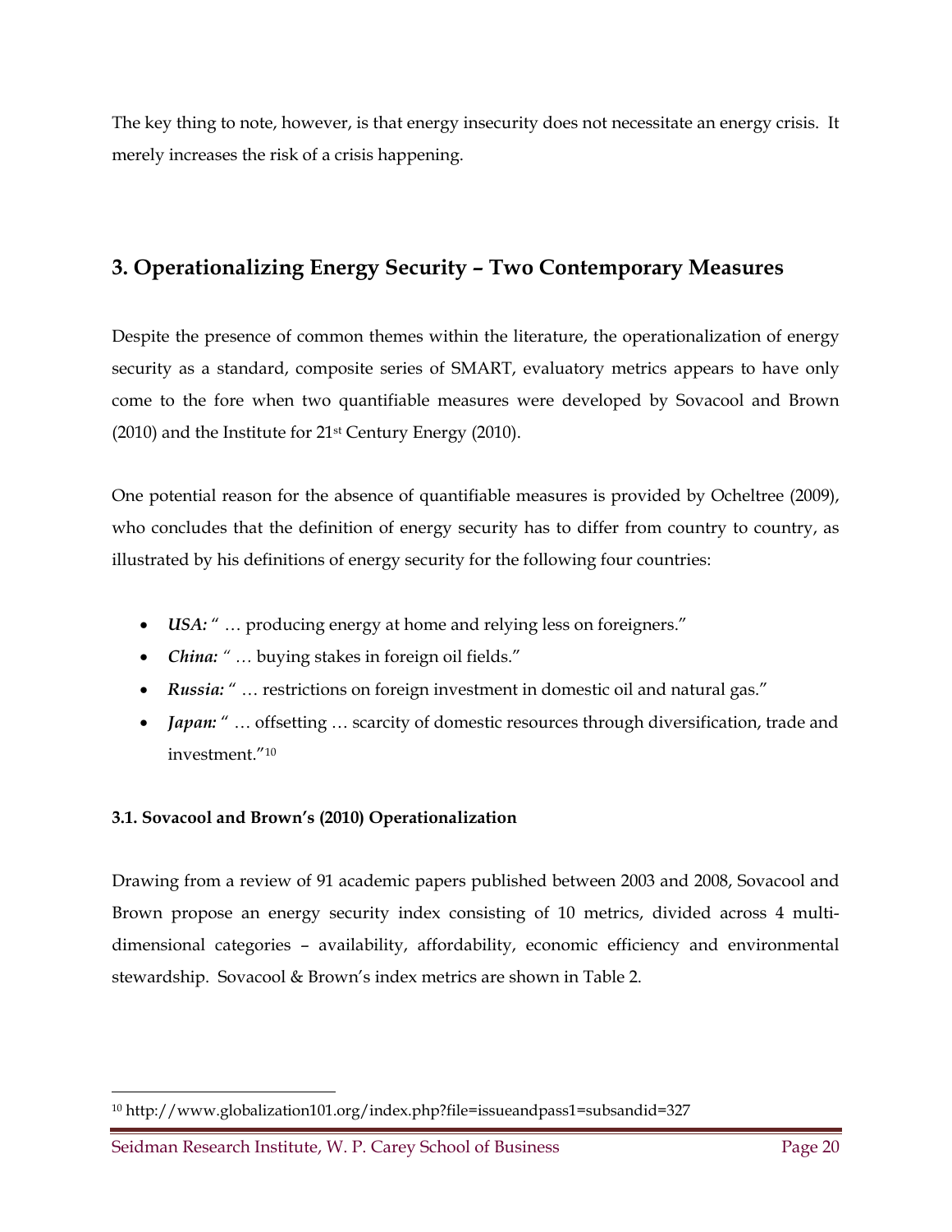The key thing to note, however, is that energy insecurity does not necessitate an energy crisis. It merely increases the risk of a crisis happening.

## 3. Operationalizing Energy Security – Two Contemporary Measures

Despite the presence of common themes within the literature, the operationalization of energy security as a standard, composite series of SMART, evaluatory metrics appears to have only come to the fore when two quantifiable measures were developed by Sovacool and Brown (2010) and the Institute for 21st Century Energy (2010).

One potential reason for the absence of quantifiable measures is provided by Ocheltree (2009), who concludes that the definition of energy security has to differ from country to country, as illustrated by his definitions of energy security for the following four countries:

- ***USA:*** " … producing energy at home and relying less on foreigners."
- ***China:*** " … buying stakes in foreign oil fields."
- ***Russia:*** " … restrictions on foreign investment in domestic oil and natural gas."
- ***Japan:*** " … offsetting … scarcity of domestic resources through diversification, trade and investment."[10]

### 3.1. Sovacool and Brown's (2010) Operationalization

Drawing from a review of 91 academic papers published between 2003 and 2008, Sovacool and Brown propose an energy security index consisting of 10 metrics, divided across 4 multi-dimensional categories – availability, affordability, economic efficiency and environmental stewardship. Sovacool & Brown's index metrics are shown in Table 2.

[10] http://www.globalization101.org/index.php?file=issueandpass1=subsandid=327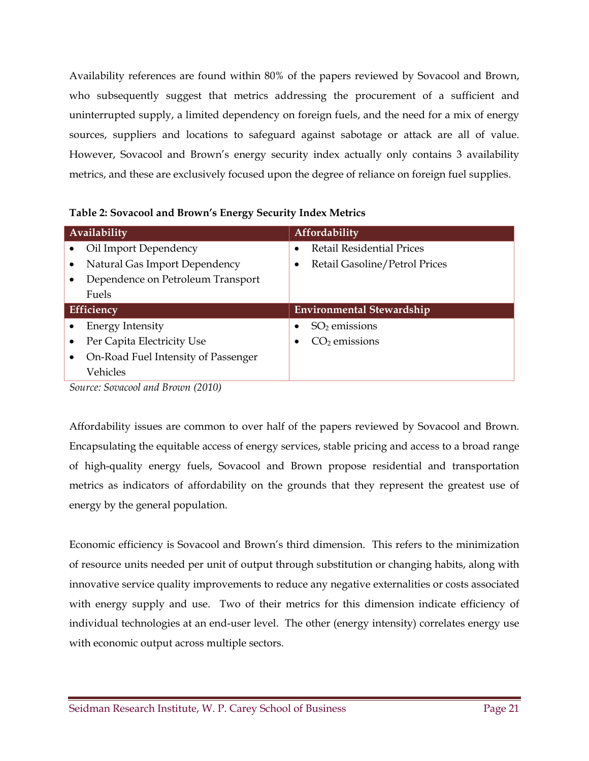Availability references are found within 80% of the papers reviewed by Sovacool and Brown, who subsequently suggest that metrics addressing the procurement of a sufficient and uninterrupted supply, a limited dependency on foreign fuels, and the need for a mix of energy sources, suppliers and locations to safeguard against sabotage or attack are all of value. However, Sovacool and Brown's energy security index actually only contains 3 availability metrics, and these are exclusively focused upon the degree of reliance on foreign fuel supplies.

**Table 2: Sovacool and Brown's Energy Security Index Metrics**

| Availability | Affordability |
|---|---|
| • Oil Import Dependency<br>• Natural Gas Import Dependency<br>• Dependence on Petroleum Transport Fuels | • Retail Residential Prices<br>• Retail Gasoline/Petrol Prices |
| **Efficiency** | **Environmental Stewardship** |
| • Energy Intensity<br>• Per Capita Electricity Use<br>• On-Road Fuel Intensity of Passenger Vehicles | • $SO_2$ emissions<br>• $CO_2$ emissions |

*Source: Sovacool and Brown (2010)*

Affordability issues are common to over half of the papers reviewed by Sovacool and Brown. Encapsulating the equitable access of energy services, stable pricing and access to a broad range of high-quality energy fuels, Sovacool and Brown propose residential and transportation metrics as indicators of affordability on the grounds that they represent the greatest use of energy by the general population.

Economic efficiency is Sovacool and Brown's third dimension. This refers to the minimization of resource units needed per unit of output through substitution or changing habits, along with innovative service quality improvements to reduce any negative externalities or costs associated with energy supply and use. Two of their metrics for this dimension indicate efficiency of individual technologies at an end-user level. The other (energy intensity) correlates energy use with economic output across multiple sectors.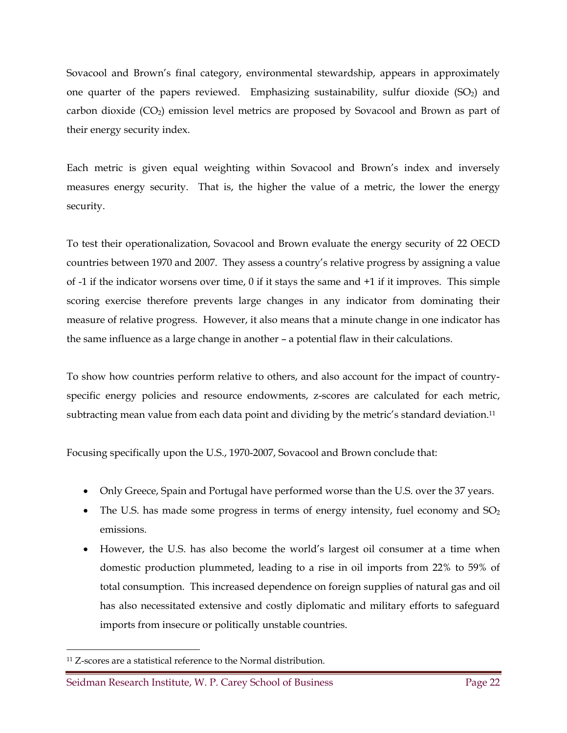Sovacool and Brown's final category, environmental stewardship, appears in approximately one quarter of the papers reviewed. Emphasizing sustainability, sulfur dioxide ($SO_2$) and carbon dioxide ($CO_2$) emission level metrics are proposed by Sovacool and Brown as part of their energy security index.

Each metric is given equal weighting within Sovacool and Brown's index and inversely measures energy security. That is, the higher the value of a metric, the lower the energy security.

To test their operationalization, Sovacool and Brown evaluate the energy security of 22 OECD countries between 1970 and 2007. They assess a country's relative progress by assigning a value of -1 if the indicator worsens over time, 0 if it stays the same and +1 if it improves. This simple scoring exercise therefore prevents large changes in any indicator from dominating their measure of relative progress. However, it also means that a minute change in one indicator has the same influence as a large change in another – a potential flaw in their calculations.

To show how countries perform relative to others, and also account for the impact of country-specific energy policies and resource endowments, z-scores are calculated for each metric, subtracting mean value from each data point and dividing by the metric's standard deviation.[11]

Focusing specifically upon the U.S., 1970-2007, Sovacool and Brown conclude that:

- Only Greece, Spain and Portugal have performed worse than the U.S. over the 37 years.
- The U.S. has made some progress in terms of energy intensity, fuel economy and $SO_2$ emissions.
- However, the U.S. has also become the world's largest oil consumer at a time when domestic production plummeted, leading to a rise in oil imports from 22% to 59% of total consumption. This increased dependence on foreign supplies of natural gas and oil has also necessitated extensive and costly diplomatic and military efforts to safeguard imports from insecure or politically unstable countries.

[11] Z-scores are a statistical reference to the Normal distribution.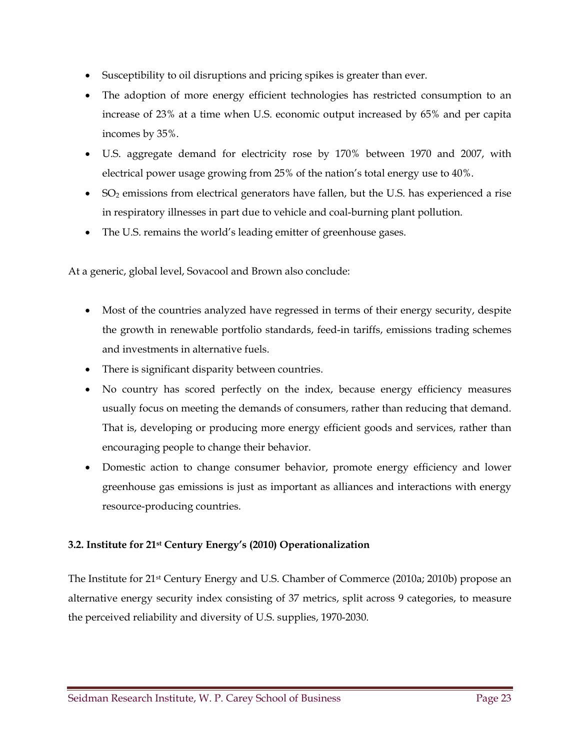- Susceptibility to oil disruptions and pricing spikes is greater than ever.
- The adoption of more energy efficient technologies has restricted consumption to an increase of 23% at a time when U.S. economic output increased by 65% and per capita incomes by 35%.
- U.S. aggregate demand for electricity rose by 170% between 1970 and 2007, with electrical power usage growing from 25% of the nation's total energy use to 40%.
- $SO_2$ emissions from electrical generators have fallen, but the U.S. has experienced a rise in respiratory illnesses in part due to vehicle and coal-burning plant pollution.
- The U.S. remains the world's leading emitter of greenhouse gases.

At a generic, global level, Sovacool and Brown also conclude:

- Most of the countries analyzed have regressed in terms of their energy security, despite the growth in renewable portfolio standards, feed-in tariffs, emissions trading schemes and investments in alternative fuels.
- There is significant disparity between countries.
- No country has scored perfectly on the index, because energy efficiency measures usually focus on meeting the demands of consumers, rather than reducing that demand. That is, developing or producing more energy efficient goods and services, rather than encouraging people to change their behavior.
- Domestic action to change consumer behavior, promote energy efficiency and lower greenhouse gas emissions is just as important as alliances and interactions with energy resource-producing countries.

### 3.2. Institute for 21st Century Energy's (2010) Operationalization

The Institute for 21st Century Energy and U.S. Chamber of Commerce (2010a; 2010b) propose an alternative energy security index consisting of 37 metrics, split across 9 categories, to measure the perceived reliability and diversity of U.S. supplies, 1970-2030.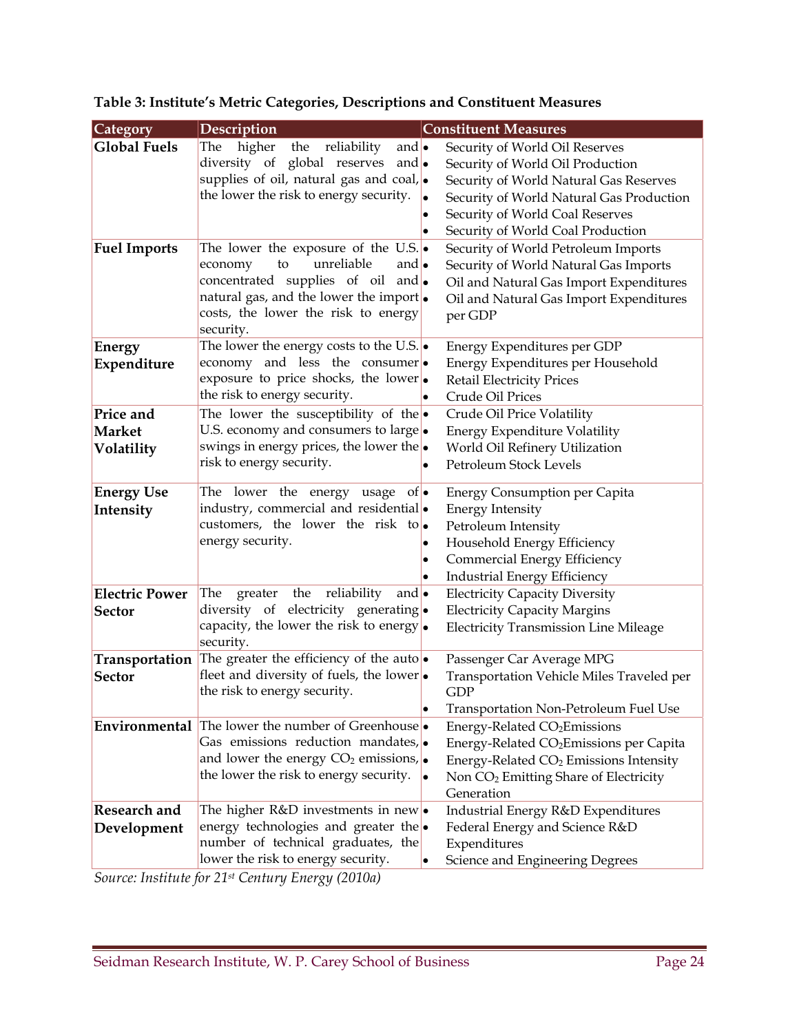**Table 3: Institute's Metric Categories, Descriptions and Constituent Measures**

| Category | Description | Constituent Measures |
|---|---|---|
| **Global Fuels** | The higher the reliability and diversity of global reserves and supplies of oil, natural gas and coal, the lower the risk to energy security. | • Security of World Oil Reserves<br>• Security of World Oil Production<br>• Security of World Natural Gas Reserves<br>• Security of World Natural Gas Production<br>• Security of World Coal Reserves<br>• Security of World Coal Production |
| **Fuel Imports** | The lower the exposure of the U.S. economy to unreliable and concentrated supplies of oil and natural gas, and the lower the import costs, the lower the risk to energy security. | • Security of World Petroleum Imports<br>• Security of World Natural Gas Imports<br>• Oil and Natural Gas Import Expenditures<br>• Oil and Natural Gas Import Expenditures per GDP |
| **Energy Expenditure** | The lower the energy costs to the U.S. economy and less the consumer exposure to price shocks, the lower the risk to energy security. | • Energy Expenditures per GDP<br>• Energy Expenditures per Household<br>• Retail Electricity Prices<br>• Crude Oil Prices |
| **Price and Market Volatility** | The lower the susceptibility of the U.S. economy and consumers to large swings in energy prices, the lower the risk to energy security. | • Crude Oil Price Volatility<br>• Energy Expenditure Volatility<br>• World Oil Refinery Utilization<br>• Petroleum Stock Levels |
| **Energy Use Intensity** | The lower the energy usage of industry, commercial and residential customers, the lower the risk to energy security. | • Energy Consumption per Capita<br>• Energy Intensity<br>• Petroleum Intensity<br>• Household Energy Efficiency<br>• Commercial Energy Efficiency<br>• Industrial Energy Efficiency |
| **Electric Power Sector** | The greater the reliability and diversity of electricity generating capacity, the lower the risk to energy security. | • Electricity Capacity Diversity<br>• Electricity Capacity Margins<br>• Electricity Transmission Line Mileage |
| **Transportation Sector** | The greater the efficiency of the auto fleet and diversity of fuels, the lower the risk to energy security. | • Passenger Car Average MPG<br>• Transportation Vehicle Miles Traveled per GDP<br>• Transportation Non-Petroleum Fuel Use |
| **Environmental** | The lower the number of Greenhouse Gas emissions reduction mandates, and lower the energy $CO_2$ emissions, the lower the risk to energy security. | • Energy-Related $CO_2$ Emissions<br>• Energy-Related $CO_2$ Emissions per Capita<br>• Energy-Related $CO_2$ Emissions Intensity<br>• Non $CO_2$ Emitting Share of Electricity Generation |
| **Research and Development** | The higher R&D investments in new energy technologies and greater the number of technical graduates, the lower the risk to energy security. | • Industrial Energy R&D Expenditures<br>• Federal Energy and Science R&D Expenditures<br>• Science and Engineering Degrees |

*Source: Institute for 21st Century Energy (2010a)*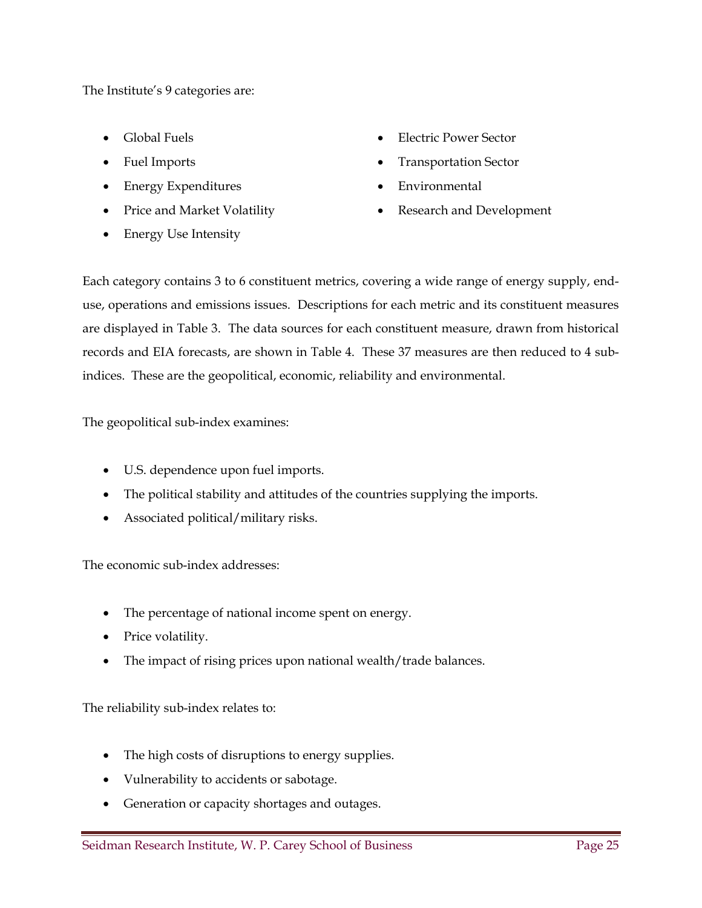The Institute's 9 categories are:

- Global Fuels
- Fuel Imports
- Energy Expenditures
- Price and Market Volatility
- Energy Use Intensity
- Electric Power Sector
- Transportation Sector
- Environmental
- Research and Development

Each category contains 3 to 6 constituent metrics, covering a wide range of energy supply, end-use, operations and emissions issues. Descriptions for each metric and its constituent measures are displayed in Table 3. The data sources for each constituent measure, drawn from historical records and EIA forecasts, are shown in Table 4. These 37 measures are then reduced to 4 sub-indices. These are the geopolitical, economic, reliability and environmental.

The geopolitical sub-index examines:

- U.S. dependence upon fuel imports.
- The political stability and attitudes of the countries supplying the imports.
- Associated political/military risks.

The economic sub-index addresses:

- The percentage of national income spent on energy.
- Price volatility.
- The impact of rising prices upon national wealth/trade balances.

The reliability sub-index relates to:

- The high costs of disruptions to energy supplies.
- Vulnerability to accidents or sabotage.
- Generation or capacity shortages and outages.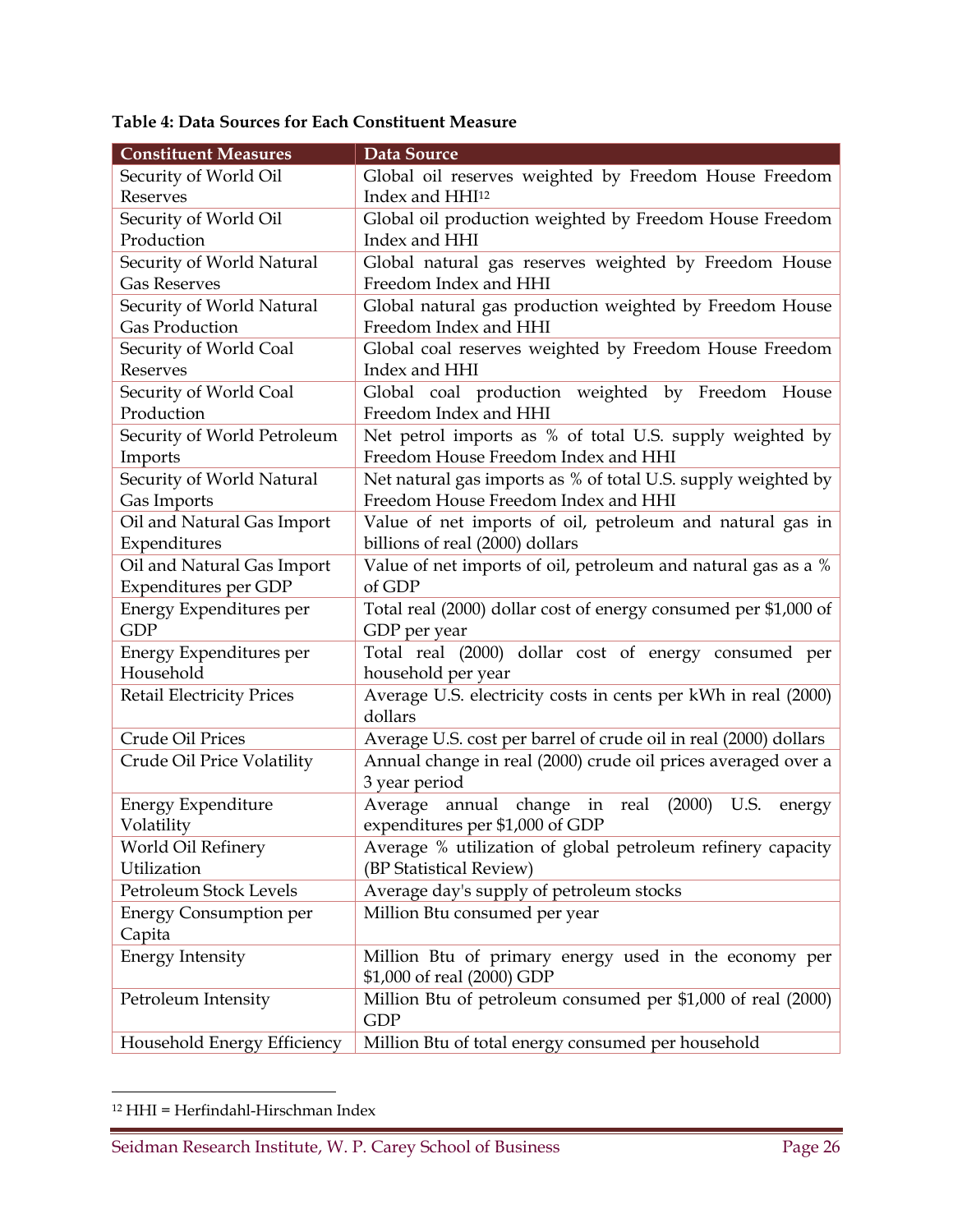**Table 4: Data Sources for Each Constituent Measure**

| Constituent Measures | Data Source |
|---|---|
| Security of World Oil Reserves | Global oil reserves weighted by Freedom House Freedom Index and HHI[12] |
| Security of World Oil Production | Global oil production weighted by Freedom House Freedom Index and HHI |
| Security of World Natural Gas Reserves | Global natural gas reserves weighted by Freedom House Freedom Index and HHI |
| Security of World Natural Gas Production | Global natural gas production weighted by Freedom House Freedom Index and HHI |
| Security of World Coal Reserves | Global coal reserves weighted by Freedom House Freedom Index and HHI |
| Security of World Coal Production | Global coal production weighted by Freedom House Freedom Index and HHI |
| Security of World Petroleum Imports | Net petrol imports as % of total U.S. supply weighted by Freedom House Freedom Index and HHI |
| Security of World Natural Gas Imports | Net natural gas imports as % of total U.S. supply weighted by Freedom House Freedom Index and HHI |
| Oil and Natural Gas Import Expenditures | Value of net imports of oil, petroleum and natural gas in billions of real (2000) dollars |
| Oil and Natural Gas Import Expenditures per GDP | Value of net imports of oil, petroleum and natural gas as a % of GDP |
| Energy Expenditures per GDP | Total real (2000) dollar cost of energy consumed per $1,000 of GDP per year |
| Energy Expenditures per Household | Total real (2000) dollar cost of energy consumed per household per year |
| Retail Electricity Prices | Average U.S. electricity costs in cents per kWh in real (2000) dollars |
| Crude Oil Prices | Average U.S. cost per barrel of crude oil in real (2000) dollars |
| Crude Oil Price Volatility | Annual change in real (2000) crude oil prices averaged over a 3 year period |
| Energy Expenditure Volatility | Average annual change in real (2000) U.S. energy expenditures per $1,000 of GDP |
| World Oil Refinery Utilization | Average % utilization of global petroleum refinery capacity (BP Statistical Review) |
| Petroleum Stock Levels | Average day's supply of petroleum stocks |
| Energy Consumption per Capita | Million Btu consumed per year |
| Energy Intensity | Million Btu of primary energy used in the economy per $1,000 of real (2000) GDP |
| Petroleum Intensity | Million Btu of petroleum consumed per $1,000 of real (2000) GDP |
| Household Energy Efficiency | Million Btu of total energy consumed per household |

[12] HHI = Herfindahl-Hirschman Index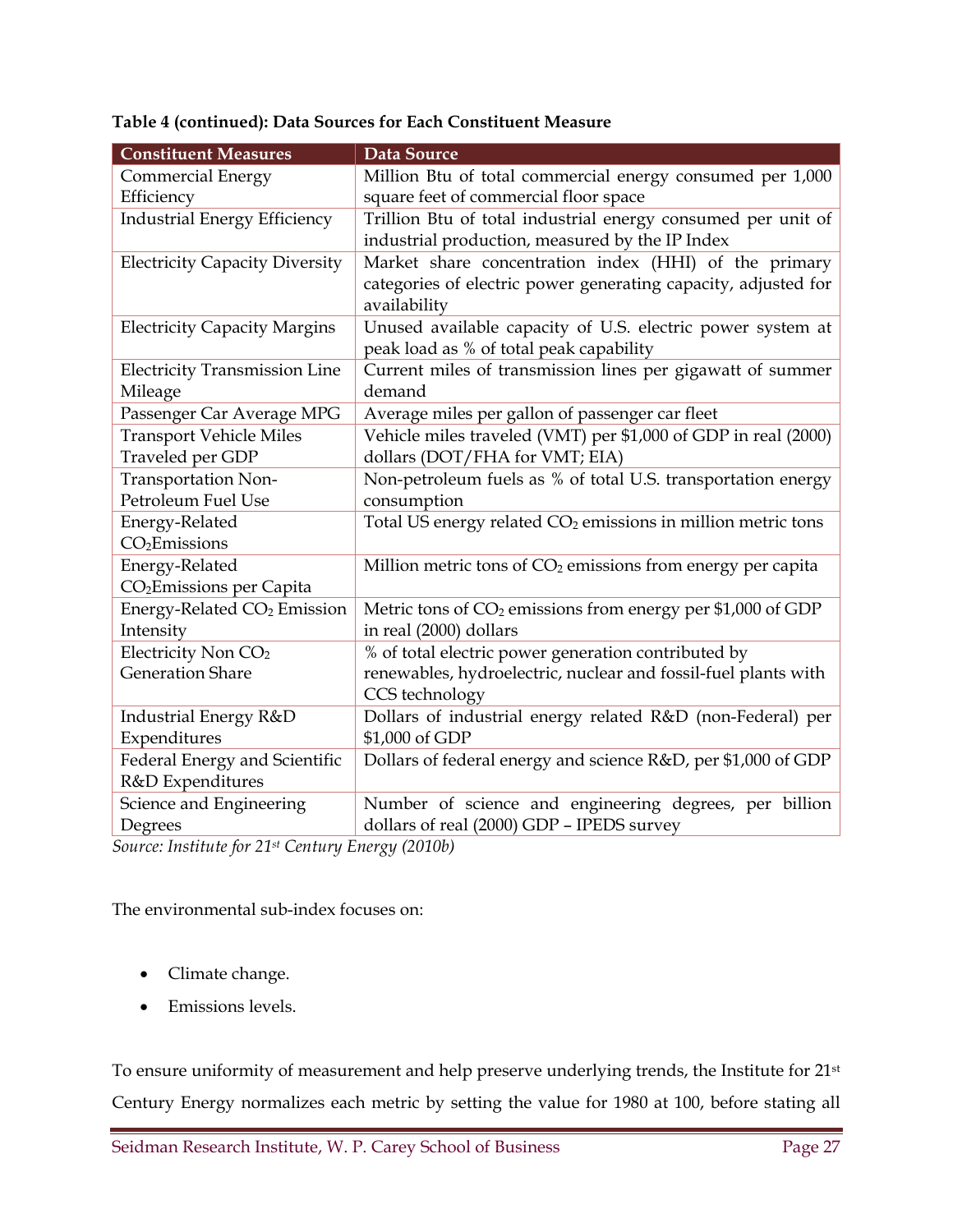**Table 4 (continued): Data Sources for Each Constituent Measure**

| Constituent Measures | Data Source |
|---|---|
| Commercial Energy Efficiency | Million Btu of total commercial energy consumed per 1,000 square feet of commercial floor space |
| Industrial Energy Efficiency | Trillion Btu of total industrial energy consumed per unit of industrial production, measured by the IP Index |
| Electricity Capacity Diversity | Market share concentration index (HHI) of the primary categories of electric power generating capacity, adjusted for availability |
| Electricity Capacity Margins | Unused available capacity of U.S. electric power system at peak load as % of total peak capability |
| Electricity Transmission Line Mileage | Current miles of transmission lines per gigawatt of summer demand |
| Passenger Car Average MPG | Average miles per gallon of passenger car fleet |
| Transport Vehicle Miles Traveled per GDP | Vehicle miles traveled (VMT) per $1,000 of GDP in real (2000) dollars (DOT/FHA for VMT; EIA) |
| Transportation Non-Petroleum Fuel Use | Non-petroleum fuels as % of total U.S. transportation energy consumption |
| Energy-Related $CO_2$ Emissions | Total US energy related $CO_2$ emissions in million metric tons |
| Energy-Related $CO_2$ Emissions per Capita | Million metric tons of $CO_2$ emissions from energy per capita |
| Energy-Related $CO_2$ Emission Intensity | Metric tons of $CO_2$ emissions from energy per $1,000 of GDP in real (2000) dollars |
| Electricity Non $CO_2$ Generation Share | % of total electric power generation contributed by renewables, hydroelectric, nuclear and fossil-fuel plants with CCS technology |
| Industrial Energy R&D Expenditures | Dollars of industrial energy related R&D (non-Federal) per $1,000 of GDP |
| Federal Energy and Scientific R&D Expenditures | Dollars of federal energy and science R&D, per $1,000 of GDP |
| Science and Engineering Degrees | Number of science and engineering degrees, per billion dollars of real (2000) GDP – IPEDS survey |

*Source: Institute for 21st Century Energy (2010b)*

The environmental sub-index focuses on:

- Climate change.
- Emissions levels.

To ensure uniformity of measurement and help preserve underlying trends, the Institute for 21st Century Energy normalizes each metric by setting the value for 1980 at 100, before stating all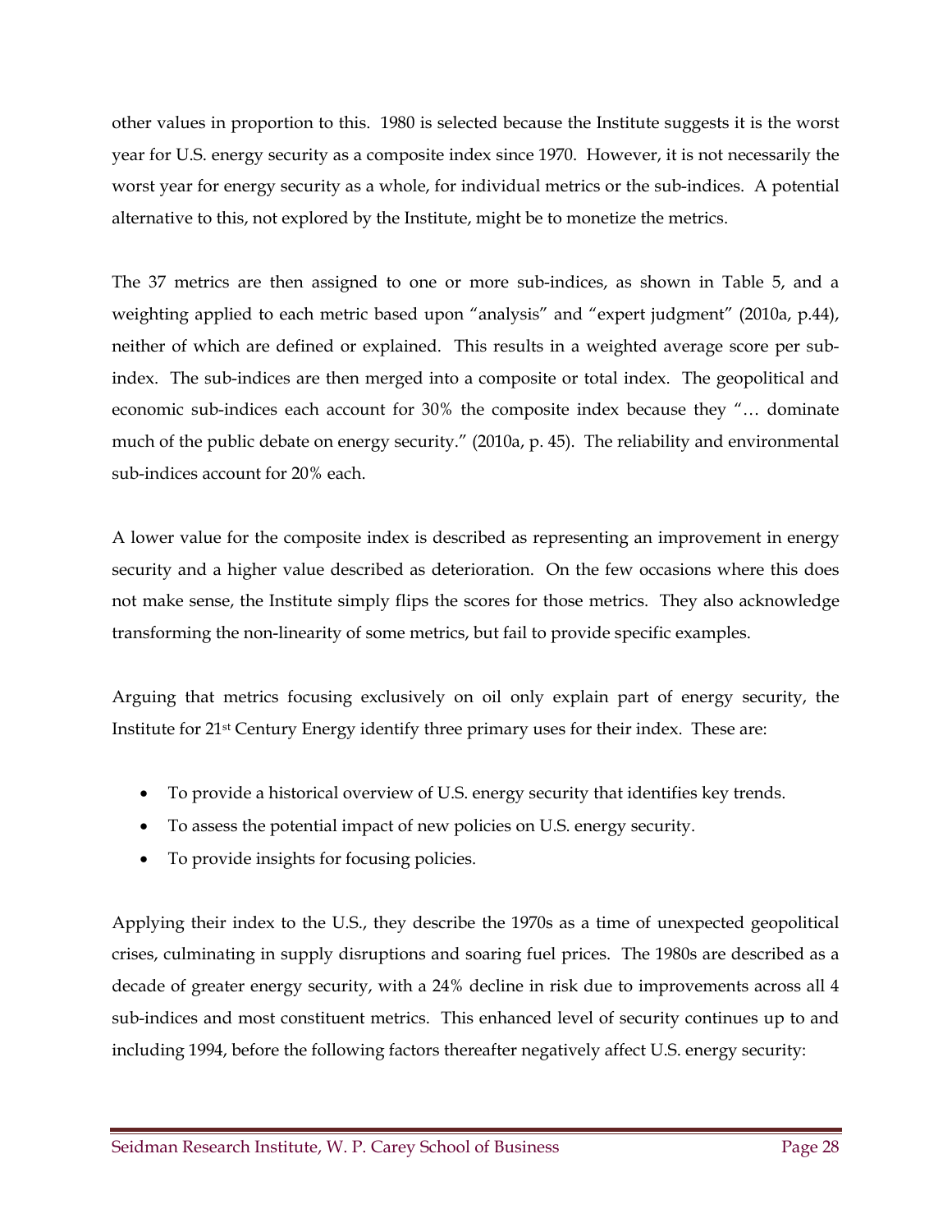other values in proportion to this. 1980 is selected because the Institute suggests it is the worst year for U.S. energy security as a composite index since 1970. However, it is not necessarily the worst year for energy security as a whole, for individual metrics or the sub-indices. A potential alternative to this, not explored by the Institute, might be to monetize the metrics.

The 37 metrics are then assigned to one or more sub-indices, as shown in Table 5, and a weighting applied to each metric based upon "analysis" and "expert judgment" (2010a, p.44), neither of which are defined or explained. This results in a weighted average score per sub-index. The sub-indices are then merged into a composite or total index. The geopolitical and economic sub-indices each account for 30% the composite index because they "… dominate much of the public debate on energy security." (2010a, p. 45). The reliability and environmental sub-indices account for 20% each.

A lower value for the composite index is described as representing an improvement in energy security and a higher value described as deterioration. On the few occasions where this does not make sense, the Institute simply flips the scores for those metrics. They also acknowledge transforming the non-linearity of some metrics, but fail to provide specific examples.

Arguing that metrics focusing exclusively on oil only explain part of energy security, the Institute for 21st Century Energy identify three primary uses for their index. These are:

- To provide a historical overview of U.S. energy security that identifies key trends.
- To assess the potential impact of new policies on U.S. energy security.
- To provide insights for focusing policies.

Applying their index to the U.S., they describe the 1970s as a time of unexpected geopolitical crises, culminating in supply disruptions and soaring fuel prices. The 1980s are described as a decade of greater energy security, with a 24% decline in risk due to improvements across all 4 sub-indices and most constituent metrics. This enhanced level of security continues up to and including 1994, before the following factors thereafter negatively affect U.S. energy security: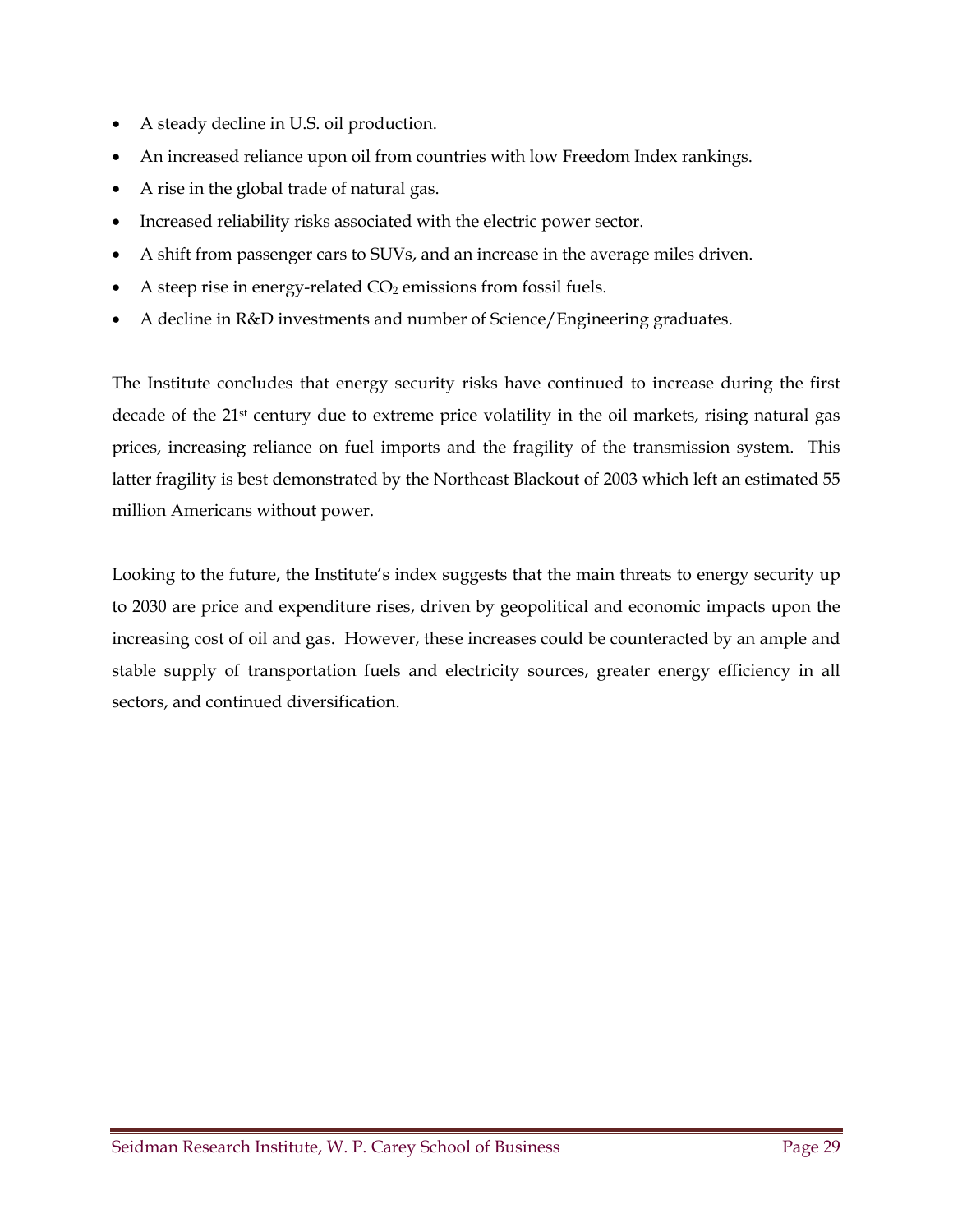- A steady decline in U.S. oil production.
- An increased reliance upon oil from countries with low Freedom Index rankings.
- A rise in the global trade of natural gas.
- Increased reliability risks associated with the electric power sector.
- A shift from passenger cars to SUVs, and an increase in the average miles driven.
- A steep rise in energy-related $CO_2$ emissions from fossil fuels.
- A decline in R&D investments and number of Science/Engineering graduates.

The Institute concludes that energy security risks have continued to increase during the first decade of the 21st century due to extreme price volatility in the oil markets, rising natural gas prices, increasing reliance on fuel imports and the fragility of the transmission system. This latter fragility is best demonstrated by the Northeast Blackout of 2003 which left an estimated 55 million Americans without power.

Looking to the future, the Institute's index suggests that the main threats to energy security up to 2030 are price and expenditure rises, driven by geopolitical and economic impacts upon the increasing cost of oil and gas. However, these increases could be counteracted by an ample and stable supply of transportation fuels and electricity sources, greater energy efficiency in all sectors, and continued diversification.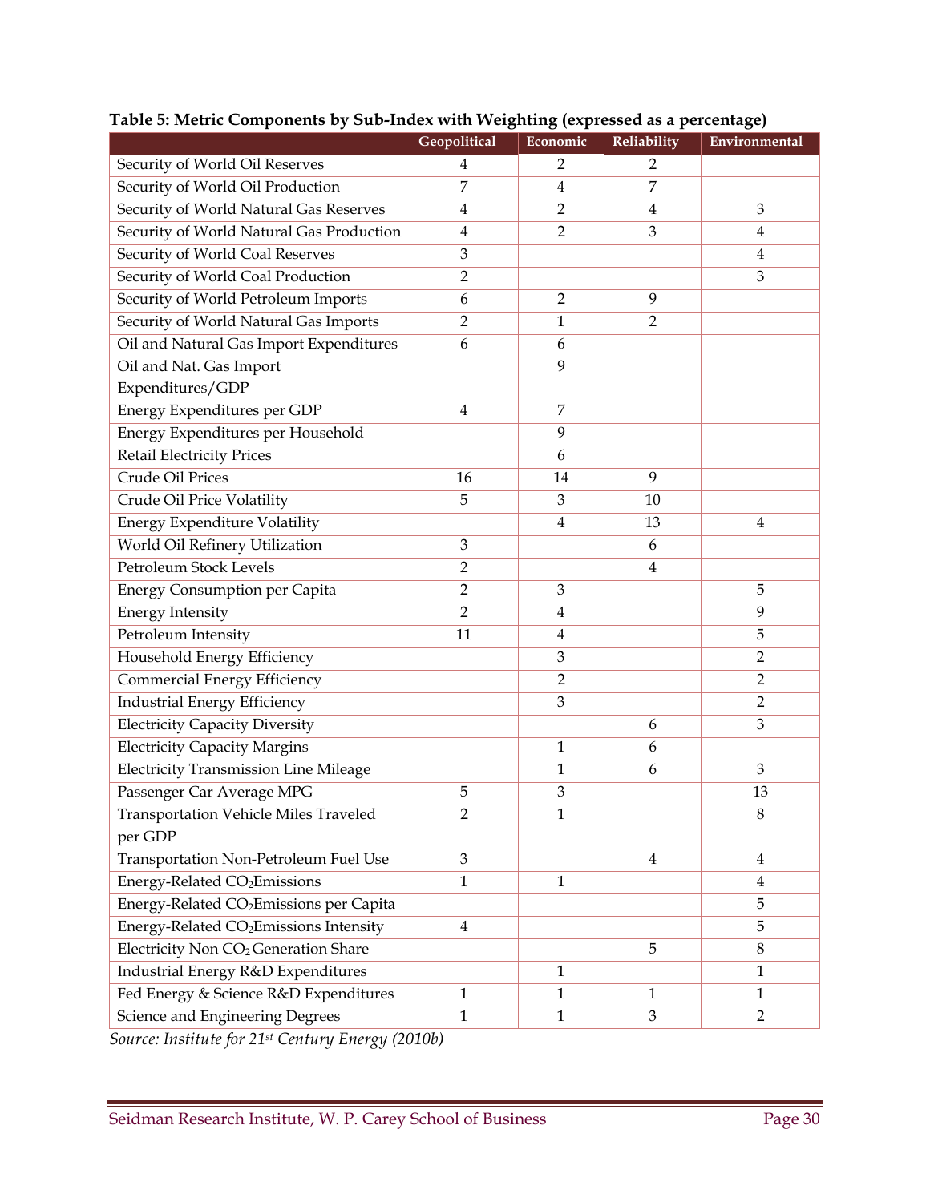**Table 5: Metric Components by Sub-Index with Weighting (expressed as a percentage)**

| | Geopolitical | Economic | Reliability | Environmental |
|---|---|---|---|---|
| Security of World Oil Reserves | 4 | 2 | 2 | |
| Security of World Oil Production | 7 | 4 | 7 | |
| Security of World Natural Gas Reserves | 4 | 2 | 4 | 3 |
| Security of World Natural Gas Production | 4 | 2 | 3 | 4 |
| Security of World Coal Reserves | 3 | | | 4 |
| Security of World Coal Production | 2 | | | 3 |
| Security of World Petroleum Imports | 6 | 2 | 9 | |
| Security of World Natural Gas Imports | 2 | 1 | 2 | |
| Oil and Natural Gas Import Expenditures | 6 | 6 | | |
| Oil and Nat. Gas Import Expenditures/GDP | | 9 | | |
| Energy Expenditures per GDP | 4 | 7 | | |
| Energy Expenditures per Household | | 9 | | |
| Retail Electricity Prices | | 6 | | |
| Crude Oil Prices | 16 | 14 | 9 | |
| Crude Oil Price Volatility | 5 | 3 | 10 | |
| Energy Expenditure Volatility | | 4 | 13 | 4 |
| World Oil Refinery Utilization | 3 | | 6 | |
| Petroleum Stock Levels | 2 | | 4 | |
| Energy Consumption per Capita | 2 | 3 | | 5 |
| Energy Intensity | 2 | 4 | | 9 |
| Petroleum Intensity | 11 | 4 | | 5 |
| Household Energy Efficiency | | 3 | | 2 |
| Commercial Energy Efficiency | | 2 | | 2 |
| Industrial Energy Efficiency | | 3 | | 2 |
| Electricity Capacity Diversity | | | 6 | 3 |
| Electricity Capacity Margins | | 1 | 6 | |
| Electricity Transmission Line Mileage | | 1 | 6 | 3 |
| Passenger Car Average MPG | 5 | 3 | | 13 |
| Transportation Vehicle Miles Traveled per GDP | 2 | 1 | | 8 |
| Transportation Non-Petroleum Fuel Use | 3 | | 4 | 4 |
| Energy-Related $CO_2$ Emissions | 1 | 1 | | 4 |
| Energy-Related $CO_2$ Emissions per Capita | | | | 5 |
| Energy-Related $CO_2$ Emissions Intensity | 4 | | | 5 |
| Electricity Non $CO_2$ Generation Share | | | 5 | 8 |
| Industrial Energy R&D Expenditures | | 1 | | 1 |
| Fed Energy & Science R&D Expenditures | 1 | 1 | 1 | 1 |
| Science and Engineering Degrees | 1 | 1 | 3 | 2 |

*Source: Institute for 21st Century Energy (2010b)*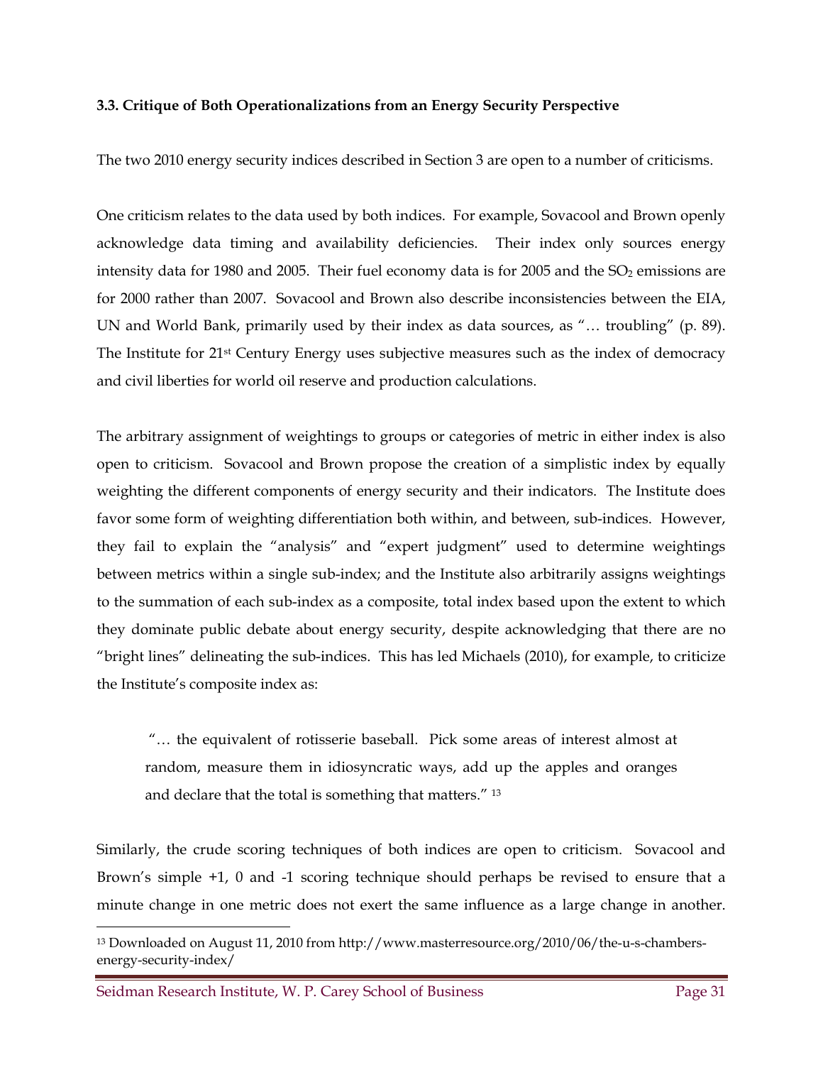### 3.3. Critique of Both Operationalizations from an Energy Security Perspective

The two 2010 energy security indices described in Section 3 are open to a number of criticisms.

One criticism relates to the data used by both indices. For example, Sovacool and Brown openly acknowledge data timing and availability deficiencies. Their index only sources energy intensity data for 1980 and 2005. Their fuel economy data is for 2005 and the $SO_2$ emissions are for 2000 rather than 2007. Sovacool and Brown also describe inconsistencies between the EIA, UN and World Bank, primarily used by their index as data sources, as "… troubling" (p. 89). The Institute for 21st Century Energy uses subjective measures such as the index of democracy and civil liberties for world oil reserve and production calculations.

The arbitrary assignment of weightings to groups or categories of metric in either index is also open to criticism. Sovacool and Brown propose the creation of a simplistic index by equally weighting the different components of energy security and their indicators. The Institute does favor some form of weighting differentiation both within, and between, sub-indices. However, they fail to explain the "analysis" and "expert judgment" used to determine weightings between metrics within a single sub-index; and the Institute also arbitrarily assigns weightings to the summation of each sub-index as a composite, total index based upon the extent to which they dominate public debate about energy security, despite acknowledging that there are no "bright lines" delineating the sub-indices. This has led Michaels (2010), for example, to criticize the Institute's composite index as:

> "… the equivalent of rotisserie baseball. Pick some areas of interest almost at random, measure them in idiosyncratic ways, add up the apples and oranges and declare that the total is something that matters." [13]

Similarly, the crude scoring techniques of both indices are open to criticism. Sovacool and Brown's simple +1, 0 and -1 scoring technique should perhaps be revised to ensure that a minute change in one metric does not exert the same influence as a large change in another.

[13] Downloaded on August 11, 2010 from http://www.masterresource.org/2010/06/the-u-s-chambers-energy-security-index/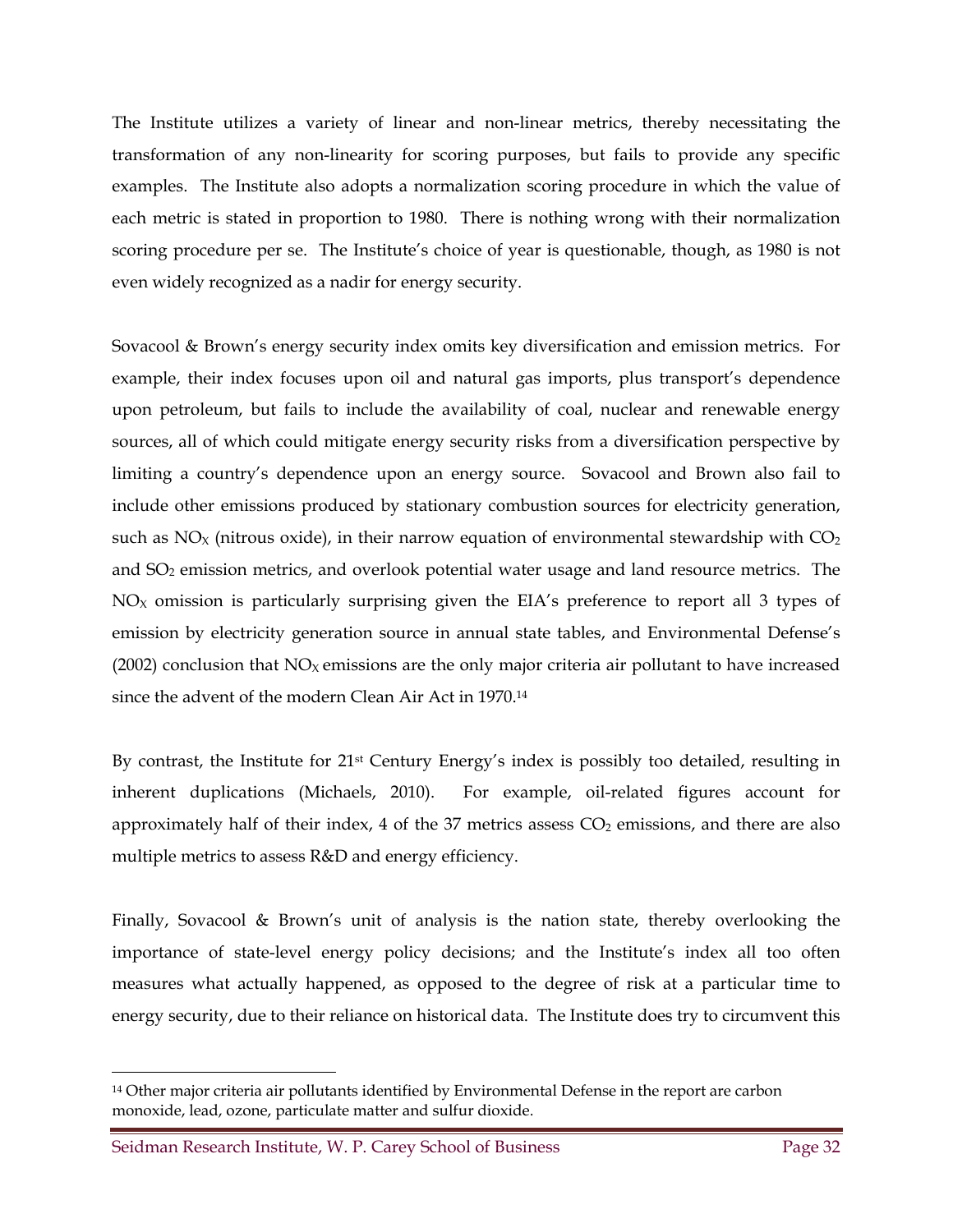The Institute utilizes a variety of linear and non-linear metrics, thereby necessitating the transformation of any non-linearity for scoring purposes, but fails to provide any specific examples. The Institute also adopts a normalization scoring procedure in which the value of each metric is stated in proportion to 1980. There is nothing wrong with their normalization scoring procedure per se. The Institute's choice of year is questionable, though, as 1980 is not even widely recognized as a nadir for energy security.

Sovacool & Brown's energy security index omits key diversification and emission metrics. For example, their index focuses upon oil and natural gas imports, plus transport's dependence upon petroleum, but fails to include the availability of coal, nuclear and renewable energy sources, all of which could mitigate energy security risks from a diversification perspective by limiting a country's dependence upon an energy source. Sovacool and Brown also fail to include other emissions produced by stationary combustion sources for electricity generation, such as $NO_X$ (nitrous oxide), in their narrow equation of environmental stewardship with $CO_2$ and $SO_2$ emission metrics, and overlook potential water usage and land resource metrics. The $NO_X$ omission is particularly surprising given the EIA's preference to report all 3 types of emission by electricity generation source in annual state tables, and Environmental Defense's (2002) conclusion that $NO_X$ emissions are the only major criteria air pollutant to have increased since the advent of the modern Clean Air Act in 1970.[14]

By contrast, the Institute for 21st Century Energy's index is possibly too detailed, resulting in inherent duplications (Michaels, 2010). For example, oil-related figures account for approximately half of their index, 4 of the 37 metrics assess $CO_2$ emissions, and there are also multiple metrics to assess R&D and energy efficiency.

Finally, Sovacool & Brown's unit of analysis is the nation state, thereby overlooking the importance of state-level energy policy decisions; and the Institute's index all too often measures what actually happened, as opposed to the degree of risk at a particular time to energy security, due to their reliance on historical data. The Institute does try to circumvent this

---

[14] Other major criteria air pollutants identified by Environmental Defense in the report are carbon monoxide, lead, ozone, particulate matter and sulfur dioxide.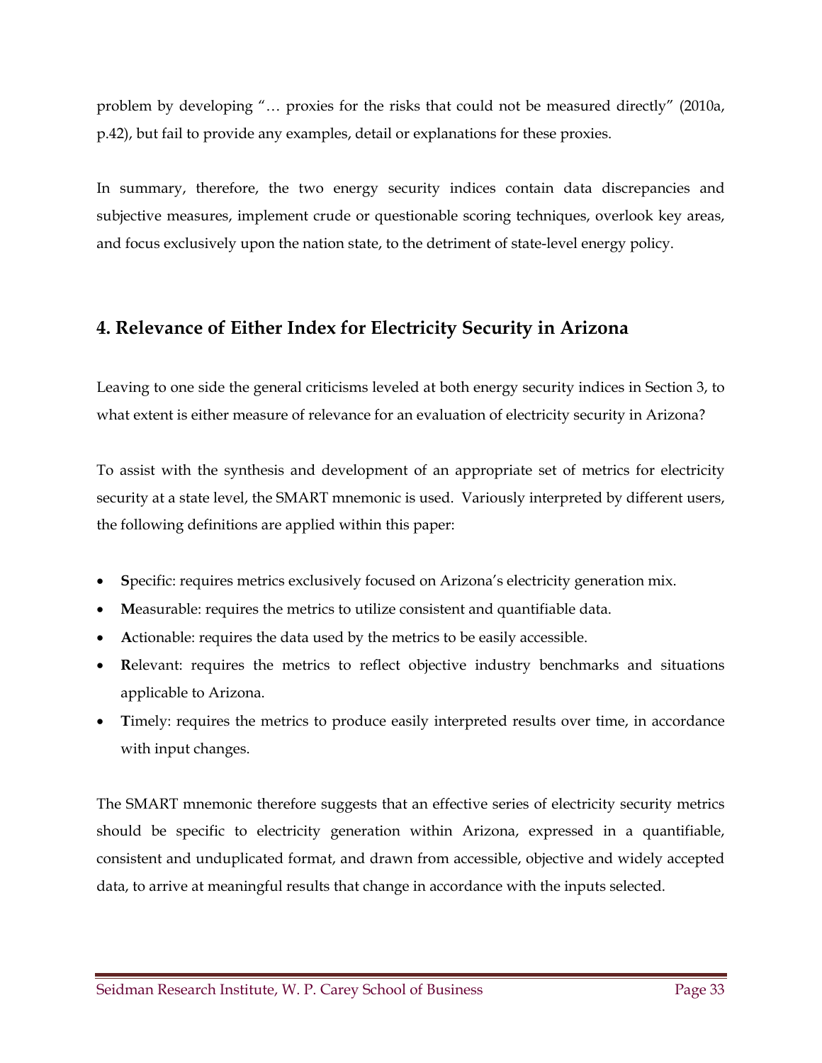problem by developing "… proxies for the risks that could not be measured directly" (2010a, p.42), but fail to provide any examples, detail or explanations for these proxies.

In summary, therefore, the two energy security indices contain data discrepancies and subjective measures, implement crude or questionable scoring techniques, overlook key areas, and focus exclusively upon the nation state, to the detriment of state-level energy policy.

## 4. Relevance of Either Index for Electricity Security in Arizona

Leaving to one side the general criticisms leveled at both energy security indices in Section 3, to what extent is either measure of relevance for an evaluation of electricity security in Arizona?

To assist with the synthesis and development of an appropriate set of metrics for electricity security at a state level, the SMART mnemonic is used. Variously interpreted by different users, the following definitions are applied within this paper:

- **S**pecific: requires metrics exclusively focused on Arizona's electricity generation mix.
- **M**easurable: requires the metrics to utilize consistent and quantifiable data.
- **A**ctionable: requires the data used by the metrics to be easily accessible.
- **R**elevant: requires the metrics to reflect objective industry benchmarks and situations applicable to Arizona.
- **T**imely: requires the metrics to produce easily interpreted results over time, in accordance with input changes.

The SMART mnemonic therefore suggests that an effective series of electricity security metrics should be specific to electricity generation within Arizona, expressed in a quantifiable, consistent and unduplicated format, and drawn from accessible, objective and widely accepted data, to arrive at meaningful results that change in accordance with the inputs selected.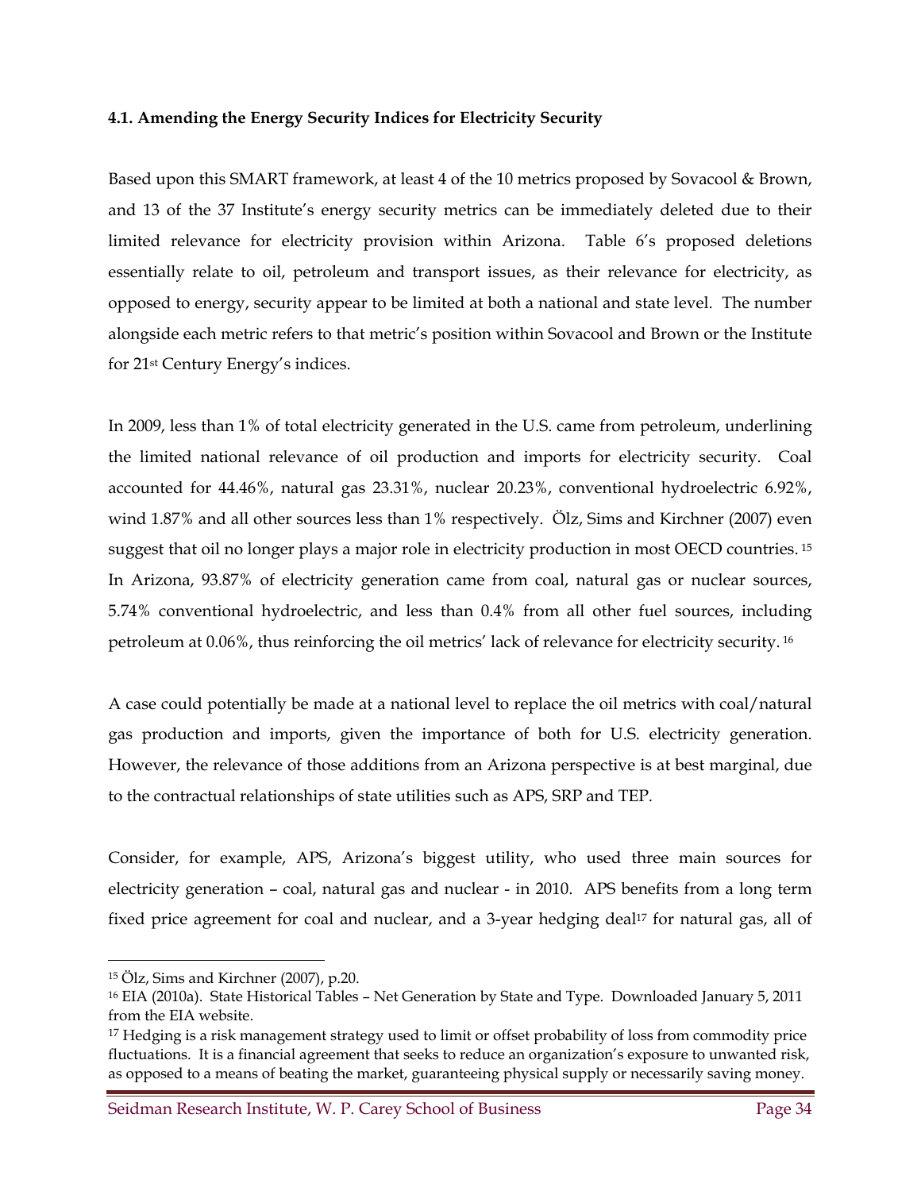#### 4.1. Amending the Energy Security Indices for Electricity Security

Based upon this SMART framework, at least 4 of the 10 metrics proposed by Sovacool & Brown, and 13 of the 37 Institute's energy security metrics can be immediately deleted due to their limited relevance for electricity provision within Arizona. Table 6's proposed deletions essentially relate to oil, petroleum and transport issues, as their relevance for electricity, as opposed to energy, security appear to be limited at both a national and state level. The number alongside each metric refers to that metric's position within Sovacool and Brown or the Institute for 21st Century Energy's indices.

In 2009, less than 1% of total electricity generated in the U.S. came from petroleum, underlining the limited national relevance of oil production and imports for electricity security. Coal accounted for 44.46%, natural gas 23.31%, nuclear 20.23%, conventional hydroelectric 6.92%, wind 1.87% and all other sources less than 1% respectively. Ölz, Sims and Kirchner (2007) even suggest that oil no longer plays a major role in electricity production in most OECD countries.[15] In Arizona, 93.87% of electricity generation came from coal, natural gas or nuclear sources, 5.74% conventional hydroelectric, and less than 0.4% from all other fuel sources, including petroleum at 0.06%, thus reinforcing the oil metrics' lack of relevance for electricity security.[16]

A case could potentially be made at a national level to replace the oil metrics with coal/natural gas production and imports, given the importance of both for U.S. electricity generation. However, the relevance of those additions from an Arizona perspective is at best marginal, due to the contractual relationships of state utilities such as APS, SRP and TEP.

Consider, for example, APS, Arizona's biggest utility, who used three main sources for electricity generation – coal, natural gas and nuclear - in 2010. APS benefits from a long term fixed price agreement for coal and nuclear, and a 3-year hedging deal[17] for natural gas, all of

---

[15] Ölz, Sims and Kirchner (2007), p.20.

[16] EIA (2010a). State Historical Tables – Net Generation by State and Type. Downloaded January 5, 2011 from the EIA website.

[17] Hedging is a risk management strategy used to limit or offset probability of loss from commodity price fluctuations. It is a financial agreement that seeks to reduce an organization's exposure to unwanted risk, as opposed to a means of beating the market, guaranteeing physical supply or necessarily saving money.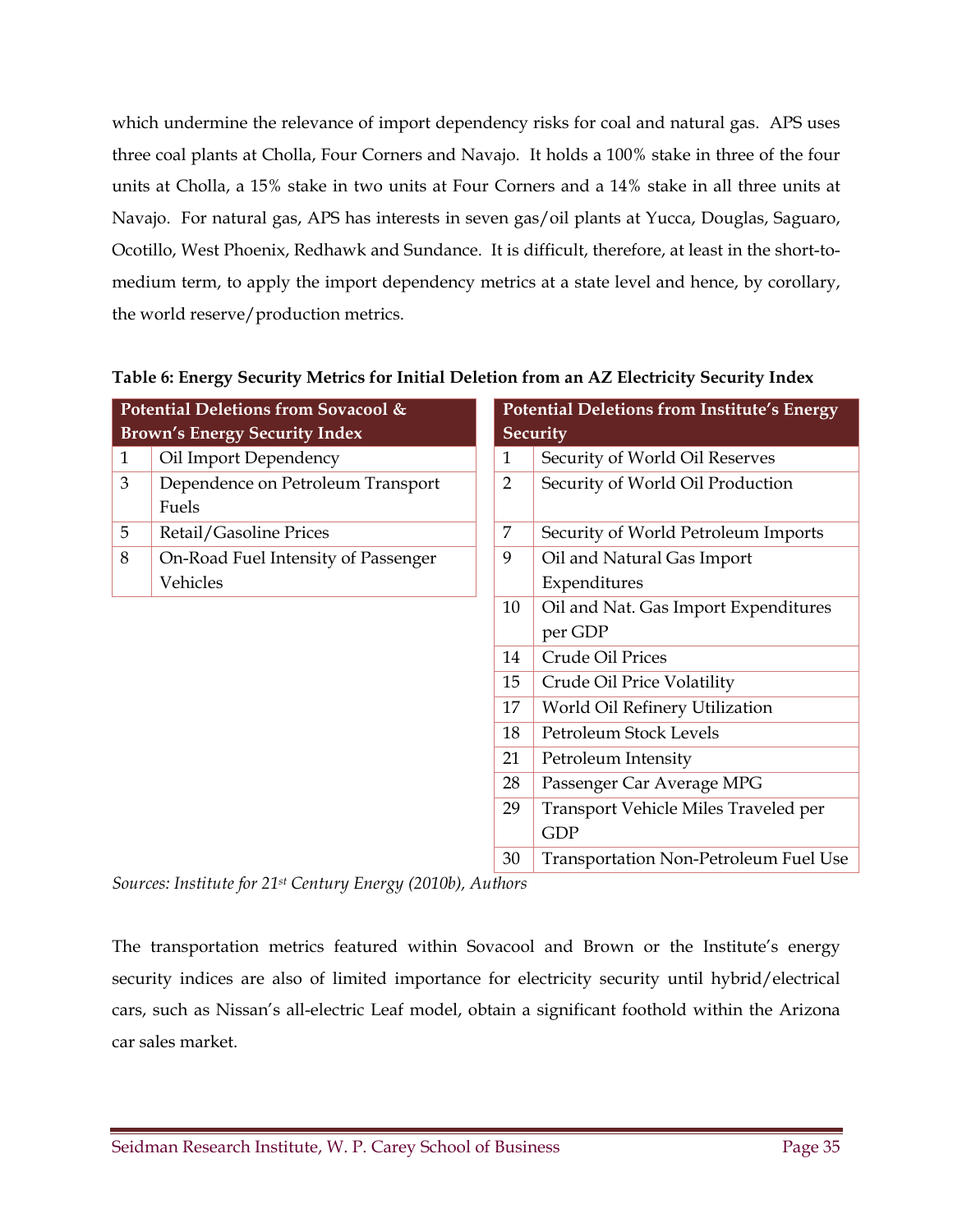which undermine the relevance of import dependency risks for coal and natural gas. APS uses three coal plants at Cholla, Four Corners and Navajo. It holds a 100% stake in three of the four units at Cholla, a 15% stake in two units at Four Corners and a 14% stake in all three units at Navajo. For natural gas, APS has interests in seven gas/oil plants at Yucca, Douglas, Saguaro, Ocotillo, West Phoenix, Redhawk and Sundance. It is difficult, therefore, at least in the short-to-medium term, to apply the import dependency metrics at a state level and hence, by corollary, the world reserve/production metrics.

**Table 6: Energy Security Metrics for Initial Deletion from an AZ Electricity Security Index**

| Potential Deletions from Sovacool & Brown's Energy Security Index | |
|---|---|
| 1 | Oil Import Dependency |
| 3 | Dependence on Petroleum Transport Fuels |
| 5 | Retail/Gasoline Prices |
| 8 | On-Road Fuel Intensity of Passenger Vehicles |

| Potential Deletions from Institute's Energy Security | |
|---|---|
| 1 | Security of World Oil Reserves |
| 2 | Security of World Oil Production |
| 7 | Security of World Petroleum Imports |
| 9 | Oil and Natural Gas Import Expenditures |
| 10 | Oil and Nat. Gas Import Expenditures per GDP |
| 14 | Crude Oil Prices |
| 15 | Crude Oil Price Volatility |
| 17 | World Oil Refinery Utilization |
| 18 | Petroleum Stock Levels |
| 21 | Petroleum Intensity |
| 28 | Passenger Car Average MPG |
| 29 | Transport Vehicle Miles Traveled per GDP |
| 30 | Transportation Non-Petroleum Fuel Use |

*Sources: Institute for 21st Century Energy (2010b), Authors*

The transportation metrics featured within Sovacool and Brown or the Institute's energy security indices are also of limited importance for electricity security until hybrid/electrical cars, such as Nissan's all-electric Leaf model, obtain a significant foothold within the Arizona car sales market.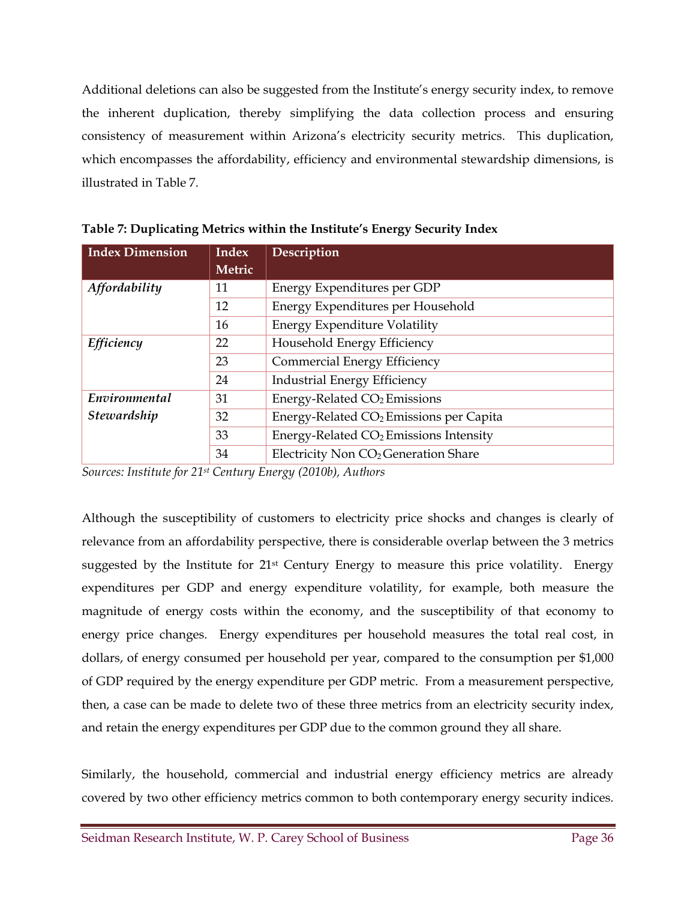Additional deletions can also be suggested from the Institute's energy security index, to remove the inherent duplication, thereby simplifying the data collection process and ensuring consistency of measurement within Arizona's electricity security metrics. This duplication, which encompasses the affordability, efficiency and environmental stewardship dimensions, is illustrated in Table 7.

**Table 7: Duplicating Metrics within the Institute's Energy Security Index**

| Index Dimension | Index Metric | Description |
|---|---|---|
| *Affordability* | 11 | Energy Expenditures per GDP |
| | 12 | Energy Expenditures per Household |
| | 16 | Energy Expenditure Volatility |
| *Efficiency* | 22 | Household Energy Efficiency |
| | 23 | Commercial Energy Efficiency |
| | 24 | Industrial Energy Efficiency |
| *Environmental Stewardship* | 31 | Energy-Related $CO_2$ Emissions |
| | 32 | Energy-Related $CO_2$ Emissions per Capita |
| | 33 | Energy-Related $CO_2$ Emissions Intensity |
| | 34 | Electricity Non $CO_2$ Generation Share |

*Sources: Institute for 21st Century Energy (2010b), Authors*

Although the susceptibility of customers to electricity price shocks and changes is clearly of relevance from an affordability perspective, there is considerable overlap between the 3 metrics suggested by the Institute for 21st Century Energy to measure this price volatility. Energy expenditures per GDP and energy expenditure volatility, for example, both measure the magnitude of energy costs within the economy, and the susceptibility of that economy to energy price changes. Energy expenditures per household measures the total real cost, in dollars, of energy consumed per household per year, compared to the consumption per $1,000 of GDP required by the energy expenditure per GDP metric. From a measurement perspective, then, a case can be made to delete two of these three metrics from an electricity security index, and retain the energy expenditures per GDP due to the common ground they all share.

Similarly, the household, commercial and industrial energy efficiency metrics are already covered by two other efficiency metrics common to both contemporary energy security indices.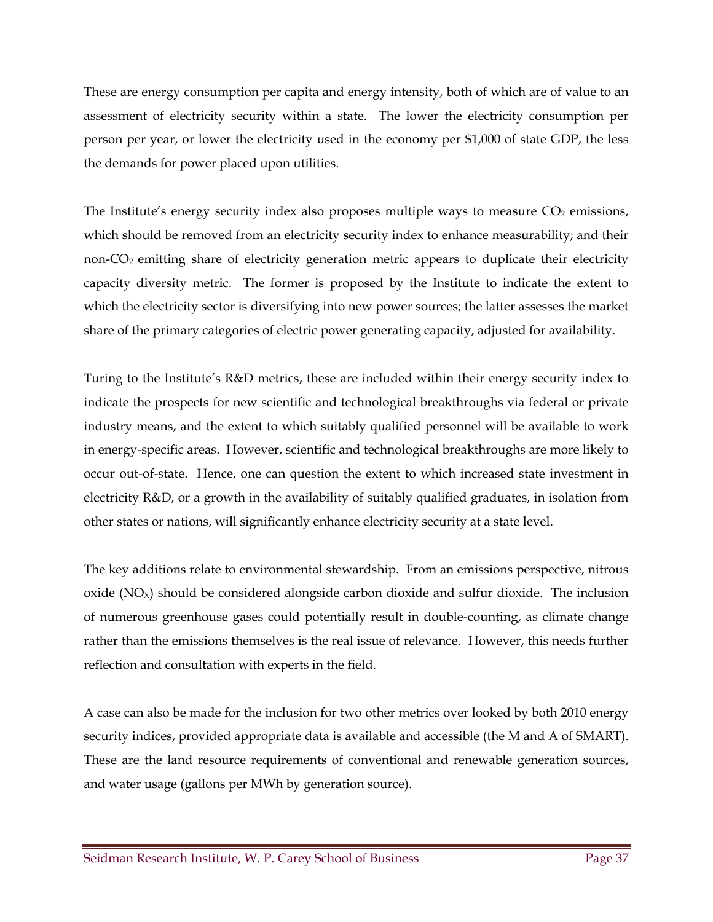These are energy consumption per capita and energy intensity, both of which are of value to an assessment of electricity security within a state. The lower the electricity consumption per person per year, or lower the electricity used in the economy per $1,000 of state GDP, the less the demands for power placed upon utilities.

The Institute's energy security index also proposes multiple ways to measure $CO_2$ emissions, which should be removed from an electricity security index to enhance measurability; and their non-$CO_2$ emitting share of electricity generation metric appears to duplicate their electricity capacity diversity metric. The former is proposed by the Institute to indicate the extent to which the electricity sector is diversifying into new power sources; the latter assesses the market share of the primary categories of electric power generating capacity, adjusted for availability.

Turing to the Institute's R&D metrics, these are included within their energy security index to indicate the prospects for new scientific and technological breakthroughs via federal or private industry means, and the extent to which suitably qualified personnel will be available to work in energy-specific areas. However, scientific and technological breakthroughs are more likely to occur out-of-state. Hence, one can question the extent to which increased state investment in electricity R&D, or a growth in the availability of suitably qualified graduates, in isolation from other states or nations, will significantly enhance electricity security at a state level.

The key additions relate to environmental stewardship. From an emissions perspective, nitrous oxide ($NO_X$) should be considered alongside carbon dioxide and sulfur dioxide. The inclusion of numerous greenhouse gases could potentially result in double-counting, as climate change rather than the emissions themselves is the real issue of relevance. However, this needs further reflection and consultation with experts in the field.

A case can also be made for the inclusion for two other metrics over looked by both 2010 energy security indices, provided appropriate data is available and accessible (the M and A of SMART). These are the land resource requirements of conventional and renewable generation sources, and water usage (gallons per MWh by generation source).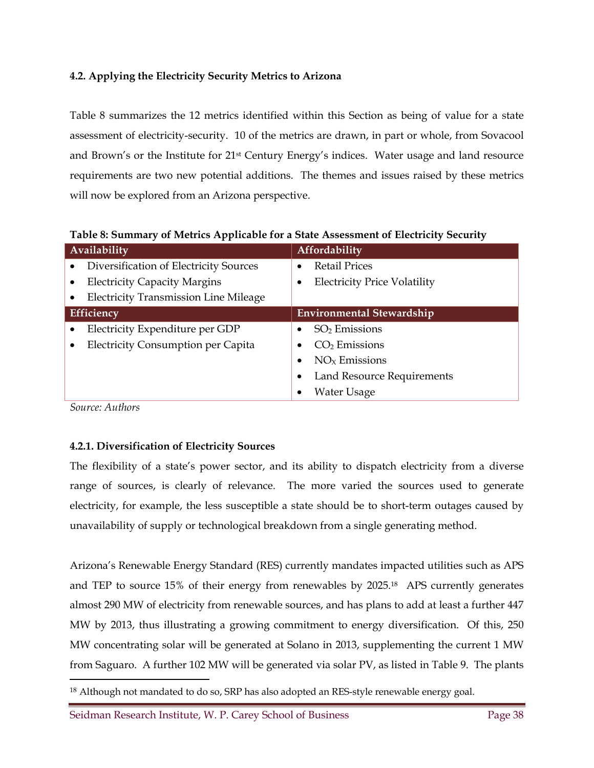### 4.2. Applying the Electricity Security Metrics to Arizona

Table 8 summarizes the 12 metrics identified within this Section as being of value for a state assessment of electricity-security. 10 of the metrics are drawn, in part or whole, from Sovacool and Brown's or the Institute for 21st Century Energy's indices. Water usage and land resource requirements are two new potential additions. The themes and issues raised by these metrics will now be explored from an Arizona perspective.

**Table 8: Summary of Metrics Applicable for a State Assessment of Electricity Security**

| Availability | Affordability |
|---|---|
| • Diversification of Electricity Sources<br>• Electricity Capacity Margins<br>• Electricity Transmission Line Mileage | • Retail Prices<br>• Electricity Price Volatility |
| **Efficiency** | **Environmental Stewardship** |
| • Electricity Expenditure per GDP<br>• Electricity Consumption per Capita | • $SO_2$ Emissions<br>• $CO_2$ Emissions<br>• $NO_X$ Emissions<br>• Land Resource Requirements<br>• Water Usage |

*Source: Authors*

#### 4.2.1. Diversification of Electricity Sources

The flexibility of a state's power sector, and its ability to dispatch electricity from a diverse range of sources, is clearly of relevance. The more varied the sources used to generate electricity, for example, the less susceptible a state should be to short-term outages caused by unavailability of supply or technological breakdown from a single generating method.

Arizona's Renewable Energy Standard (RES) currently mandates impacted utilities such as APS and TEP to source 15% of their energy from renewables by 2025.[18] APS currently generates almost 290 MW of electricity from renewable sources, and has plans to add at least a further 447 MW by 2013, thus illustrating a growing commitment to energy diversification. Of this, 250 MW concentrating solar will be generated at Solano in 2013, supplementing the current 1 MW from Saguaro. A further 102 MW will be generated via solar PV, as listed in Table 9. The plants

[18] Although not mandated to do so, SRP has also adopted an RES-style renewable energy goal.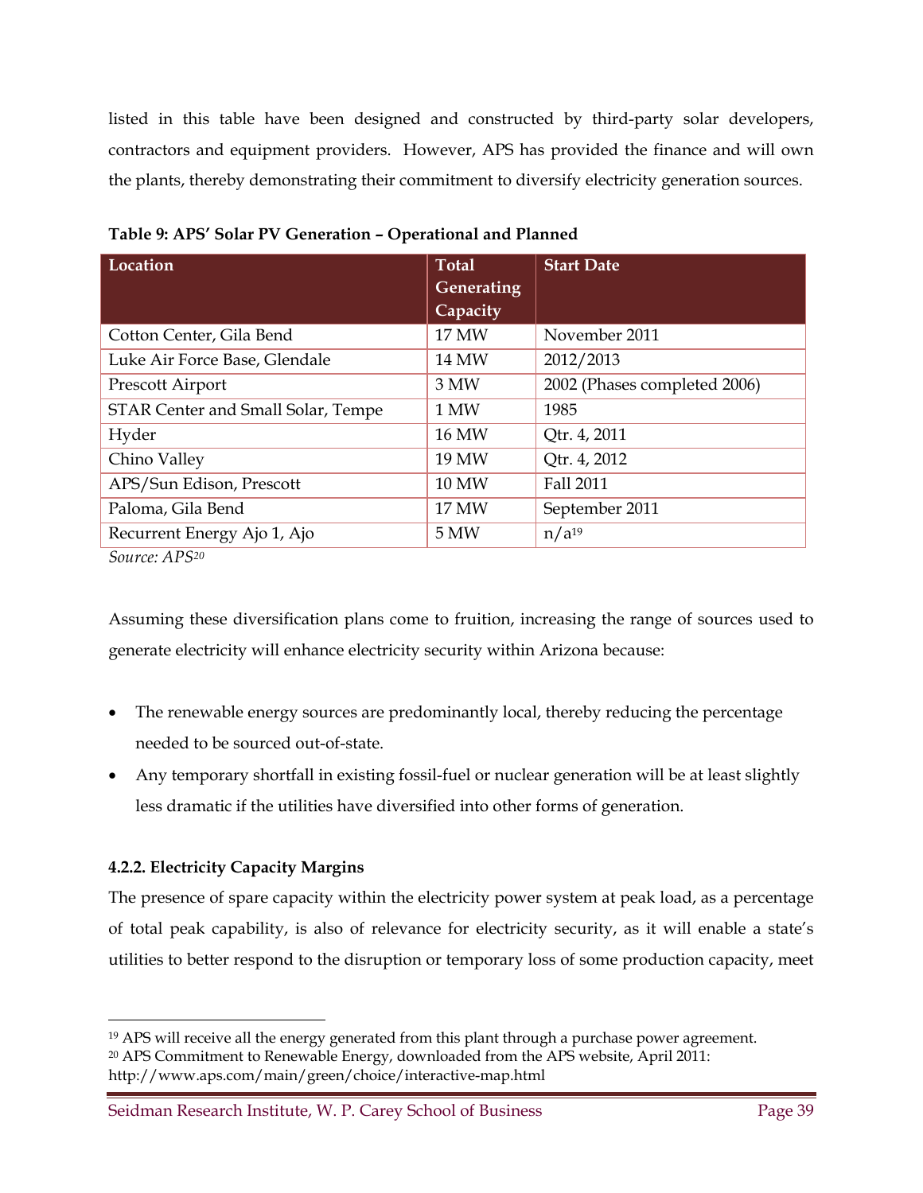listed in this table have been designed and constructed by third-party solar developers, contractors and equipment providers. However, APS has provided the finance and will own the plants, thereby demonstrating their commitment to diversify electricity generation sources.

**Table 9: APS' Solar PV Generation – Operational and Planned**

| Location | Total Generating Capacity | Start Date |
|---|---|---|
| Cotton Center, Gila Bend | 17 MW | November 2011 |
| Luke Air Force Base, Glendale | 14 MW | 2012/2013 |
| Prescott Airport | 3 MW | 2002 (Phases completed 2006) |
| STAR Center and Small Solar, Tempe | 1 MW | 1985 |
| Hyder | 16 MW | Qtr. 4, 2011 |
| Chino Valley | 19 MW | Qtr. 4, 2012 |
| APS/Sun Edison, Prescott | 10 MW | Fall 2011 |
| Paloma, Gila Bend | 17 MW | September 2011 |
| Recurrent Energy Ajo 1, Ajo | 5 MW | n/a[19] |

*Source: APS*[20]

Assuming these diversification plans come to fruition, increasing the range of sources used to generate electricity will enhance electricity security within Arizona because:

- The renewable energy sources are predominantly local, thereby reducing the percentage needed to be sourced out-of-state.
- Any temporary shortfall in existing fossil-fuel or nuclear generation will be at least slightly less dramatic if the utilities have diversified into other forms of generation.

#### 4.2.2. Electricity Capacity Margins

The presence of spare capacity within the electricity power system at peak load, as a percentage of total peak capability, is also of relevance for electricity security, as it will enable a state's utilities to better respond to the disruption or temporary loss of some production capacity, meet

[19] APS will receive all the energy generated from this plant through a purchase power agreement.

[20] APS Commitment to Renewable Energy, downloaded from the APS website, April 2011: http://www.aps.com/main/green/choice/interactive-map.html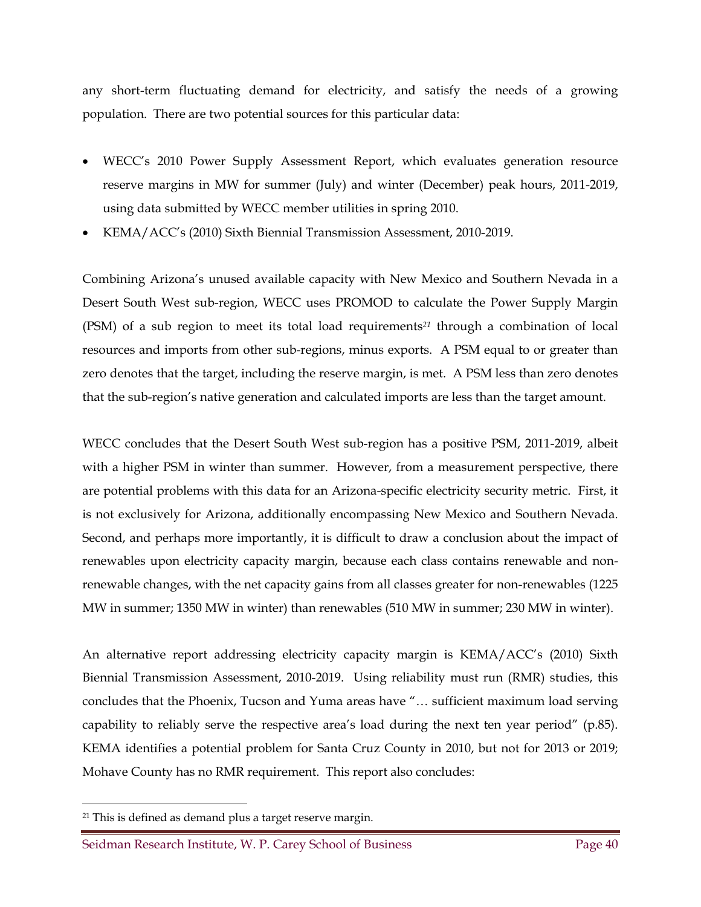any short-term fluctuating demand for electricity, and satisfy the needs of a growing population. There are two potential sources for this particular data:

- WECC's 2010 Power Supply Assessment Report, which evaluates generation resource reserve margins in MW for summer (July) and winter (December) peak hours, 2011-2019, using data submitted by WECC member utilities in spring 2010.
- KEMA/ACC's (2010) Sixth Biennial Transmission Assessment, 2010-2019.

Combining Arizona's unused available capacity with New Mexico and Southern Nevada in a Desert South West sub-region, WECC uses PROMOD to calculate the Power Supply Margin (PSM) of a sub region to meet its total load requirements[21] through a combination of local resources and imports from other sub-regions, minus exports. A PSM equal to or greater than zero denotes that the target, including the reserve margin, is met. A PSM less than zero denotes that the sub-region's native generation and calculated imports are less than the target amount.

WECC concludes that the Desert South West sub-region has a positive PSM, 2011-2019, albeit with a higher PSM in winter than summer. However, from a measurement perspective, there are potential problems with this data for an Arizona-specific electricity security metric. First, it is not exclusively for Arizona, additionally encompassing New Mexico and Southern Nevada. Second, and perhaps more importantly, it is difficult to draw a conclusion about the impact of renewables upon electricity capacity margin, because each class contains renewable and non-renewable changes, with the net capacity gains from all classes greater for non-renewables (1225 MW in summer; 1350 MW in winter) than renewables (510 MW in summer; 230 MW in winter).

An alternative report addressing electricity capacity margin is KEMA/ACC's (2010) Sixth Biennial Transmission Assessment, 2010-2019. Using reliability must run (RMR) studies, this concludes that the Phoenix, Tucson and Yuma areas have "… sufficient maximum load serving capability to reliably serve the respective area's load during the next ten year period" (p.85). KEMA identifies a potential problem for Santa Cruz County in 2010, but not for 2013 or 2019; Mohave County has no RMR requirement. This report also concludes:

---

[21] This is defined as demand plus a target reserve margin.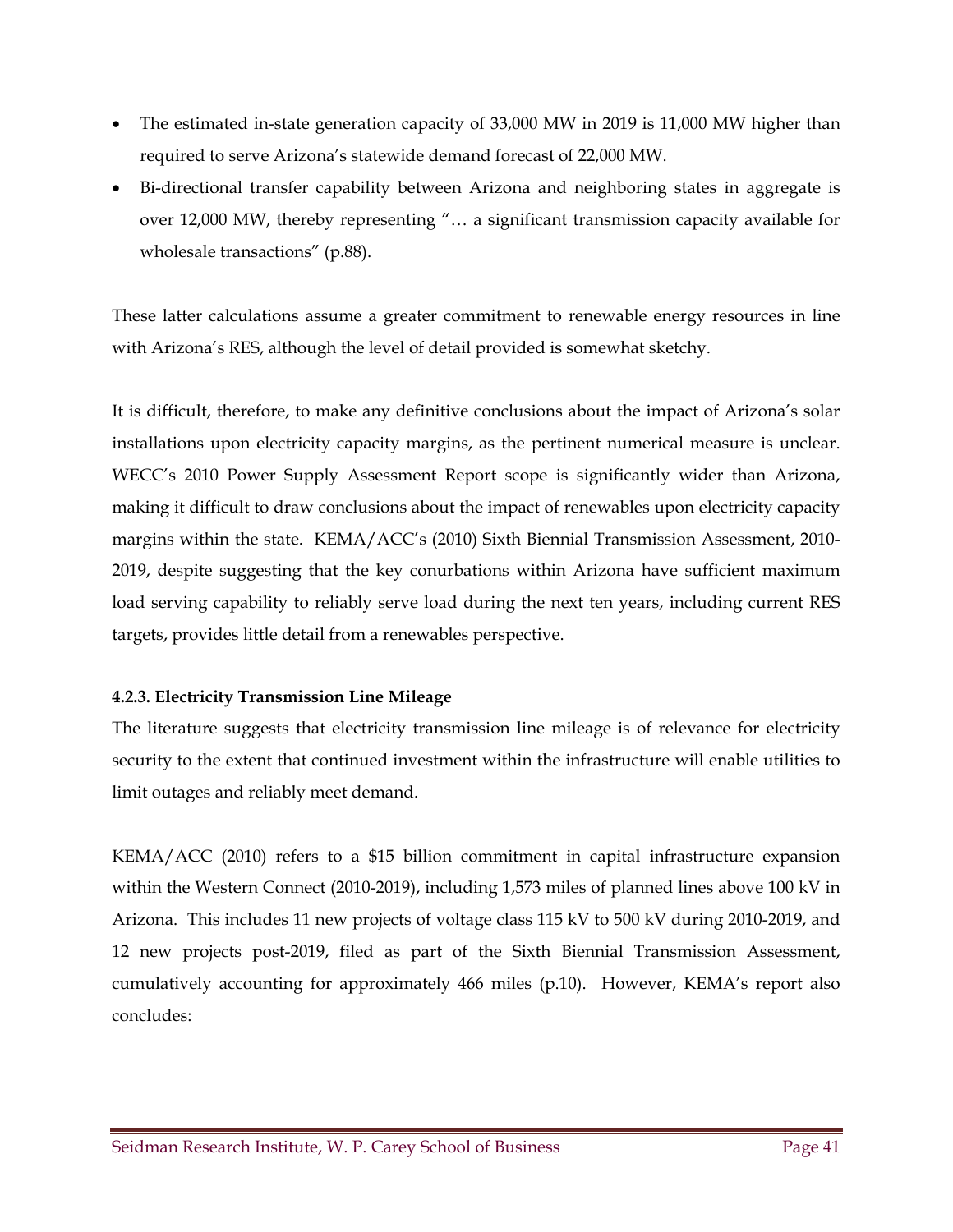- The estimated in-state generation capacity of 33,000 MW in 2019 is 11,000 MW higher than required to serve Arizona's statewide demand forecast of 22,000 MW.
- Bi-directional transfer capability between Arizona and neighboring states in aggregate is over 12,000 MW, thereby representing "… a significant transmission capacity available for wholesale transactions" (p.88).

These latter calculations assume a greater commitment to renewable energy resources in line with Arizona's RES, although the level of detail provided is somewhat sketchy.

It is difficult, therefore, to make any definitive conclusions about the impact of Arizona's solar installations upon electricity capacity margins, as the pertinent numerical measure is unclear. WECC's 2010 Power Supply Assessment Report scope is significantly wider than Arizona, making it difficult to draw conclusions about the impact of renewables upon electricity capacity margins within the state. KEMA/ACC's (2010) Sixth Biennial Transmission Assessment, 2010-2019, despite suggesting that the key conurbations within Arizona have sufficient maximum load serving capability to reliably serve load during the next ten years, including current RES targets, provides little detail from a renewables perspective.

#### 4.2.3. Electricity Transmission Line Mileage

The literature suggests that electricity transmission line mileage is of relevance for electricity security to the extent that continued investment within the infrastructure will enable utilities to limit outages and reliably meet demand.

KEMA/ACC (2010) refers to a $15 billion commitment in capital infrastructure expansion within the Western Connect (2010-2019), including 1,573 miles of planned lines above 100 kV in Arizona. This includes 11 new projects of voltage class 115 kV to 500 kV during 2010-2019, and 12 new projects post-2019, filed as part of the Sixth Biennial Transmission Assessment, cumulatively accounting for approximately 466 miles (p.10). However, KEMA's report also concludes: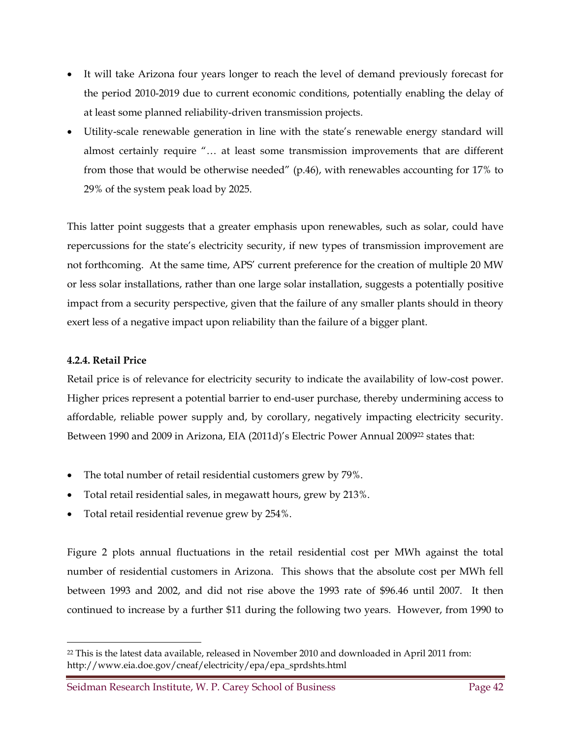- It will take Arizona four years longer to reach the level of demand previously forecast for the period 2010-2019 due to current economic conditions, potentially enabling the delay of at least some planned reliability-driven transmission projects.
- Utility-scale renewable generation in line with the state's renewable energy standard will almost certainly require "… at least some transmission improvements that are different from those that would be otherwise needed" (p.46), with renewables accounting for 17% to 29% of the system peak load by 2025.

This latter point suggests that a greater emphasis upon renewables, such as solar, could have repercussions for the state's electricity security, if new types of transmission improvement are not forthcoming. At the same time, APS' current preference for the creation of multiple 20 MW or less solar installations, rather than one large solar installation, suggests a potentially positive impact from a security perspective, given that the failure of any smaller plants should in theory exert less of a negative impact upon reliability than the failure of a bigger plant.

#### 4.2.4. Retail Price

Retail price is of relevance for electricity security to indicate the availability of low-cost power. Higher prices represent a potential barrier to end-user purchase, thereby undermining access to affordable, reliable power supply and, by corollary, negatively impacting electricity security. Between 1990 and 2009 in Arizona, EIA (2011d)'s Electric Power Annual 2009[22] states that:

- The total number of retail residential customers grew by 79%.
- Total retail residential sales, in megawatt hours, grew by 213%.
- Total retail residential revenue grew by 254%.

Figure 2 plots annual fluctuations in the retail residential cost per MWh against the total number of residential customers in Arizona. This shows that the absolute cost per MWh fell between 1993 and 2002, and did not rise above the 1993 rate of $96.46 until 2007. It then continued to increase by a further $11 during the following two years. However, from 1990 to

[22] This is the latest data available, released in November 2010 and downloaded in April 2011 from: http://www.eia.doe.gov/cneaf/electricity/epa/epa_sprdshts.html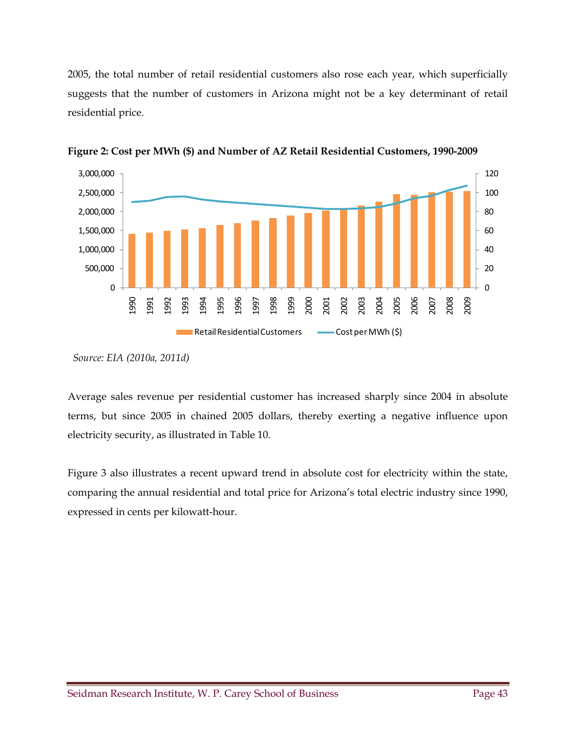2005, the total number of retail residential customers also rose each year, which superficially suggests that the number of customers in Arizona might not be a key determinant of retail residential price.

**Figure 2: Cost per MWh ($) and Number of AZ Retail Residential Customers, 1990-2009**

*Source: EIA (2010a, 2011d)*

Average sales revenue per residential customer has increased sharply since 2004 in absolute terms, but since 2005 in chained 2005 dollars, thereby exerting a negative influence upon electricity security, as illustrated in Table 10.

Figure 3 also illustrates a recent upward trend in absolute cost for electricity within the state, comparing the annual residential and total price for Arizona's total electric industry since 1990, expressed in cents per kilowatt-hour.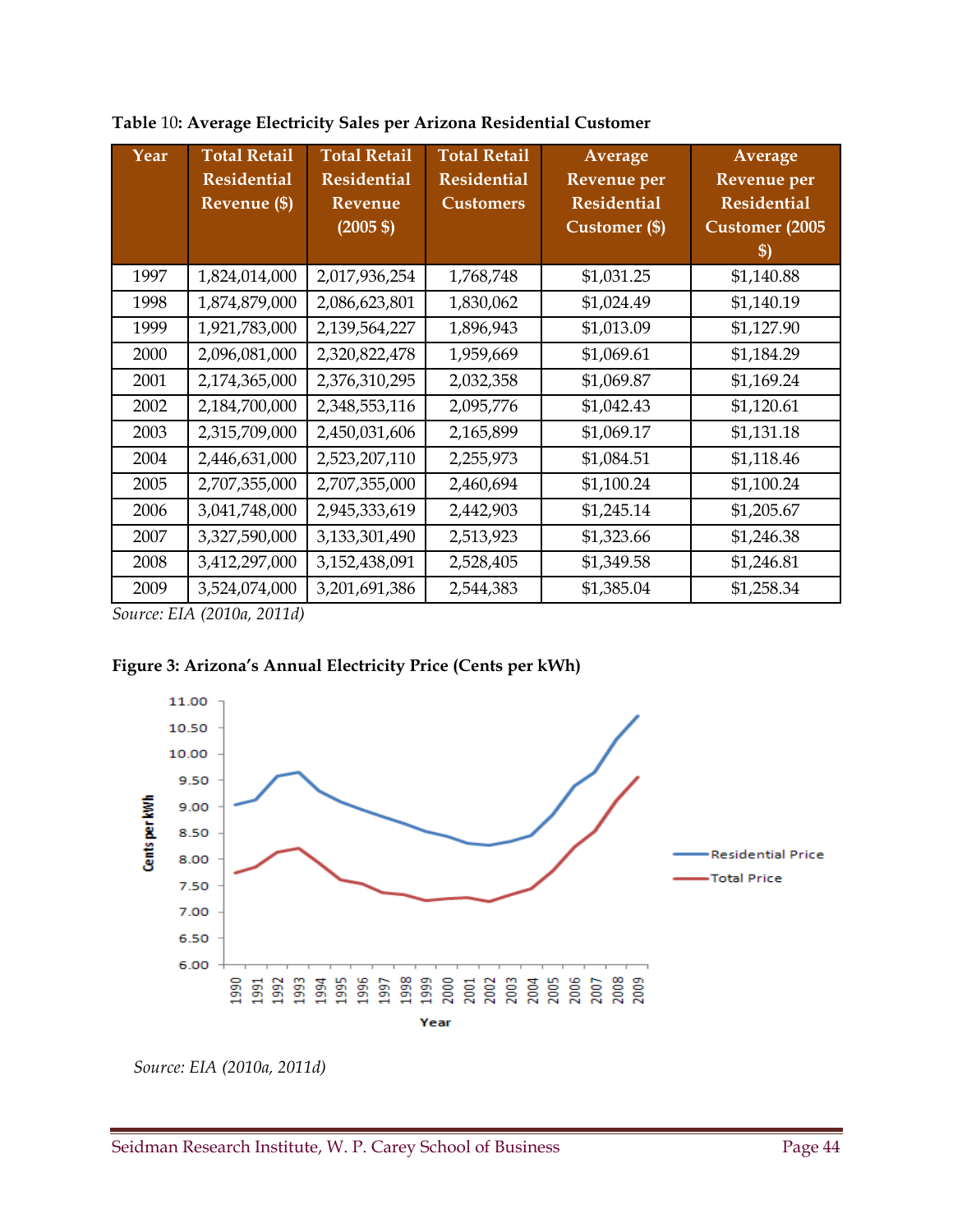**Table 10: Average Electricity Sales per Arizona Residential Customer**

| Year | Total Retail Residential Revenue ($) | Total Retail Residential Revenue (2005 $) | Total Retail Residential Customers | Average Revenue per Residential Customer ($) | Average Revenue per Residential Customer (2005 $) |
|---|---|---|---|---|---|
| 1997 | 1,824,014,000 | 2,017,936,254 | 1,768,748 | $1,031.25 | $1,140.88 |
| 1998 | 1,874,879,000 | 2,086,623,801 | 1,830,062 | $1,024.49 | $1,140.19 |
| 1999 | 1,921,783,000 | 2,139,564,227 | 1,896,943 | $1,013.09 | $1,127.90 |
| 2000 | 2,096,081,000 | 2,320,822,478 | 1,959,669 | $1,069.61 | $1,184.29 |
| 2001 | 2,174,365,000 | 2,376,310,295 | 2,032,358 | $1,069.87 | $1,169.24 |
| 2002 | 2,184,700,000 | 2,348,553,116 | 2,095,776 | $1,042.43 | $1,120.61 |
| 2003 | 2,315,709,000 | 2,450,031,606 | 2,165,899 | $1,069.17 | $1,131.18 |
| 2004 | 2,446,631,000 | 2,523,207,110 | 2,255,973 | $1,084.51 | $1,118.46 |
| 2005 | 2,707,355,000 | 2,707,355,000 | 2,460,694 | $1,100.24 | $1,100.24 |
| 2006 | 3,041,748,000 | 2,945,333,619 | 2,442,903 | $1,245.14 | $1,205.67 |
| 2007 | 3,327,590,000 | 3,133,301,490 | 2,513,923 | $1,323.66 | $1,246.38 |
| 2008 | 3,412,297,000 | 3,152,438,091 | 2,528,405 | $1,349.58 | $1,246.81 |
| 2009 | 3,524,074,000 | 3,201,691,386 | 2,544,383 | $1,385.04 | $1,258.34 |

*Source: EIA (2010a, 2011d)*

**Figure 3: Arizona's Annual Electricity Price (Cents per kWh)**

*Source: EIA (2010a, 2011d)*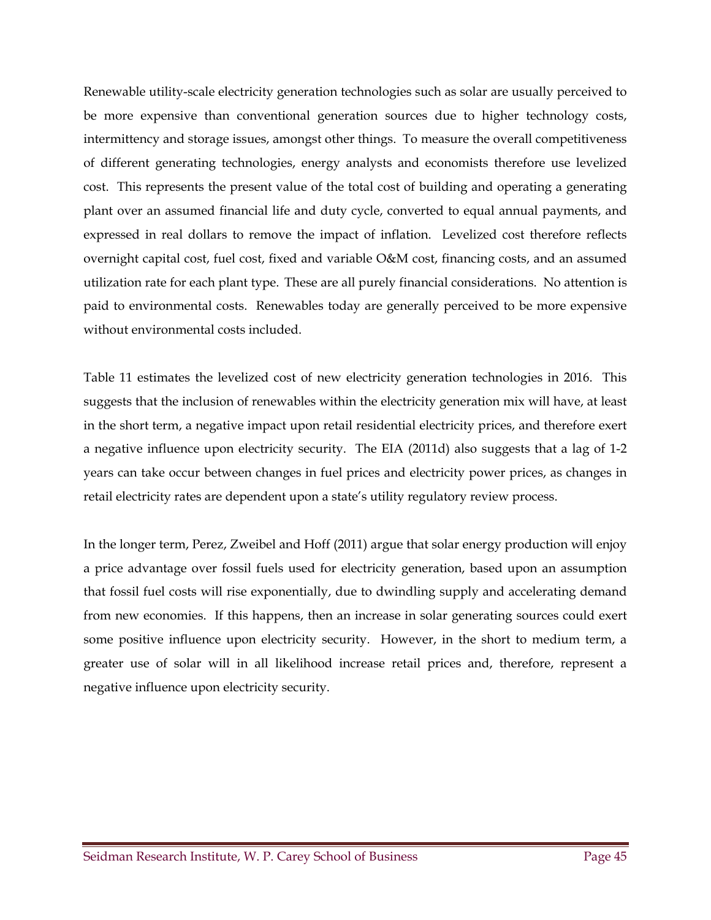Renewable utility-scale electricity generation technologies such as solar are usually perceived to be more expensive than conventional generation sources due to higher technology costs, intermittency and storage issues, amongst other things. To measure the overall competitiveness of different generating technologies, energy analysts and economists therefore use levelized cost. This represents the present value of the total cost of building and operating a generating plant over an assumed financial life and duty cycle, converted to equal annual payments, and expressed in real dollars to remove the impact of inflation. Levelized cost therefore reflects overnight capital cost, fuel cost, fixed and variable O&M cost, financing costs, and an assumed utilization rate for each plant type. These are all purely financial considerations. No attention is paid to environmental costs. Renewables today are generally perceived to be more expensive without environmental costs included.

Table 11 estimates the levelized cost of new electricity generation technologies in 2016. This suggests that the inclusion of renewables within the electricity generation mix will have, at least in the short term, a negative impact upon retail residential electricity prices, and therefore exert a negative influence upon electricity security. The EIA (2011d) also suggests that a lag of 1-2 years can take occur between changes in fuel prices and electricity power prices, as changes in retail electricity rates are dependent upon a state's utility regulatory review process.

In the longer term, Perez, Zweibel and Hoff (2011) argue that solar energy production will enjoy a price advantage over fossil fuels used for electricity generation, based upon an assumption that fossil fuel costs will rise exponentially, due to dwindling supply and accelerating demand from new economies. If this happens, then an increase in solar generating sources could exert some positive influence upon electricity security. However, in the short to medium term, a greater use of solar will in all likelihood increase retail prices and, therefore, represent a negative influence upon electricity security.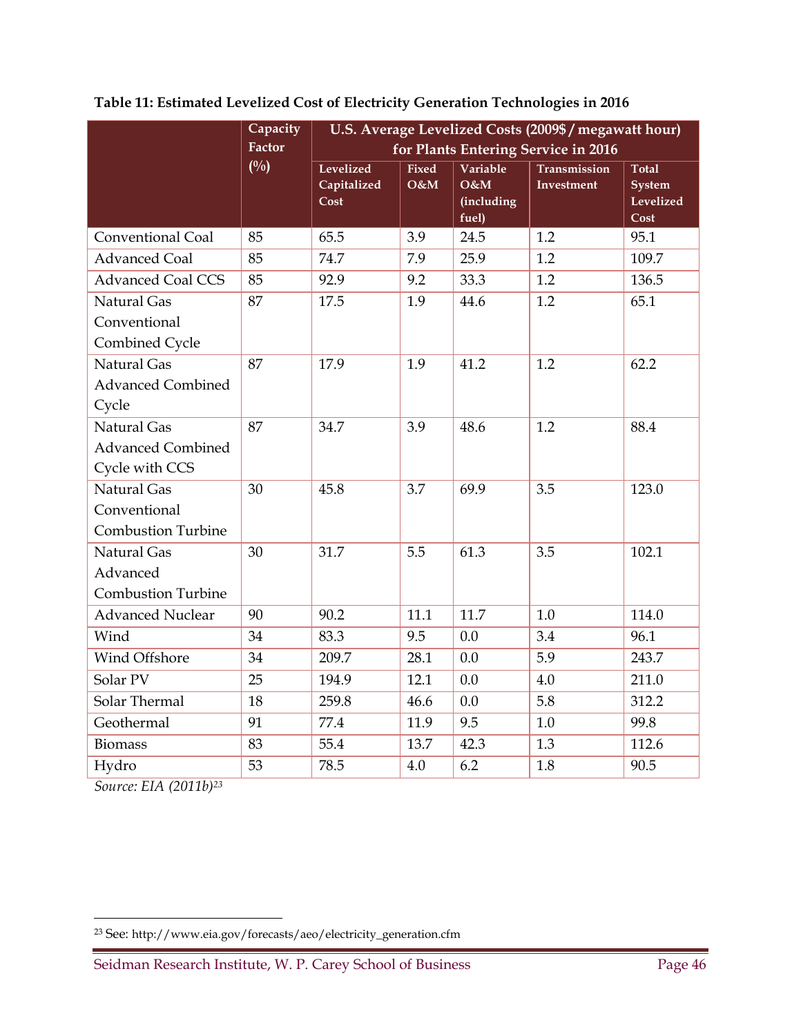**Table 11: Estimated Levelized Cost of Electricity Generation Technologies in 2016**

| | Capacity Factor (%) | U.S. Average Levelized Costs (2009$ / megawatt hour) for Plants Entering Service in 2016 | | | | |
|---|---|---|---|---|---|---|
| | | Levelized Capitalized Cost | Fixed O&M | Variable O&M (including fuel) | Transmission Investment | Total System Levelized Cost |
| Conventional Coal | 85 | 65.5 | 3.9 | 24.5 | 1.2 | 95.1 |
| Advanced Coal | 85 | 74.7 | 7.9 | 25.9 | 1.2 | 109.7 |
| Advanced Coal CCS | 85 | 92.9 | 9.2 | 33.3 | 1.2 | 136.5 |
| Natural Gas Conventional Combined Cycle | 87 | 17.5 | 1.9 | 44.6 | 1.2 | 65.1 |
| Natural Gas Advanced Combined Cycle | 87 | 17.9 | 1.9 | 41.2 | 1.2 | 62.2 |
| Natural Gas Advanced Combined Cycle with CCS | 87 | 34.7 | 3.9 | 48.6 | 1.2 | 88.4 |
| Natural Gas Conventional Combustion Turbine | 30 | 45.8 | 3.7 | 69.9 | 3.5 | 123.0 |
| Natural Gas Advanced Combustion Turbine | 30 | 31.7 | 5.5 | 61.3 | 3.5 | 102.1 |
| Advanced Nuclear | 90 | 90.2 | 11.1 | 11.7 | 1.0 | 114.0 |
| Wind | 34 | 83.3 | 9.5 | 0.0 | 3.4 | 96.1 |
| Wind Offshore | 34 | 209.7 | 28.1 | 0.0 | 5.9 | 243.7 |
| Solar PV | 25 | 194.9 | 12.1 | 0.0 | 4.0 | 211.0 |
| Solar Thermal | 18 | 259.8 | 46.6 | 0.0 | 5.8 | 312.2 |
| Geothermal | 91 | 77.4 | 11.9 | 9.5 | 1.0 | 99.8 |
| Biomass | 83 | 55.4 | 13.7 | 42.3 | 1.3 | 112.6 |
| Hydro | 53 | 78.5 | 4.0 | 6.2 | 1.8 | 90.5 |

*Source: EIA (2011b)*[23]

[23] See: http://www.eia.gov/forecasts/aeo/electricity_generation.cfm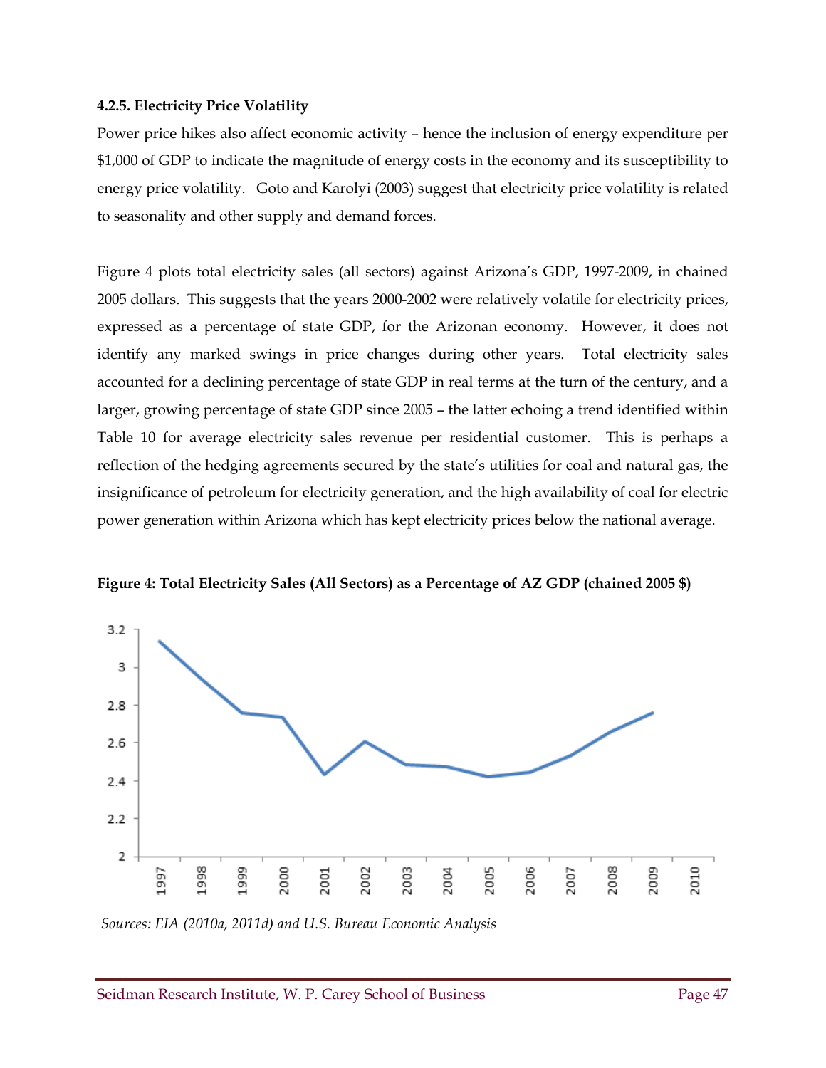#### 4.2.5. Electricity Price Volatility

Power price hikes also affect economic activity – hence the inclusion of energy expenditure per $1,000 of GDP to indicate the magnitude of energy costs in the economy and its susceptibility to energy price volatility. Goto and Karolyi (2003) suggest that electricity price volatility is related to seasonality and other supply and demand forces.

Figure 4 plots total electricity sales (all sectors) against Arizona's GDP, 1997-2009, in chained 2005 dollars. This suggests that the years 2000-2002 were relatively volatile for electricity prices, expressed as a percentage of state GDP, for the Arizonan economy. However, it does not identify any marked swings in price changes during other years. Total electricity sales accounted for a declining percentage of state GDP in real terms at the turn of the century, and a larger, growing percentage of state GDP since 2005 – the latter echoing a trend identified within Table 10 for average electricity sales revenue per residential customer. This is perhaps a reflection of the hedging agreements secured by the state's utilities for coal and natural gas, the insignificance of petroleum for electricity generation, and the high availability of coal for electric power generation within Arizona which has kept electricity prices below the national average.

**Figure 4: Total Electricity Sales (All Sectors) as a Percentage of AZ GDP (chained 2005 $)**

*Sources: EIA (2010a, 2011d) and U.S. Bureau Economic Analysis*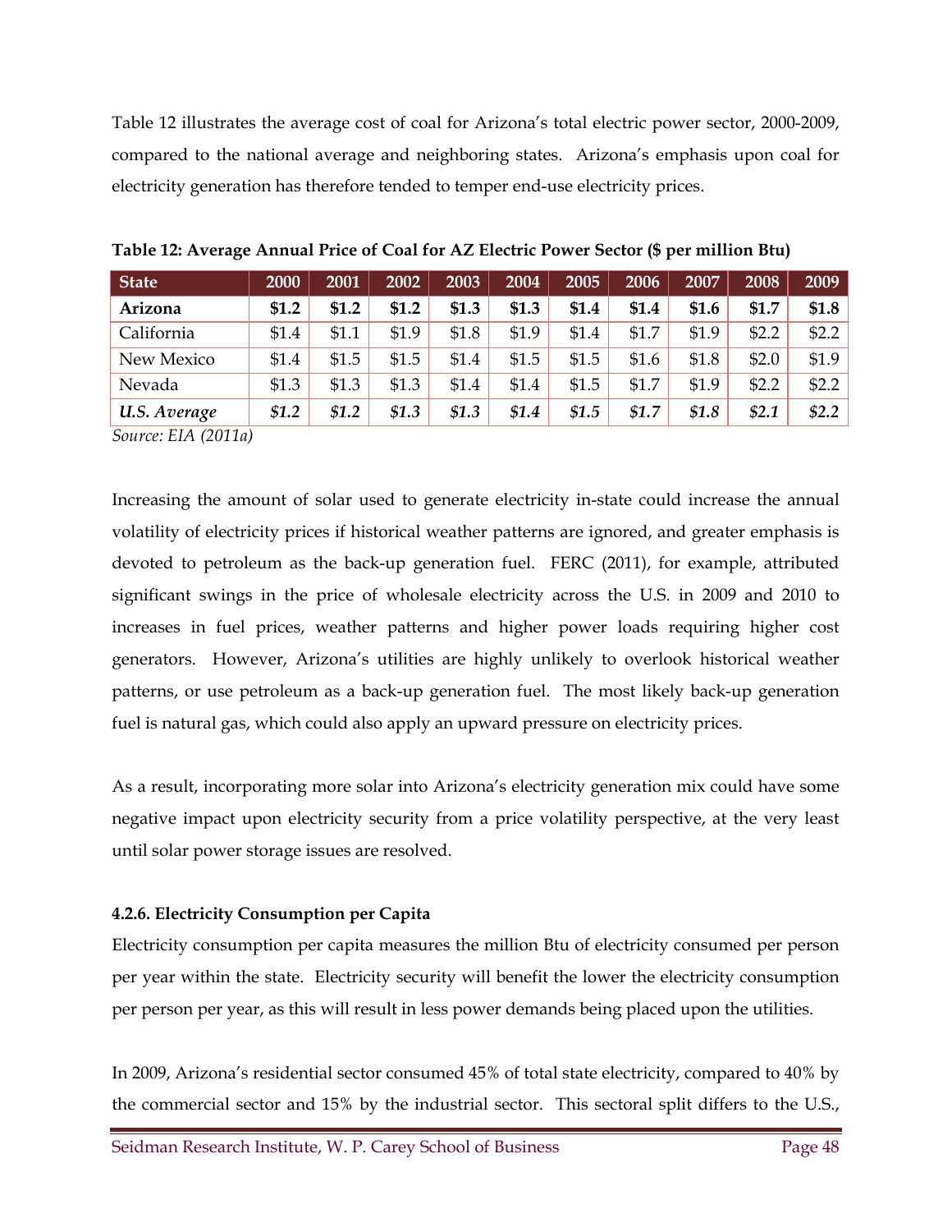Table 12 illustrates the average cost of coal for Arizona's total electric power sector, 2000-2009, compared to the national average and neighboring states. Arizona's emphasis upon coal for electricity generation has therefore tended to temper end-use electricity prices.

**Table 12: Average Annual Price of Coal for AZ Electric Power Sector ($ per million Btu)**

| State | 2000 | 2001 | 2002 | 2003 | 2004 | 2005 | 2006 | 2007 | 2008 | 2009 |
|---|---|---|---|---|---|---|---|---|---|---|
| **Arizona** | **$1.2** | **$1.2** | **$1.2** | **$1.3** | **$1.3** | **$1.4** | **$1.4** | **$1.6** | **$1.7** | **$1.8** |
| California | $1.4 | $1.1 | $1.9 | $1.8 | $1.9 | $1.4 | $1.7 | $1.9 | $2.2 | $2.2 |
| New Mexico | $1.4 | $1.5 | $1.5 | $1.4 | $1.5 | $1.5 | $1.6 | $1.8 | $2.0 | $1.9 |
| Nevada | $1.3 | $1.3 | $1.3 | $1.4 | $1.4 | $1.5 | $1.7 | $1.9 | $2.2 | $2.2 |
| ***U.S. Average*** | ***$1.2*** | ***$1.2*** | ***$1.3*** | ***$1.3*** | ***$1.4*** | ***$1.5*** | ***$1.7*** | ***$1.8*** | ***$2.1*** | ***$2.2*** |

*Source: EIA (2011a)*

Increasing the amount of solar used to generate electricity in-state could increase the annual volatility of electricity prices if historical weather patterns are ignored, and greater emphasis is devoted to petroleum as the back-up generation fuel. FERC (2011), for example, attributed significant swings in the price of wholesale electricity across the U.S. in 2009 and 2010 to increases in fuel prices, weather patterns and higher power loads requiring higher cost generators. However, Arizona's utilities are highly unlikely to overlook historical weather patterns, or use petroleum as a back-up generation fuel. The most likely back-up generation fuel is natural gas, which could also apply an upward pressure on electricity prices.

As a result, incorporating more solar into Arizona's electricity generation mix could have some negative impact upon electricity security from a price volatility perspective, at the very least until solar power storage issues are resolved.

#### 4.2.6. Electricity Consumption per Capita

Electricity consumption per capita measures the million Btu of electricity consumed per person per year within the state. Electricity security will benefit the lower the electricity consumption per person per year, as this will result in less power demands being placed upon the utilities.

In 2009, Arizona's residential sector consumed 45% of total state electricity, compared to 40% by the commercial sector and 15% by the industrial sector. This sectoral split differs to the U.S.,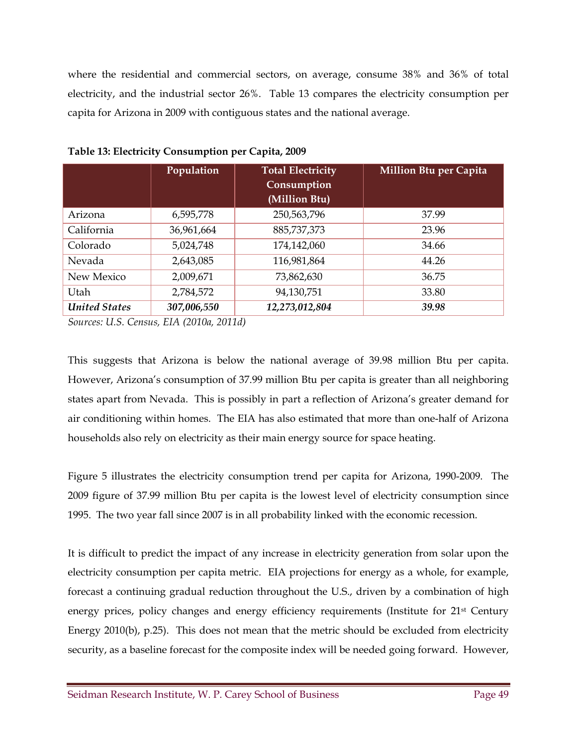where the residential and commercial sectors, on average, consume 38% and 36% of total electricity, and the industrial sector 26%. Table 13 compares the electricity consumption per capita for Arizona in 2009 with contiguous states and the national average.

**Table 13: Electricity Consumption per Capita, 2009**

| | Population | Total Electricity Consumption (Million Btu) | Million Btu per Capita |
|---|---|---|---|
| Arizona | 6,595,778 | 250,563,796 | 37.99 |
| California | 36,961,664 | 885,737,373 | 23.96 |
| Colorado | 5,024,748 | 174,142,060 | 34.66 |
| Nevada | 2,643,085 | 116,981,864 | 44.26 |
| New Mexico | 2,009,671 | 73,862,630 | 36.75 |
| Utah | 2,784,572 | 94,130,751 | 33.80 |
| ***United States*** | ***307,006,550*** | ***12,273,012,804*** | ***39.98*** |

*Sources: U.S. Census, EIA (2010a, 2011d)*

This suggests that Arizona is below the national average of 39.98 million Btu per capita. However, Arizona's consumption of 37.99 million Btu per capita is greater than all neighboring states apart from Nevada. This is possibly in part a reflection of Arizona's greater demand for air conditioning within homes. The EIA has also estimated that more than one-half of Arizona households also rely on electricity as their main energy source for space heating.

Figure 5 illustrates the electricity consumption trend per capita for Arizona, 1990-2009. The 2009 figure of 37.99 million Btu per capita is the lowest level of electricity consumption since 1995. The two year fall since 2007 is in all probability linked with the economic recession.

It is difficult to predict the impact of any increase in electricity generation from solar upon the electricity consumption per capita metric. EIA projections for energy as a whole, for example, forecast a continuing gradual reduction throughout the U.S., driven by a combination of high energy prices, policy changes and energy efficiency requirements (Institute for 21st Century Energy 2010(b), p.25). This does not mean that the metric should be excluded from electricity security, as a baseline forecast for the composite index will be needed going forward. However,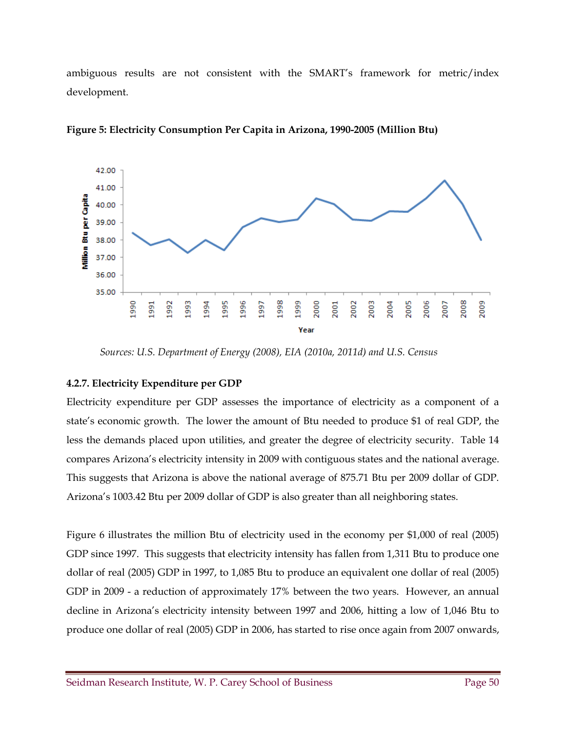ambiguous results are not consistent with the SMART's framework for metric/index development.

**Figure 5: Electricity Consumption Per Capita in Arizona, 1990-2005 (Million Btu)**

*Sources: U.S. Department of Energy (2008), EIA (2010a, 2011d) and U.S. Census*

#### 4.2.7. Electricity Expenditure per GDP

Electricity expenditure per GDP assesses the importance of electricity as a component of a state's economic growth. The lower the amount of Btu needed to produce $1 of real GDP, the less the demands placed upon utilities, and greater the degree of electricity security. Table 14 compares Arizona's electricity intensity in 2009 with contiguous states and the national average. This suggests that Arizona is above the national average of 875.71 Btu per 2009 dollar of GDP. Arizona's 1003.42 Btu per 2009 dollar of GDP is also greater than all neighboring states.

Figure 6 illustrates the million Btu of electricity used in the economy per $1,000 of real (2005) GDP since 1997. This suggests that electricity intensity has fallen from 1,311 Btu to produce one dollar of real (2005) GDP in 1997, to 1,085 Btu to produce an equivalent one dollar of real (2005) GDP in 2009 - a reduction of approximately 17% between the two years. However, an annual decline in Arizona's electricity intensity between 1997 and 2006, hitting a low of 1,046 Btu to produce one dollar of real (2005) GDP in 2006, has started to rise once again from 2007 onwards,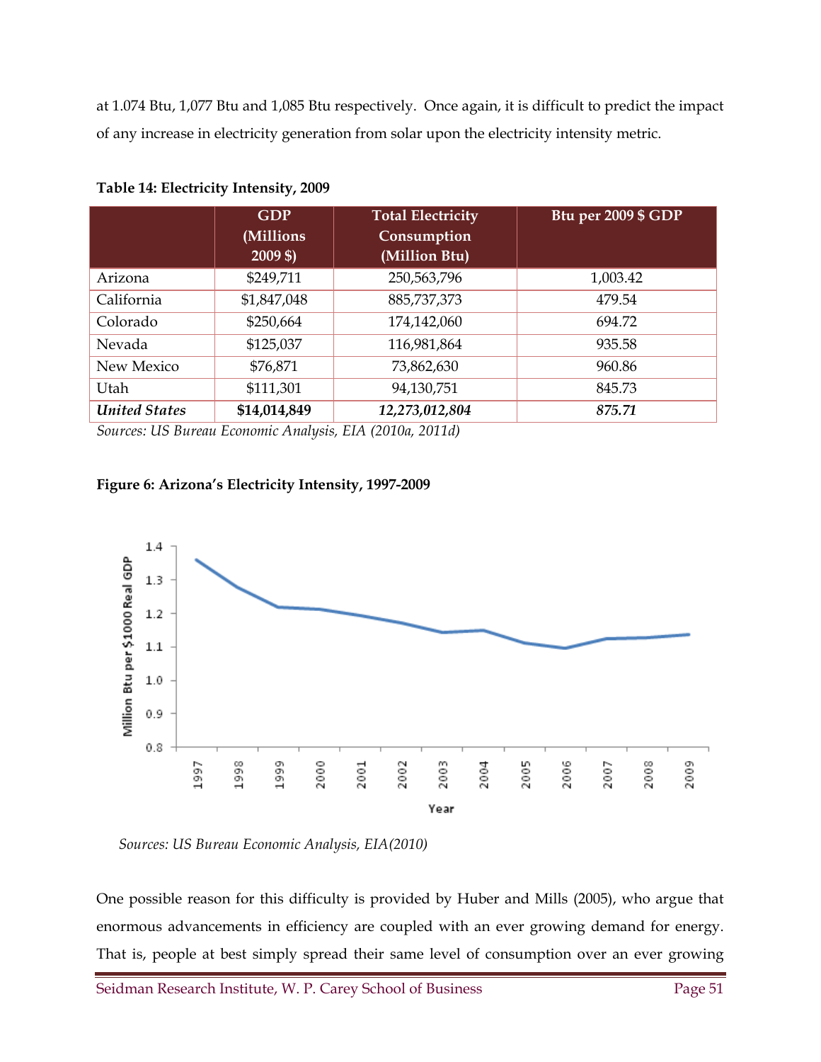at 1.074 Btu, 1,077 Btu and 1,085 Btu respectively. Once again, it is difficult to predict the impact of any increase in electricity generation from solar upon the electricity intensity metric.

**Table 14: Electricity Intensity, 2009**

| | GDP (Millions 2009 $) | Total Electricity Consumption (Million Btu) | Btu per 2009 $ GDP |
|---|---|---|---|
| Arizona | $249,711 | 250,563,796 | 1,003.42 |
| California | $1,847,048 | 885,737,373 | 479.54 |
| Colorado | $250,664 | 174,142,060 | 694.72 |
| Nevada | $125,037 | 116,981,864 | 935.58 |
| New Mexico | $76,871 | 73,862,630 | 960.86 |
| Utah | $111,301 | 94,130,751 | 845.73 |
| ***United States*** | **$14,014,849** | ***12,273,012,804*** | ***875.71*** |

*Sources: US Bureau Economic Analysis, EIA (2010a, 2011d)*

**Figure 6: Arizona's Electricity Intensity, 1997-2009**

*Sources: US Bureau Economic Analysis, EIA(2010)*

One possible reason for this difficulty is provided by Huber and Mills (2005), who argue that enormous advancements in efficiency are coupled with an ever growing demand for energy. That is, people at best simply spread their same level of consumption over an ever growing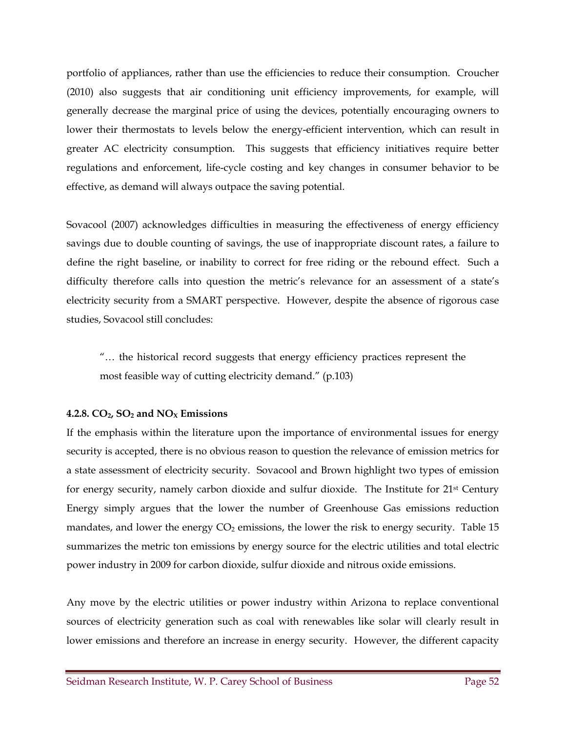portfolio of appliances, rather than use the efficiencies to reduce their consumption. Croucher (2010) also suggests that air conditioning unit efficiency improvements, for example, will generally decrease the marginal price of using the devices, potentially encouraging owners to lower their thermostats to levels below the energy-efficient intervention, which can result in greater AC electricity consumption. This suggests that efficiency initiatives require better regulations and enforcement, life-cycle costing and key changes in consumer behavior to be effective, as demand will always outpace the saving potential.

Sovacool (2007) acknowledges difficulties in measuring the effectiveness of energy efficiency savings due to double counting of savings, the use of inappropriate discount rates, a failure to define the right baseline, or inability to correct for free riding or the rebound effect. Such a difficulty therefore calls into question the metric's relevance for an assessment of a state's electricity security from a SMART perspective. However, despite the absence of rigorous case studies, Sovacool still concludes:

> "… the historical record suggests that energy efficiency practices represent the most feasible way of cutting electricity demand." (p.103)

#### 4.2.8. $CO_2$, $SO_2$ and $NO_X$ Emissions

If the emphasis within the literature upon the importance of environmental issues for energy security is accepted, there is no obvious reason to question the relevance of emission metrics for a state assessment of electricity security. Sovacool and Brown highlight two types of emission for energy security, namely carbon dioxide and sulfur dioxide. The Institute for 21st Century Energy simply argues that the lower the number of Greenhouse Gas emissions reduction mandates, and lower the energy $CO_2$ emissions, the lower the risk to energy security. Table 15 summarizes the metric ton emissions by energy source for the electric utilities and total electric power industry in 2009 for carbon dioxide, sulfur dioxide and nitrous oxide emissions.

Any move by the electric utilities or power industry within Arizona to replace conventional sources of electricity generation such as coal with renewables like solar will clearly result in lower emissions and therefore an increase in energy security. However, the different capacity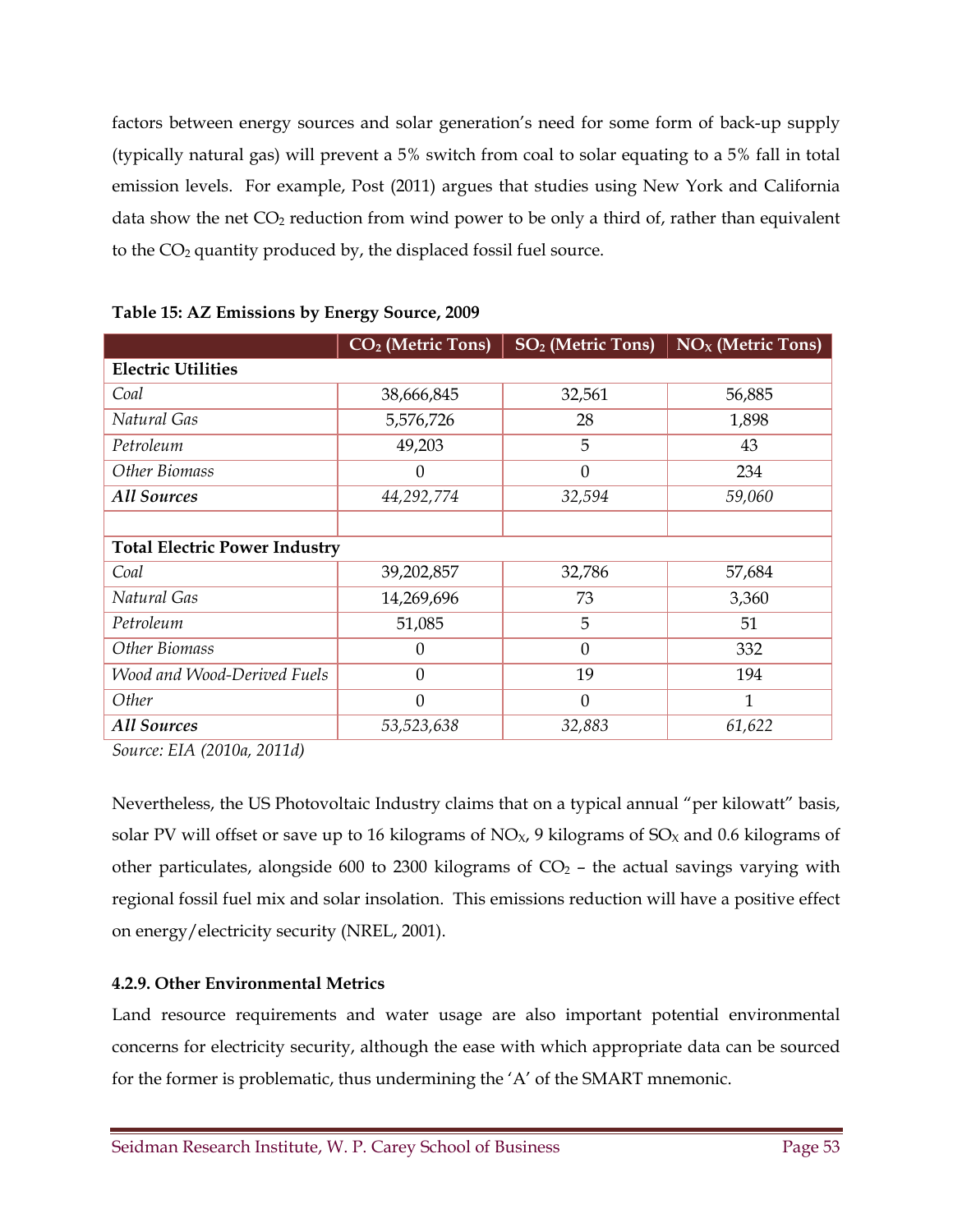factors between energy sources and solar generation's need for some form of back-up supply (typically natural gas) will prevent a 5% switch from coal to solar equating to a 5% fall in total emission levels. For example, Post (2011) argues that studies using New York and California data show the net $CO_2$ reduction from wind power to be only a third of, rather than equivalent to the $CO_2$ quantity produced by, the displaced fossil fuel source.

**Table 15: AZ Emissions by Energy Source, 2009**

| | $CO_2$ (Metric Tons) | $SO_2$ (Metric Tons) | $NO_X$ (Metric Tons) |
|---|---|---|---|
| **Electric Utilities** | | | |
| *Coal* | 38,666,845 | 32,561 | 56,885 |
| *Natural Gas* | 5,576,726 | 28 | 1,898 |
| *Petroleum* | 49,203 | 5 | 43 |
| *Other Biomass* | 0 | 0 | 234 |
| ***All Sources*** | *44,292,774* | *32,594* | *59,060* |
| | | | |
| **Total Electric Power Industry** | | | |
| *Coal* | 39,202,857 | 32,786 | 57,684 |
| *Natural Gas* | 14,269,696 | 73 | 3,360 |
| *Petroleum* | 51,085 | 5 | 51 |
| *Other Biomass* | 0 | 0 | 332 |
| *Wood and Wood-Derived Fuels* | 0 | 19 | 194 |
| *Other* | 0 | 0 | 1 |
| ***All Sources*** | *53,523,638* | *32,883* | *61,622* |

*Source: EIA (2010a, 2011d)*

Nevertheless, the US Photovoltaic Industry claims that on a typical annual "per kilowatt" basis, solar PV will offset or save up to 16 kilograms of $NO_X$, 9 kilograms of $SO_X$ and 0.6 kilograms of other particulates, alongside 600 to 2300 kilograms of $CO_2$ – the actual savings varying with regional fossil fuel mix and solar insolation. This emissions reduction will have a positive effect on energy/electricity security (NREL, 2001).

#### 4.2.9. Other Environmental Metrics

Land resource requirements and water usage are also important potential environmental concerns for electricity security, although the ease with which appropriate data can be sourced for the former is problematic, thus undermining the 'A' of the SMART mnemonic.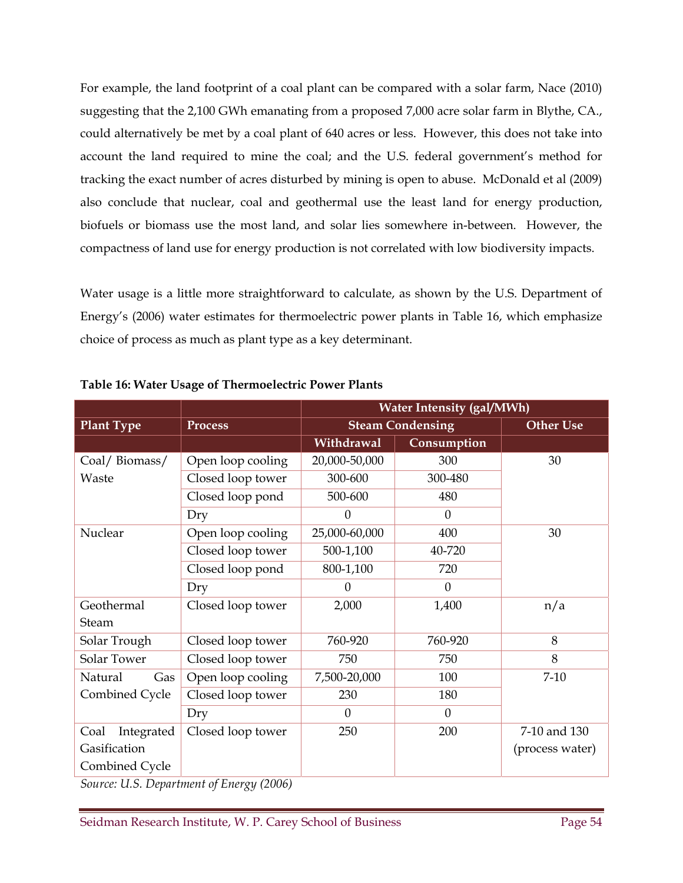For example, the land footprint of a coal plant can be compared with a solar farm, Nace (2010) suggesting that the 2,100 GWh emanating from a proposed 7,000 acre solar farm in Blythe, CA., could alternatively be met by a coal plant of 640 acres or less. However, this does not take into account the land required to mine the coal; and the U.S. federal government's method for tracking the exact number of acres disturbed by mining is open to abuse. McDonald et al (2009) also conclude that nuclear, coal and geothermal use the least land for energy production, biofuels or biomass use the most land, and solar lies somewhere in-between. However, the compactness of land use for energy production is not correlated with low biodiversity impacts.

Water usage is a little more straightforward to calculate, as shown by the U.S. Department of Energy's (2006) water estimates for thermoelectric power plants in Table 16, which emphasize choice of process as much as plant type as a key determinant.

**Table 16: Water Usage of Thermoelectric Power Plants**

| | | Water Intensity (gal/MWh) | | |
|---|---|---|---|---|
| **Plant Type** | **Process** | **Steam Condensing** | | **Other Use** |
| | | **Withdrawal** | **Consumption** | |
| Coal/ Biomass/ Waste | Open loop cooling | 20,000-50,000 | 300 | 30 |
| | Closed loop tower | 300-600 | 300-480 | |
| | Closed loop pond | 500-600 | 480 | |
| | Dry | 0 | 0 | |
| Nuclear | Open loop cooling | 25,000-60,000 | 400 | 30 |
| | Closed loop tower | 500-1,100 | 40-720 | |
| | Closed loop pond | 800-1,100 | 720 | |
| | Dry | 0 | 0 | |
| Geothermal Steam | Closed loop tower | 2,000 | 1,400 | n/a |
| Solar Trough | Closed loop tower | 760-920 | 760-920 | 8 |
| Solar Tower | Closed loop tower | 750 | 750 | 8 |
| Natural Gas Combined Cycle | Open loop cooling | 7,500-20,000 | 100 | 7-10 |
| | Closed loop tower | 230 | 180 | |
| | Dry | 0 | 0 | |
| Coal Integrated Gasification Combined Cycle | Closed loop tower | 250 | 200 | 7-10 and 130 (process water) |

*Source: U.S. Department of Energy (2006)*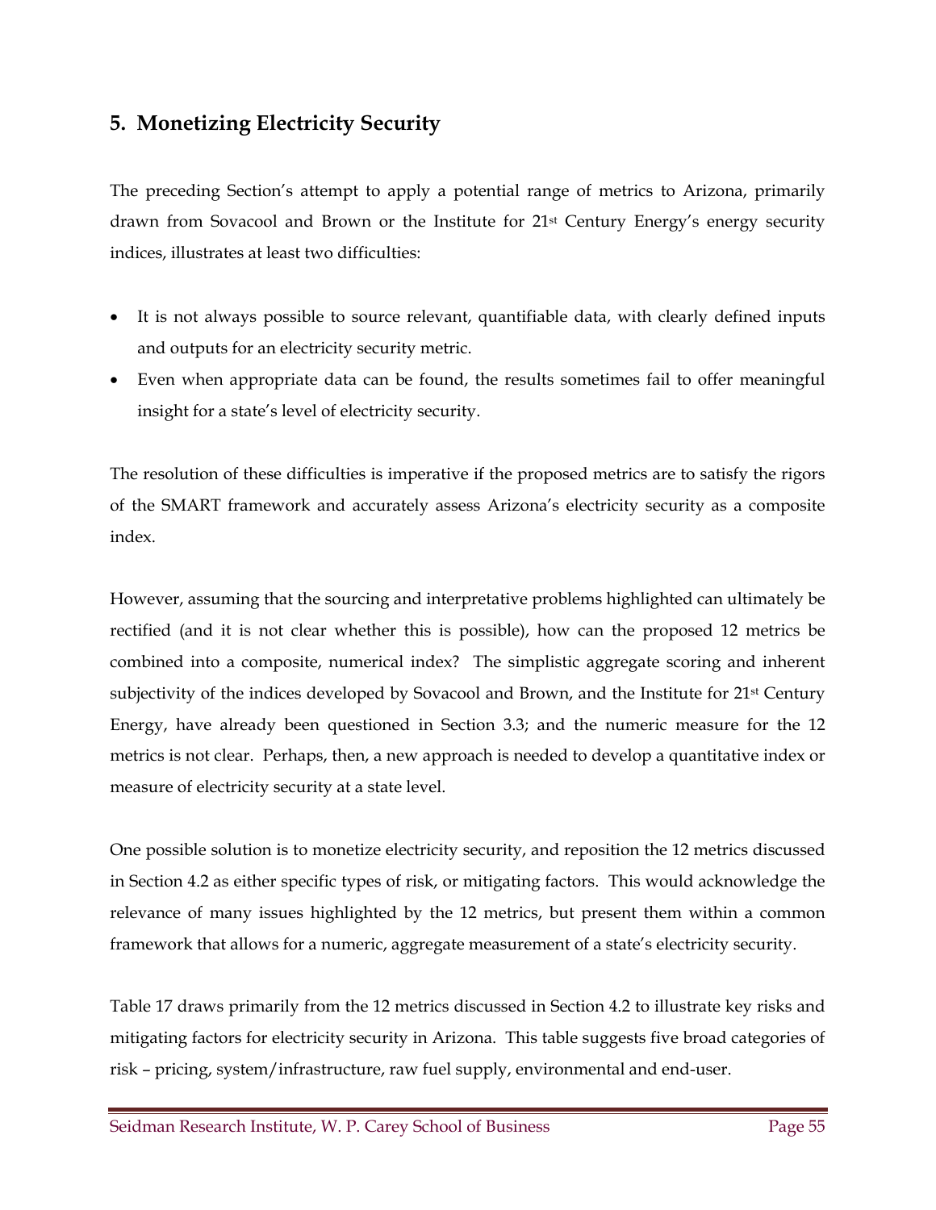## 5. Monetizing Electricity Security

The preceding Section's attempt to apply a potential range of metrics to Arizona, primarily drawn from Sovacool and Brown or the Institute for 21st Century Energy's energy security indices, illustrates at least two difficulties:

- It is not always possible to source relevant, quantifiable data, with clearly defined inputs and outputs for an electricity security metric.
- Even when appropriate data can be found, the results sometimes fail to offer meaningful insight for a state's level of electricity security.

The resolution of these difficulties is imperative if the proposed metrics are to satisfy the rigors of the SMART framework and accurately assess Arizona's electricity security as a composite index.

However, assuming that the sourcing and interpretative problems highlighted can ultimately be rectified (and it is not clear whether this is possible), how can the proposed 12 metrics be combined into a composite, numerical index? The simplistic aggregate scoring and inherent subjectivity of the indices developed by Sovacool and Brown, and the Institute for 21st Century Energy, have already been questioned in Section 3.3; and the numeric measure for the 12 metrics is not clear. Perhaps, then, a new approach is needed to develop a quantitative index or measure of electricity security at a state level.

One possible solution is to monetize electricity security, and reposition the 12 metrics discussed in Section 4.2 as either specific types of risk, or mitigating factors. This would acknowledge the relevance of many issues highlighted by the 12 metrics, but present them within a common framework that allows for a numeric, aggregate measurement of a state's electricity security.

Table 17 draws primarily from the 12 metrics discussed in Section 4.2 to illustrate key risks and mitigating factors for electricity security in Arizona. This table suggests five broad categories of risk – pricing, system/infrastructure, raw fuel supply, environmental and end-user.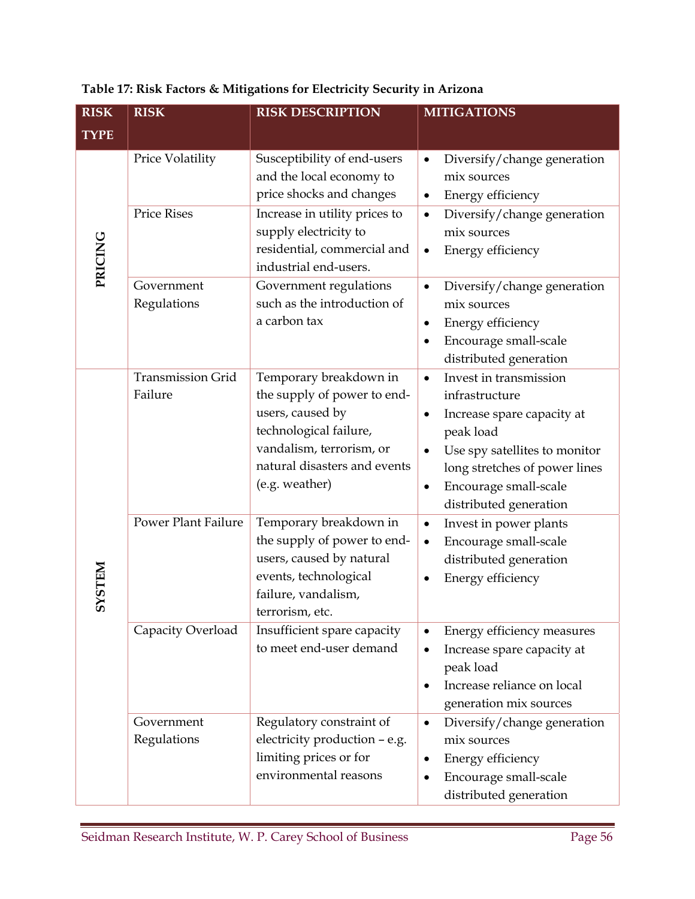**Table 17: Risk Factors & Mitigations for Electricity Security in Arizona**

| RISK TYPE | RISK | RISK DESCRIPTION | MITIGATIONS |
|---|---|---|---|
| PRICING | Price Volatility | Susceptibility of end-users and the local economy to price shocks and changes | • Diversify/change generation mix sources<br>• Energy efficiency |
| | Price Rises | Increase in utility prices to supply electricity to residential, commercial and industrial end-users. | • Diversify/change generation mix sources<br>• Energy efficiency |
| | Government Regulations | Government regulations such as the introduction of a carbon tax | • Diversify/change generation mix sources<br>• Energy efficiency<br>• Encourage small-scale distributed generation |
| SYSTEM | Transmission Grid Failure | Temporary breakdown in the supply of power to end-users, caused by technological failure, vandalism, terrorism, or natural disasters and events (e.g. weather) | • Invest in transmission infrastructure<br>• Increase spare capacity at peak load<br>• Use spy satellites to monitor long stretches of power lines<br>• Encourage small-scale distributed generation |
| | Power Plant Failure | Temporary breakdown in the supply of power to end-users, caused by natural events, technological failure, vandalism, terrorism, etc. | • Invest in power plants<br>• Encourage small-scale distributed generation<br>• Energy efficiency |
| | Capacity Overload | Insufficient spare capacity to meet end-user demand | • Energy efficiency measures<br>• Increase spare capacity at peak load<br>• Increase reliance on local generation mix sources |
| | Government Regulations | Regulatory constraint of electricity production – e.g. limiting prices or for environmental reasons | • Diversify/change generation mix sources<br>• Energy efficiency<br>• Encourage small-scale distributed generation |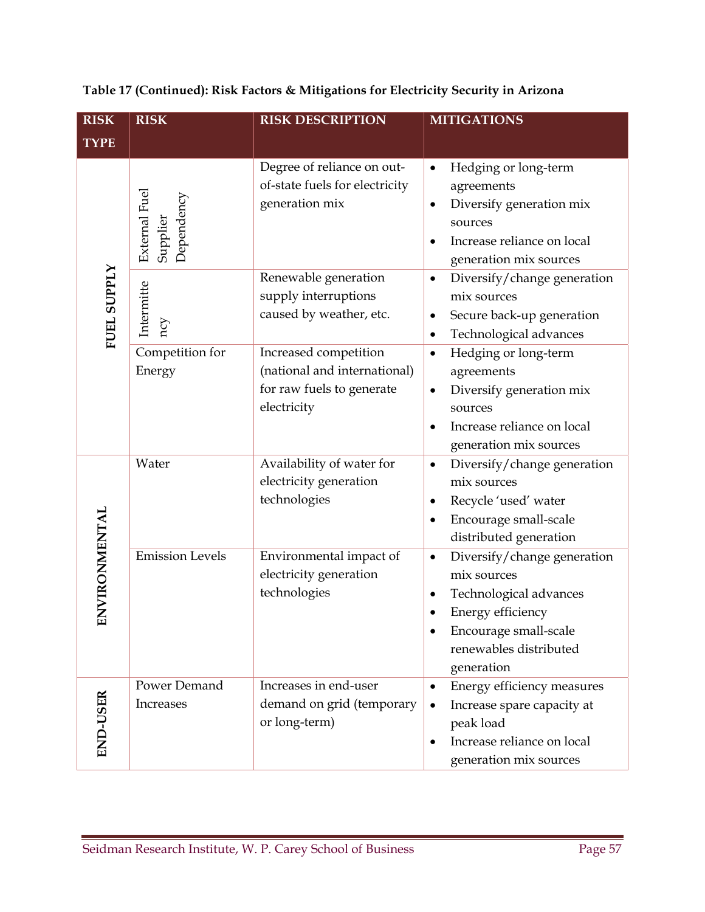**Table 17 (Continued): Risk Factors & Mitigations for Electricity Security in Arizona**

| RISK TYPE | RISK | RISK DESCRIPTION | MITIGATIONS |
|---|---|---|---|
| FUEL SUPPLY | External Fuel Supplier Dependency | Degree of reliance on out-of-state fuels for electricity generation mix | • Hedging or long-term agreements<br>• Diversify generation mix sources<br>• Increase reliance on local generation mix sources |
| | Intermittency | Renewable generation supply interruptions caused by weather, etc. | • Diversify/change generation mix sources<br>• Secure back-up generation<br>• Technological advances |
| | Competition for Energy | Increased competition (national and international) for raw fuels to generate electricity | • Hedging or long-term agreements<br>• Diversify generation mix sources<br>• Increase reliance on local generation mix sources |
| ENVIRONMENTAL | Water | Availability of water for electricity generation technologies | • Diversify/change generation mix sources<br>• Recycle 'used' water<br>• Encourage small-scale distributed generation |
| | Emission Levels | Environmental impact of electricity generation technologies | • Diversify/change generation mix sources<br>• Technological advances<br>• Energy efficiency<br>• Encourage small-scale renewables distributed generation |
| END-USER | Power Demand Increases | Increases in end-user demand on grid (temporary or long-term) | • Energy efficiency measures<br>• Increase spare capacity at peak load<br>• Increase reliance on local generation mix sources |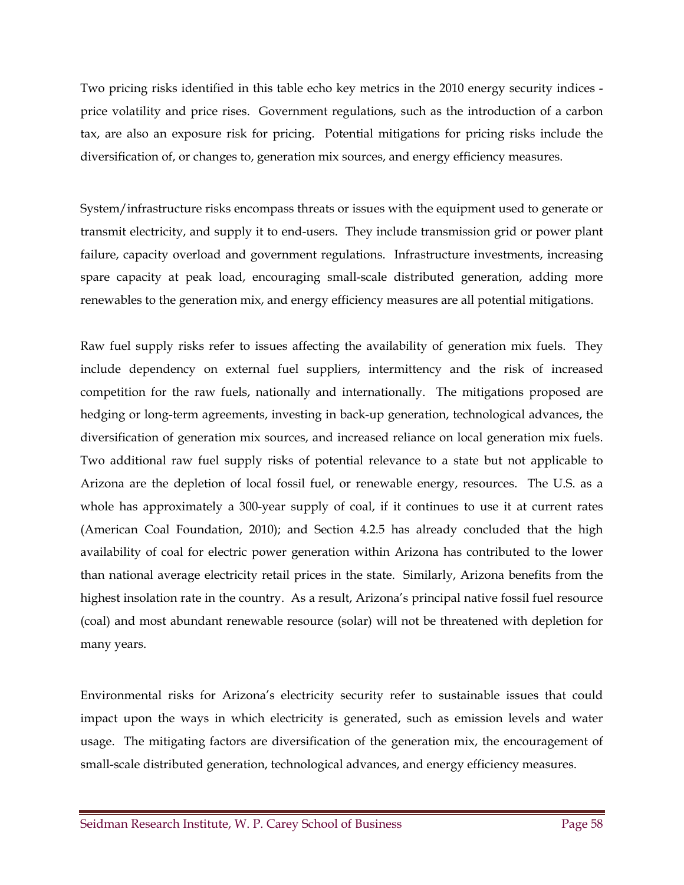Two pricing risks identified in this table echo key metrics in the 2010 energy security indices - price volatility and price rises. Government regulations, such as the introduction of a carbon tax, are also an exposure risk for pricing. Potential mitigations for pricing risks include the diversification of, or changes to, generation mix sources, and energy efficiency measures.

System/infrastructure risks encompass threats or issues with the equipment used to generate or transmit electricity, and supply it to end-users. They include transmission grid or power plant failure, capacity overload and government regulations. Infrastructure investments, increasing spare capacity at peak load, encouraging small-scale distributed generation, adding more renewables to the generation mix, and energy efficiency measures are all potential mitigations.

Raw fuel supply risks refer to issues affecting the availability of generation mix fuels. They include dependency on external fuel suppliers, intermittency and the risk of increased competition for the raw fuels, nationally and internationally. The mitigations proposed are hedging or long-term agreements, investing in back-up generation, technological advances, the diversification of generation mix sources, and increased reliance on local generation mix fuels. Two additional raw fuel supply risks of potential relevance to a state but not applicable to Arizona are the depletion of local fossil fuel, or renewable energy, resources. The U.S. as a whole has approximately a 300-year supply of coal, if it continues to use it at current rates (American Coal Foundation, 2010); and Section 4.2.5 has already concluded that the high availability of coal for electric power generation within Arizona has contributed to the lower than national average electricity retail prices in the state. Similarly, Arizona benefits from the highest insolation rate in the country. As a result, Arizona's principal native fossil fuel resource (coal) and most abundant renewable resource (solar) will not be threatened with depletion for many years.

Environmental risks for Arizona's electricity security refer to sustainable issues that could impact upon the ways in which electricity is generated, such as emission levels and water usage. The mitigating factors are diversification of the generation mix, the encouragement of small-scale distributed generation, technological advances, and energy efficiency measures.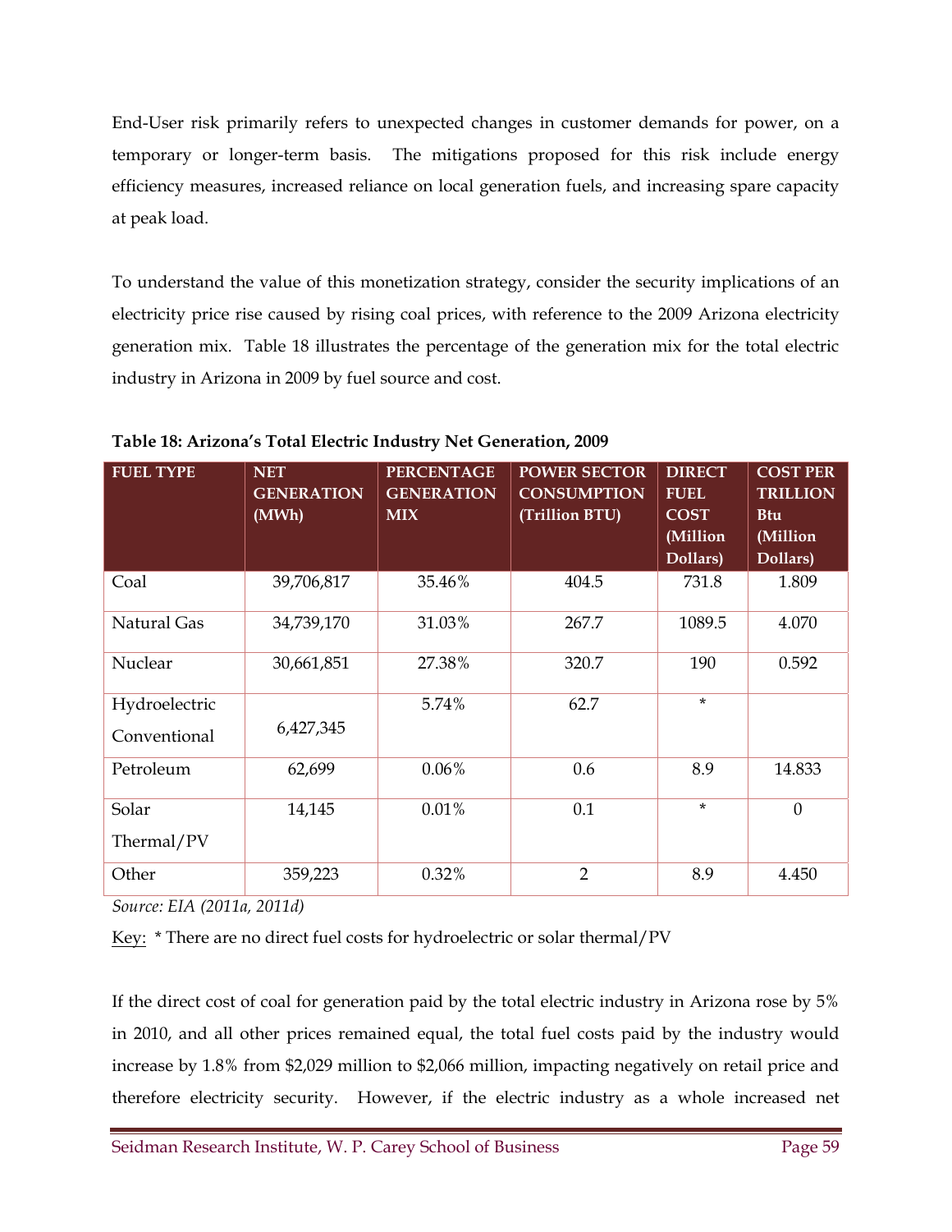End-User risk primarily refers to unexpected changes in customer demands for power, on a temporary or longer-term basis. The mitigations proposed for this risk include energy efficiency measures, increased reliance on local generation fuels, and increasing spare capacity at peak load.

To understand the value of this monetization strategy, consider the security implications of an electricity price rise caused by rising coal prices, with reference to the 2009 Arizona electricity generation mix. Table 18 illustrates the percentage of the generation mix for the total electric industry in Arizona in 2009 by fuel source and cost.

**Table 18: Arizona's Total Electric Industry Net Generation, 2009**

| FUEL TYPE | NET GENERATION (MWh) | PERCENTAGE GENERATION MIX | POWER SECTOR CONSUMPTION (Trillion BTU) | DIRECT FUEL COST (Million Dollars) | COST PER TRILLION Btu (Million Dollars) |
|---|---|---|---|---|---|
| Coal | 39,706,817 | 35.46% | 404.5 | 731.8 | 1.809 |
| Natural Gas | 34,739,170 | 31.03% | 267.7 | 1089.5 | 4.070 |
| Nuclear | 30,661,851 | 27.38% | 320.7 | 190 | 0.592 |
| Hydroelectric Conventional | 6,427,345 | 5.74% | 62.7 | * | |
| Petroleum | 62,699 | 0.06% | 0.6 | 8.9 | 14.833 |
| Solar Thermal/PV | 14,145 | 0.01% | 0.1 | * | 0 |
| Other | 359,223 | 0.32% | 2 | 8.9 | 4.450 |

*Source: EIA (2011a, 2011d)*

Key: * There are no direct fuel costs for hydroelectric or solar thermal/PV

If the direct cost of coal for generation paid by the total electric industry in Arizona rose by 5% in 2010, and all other prices remained equal, the total fuel costs paid by the industry would increase by 1.8% from $2,029 million to $2,066 million, impacting negatively on retail price and therefore electricity security. However, if the electric industry as a whole increased net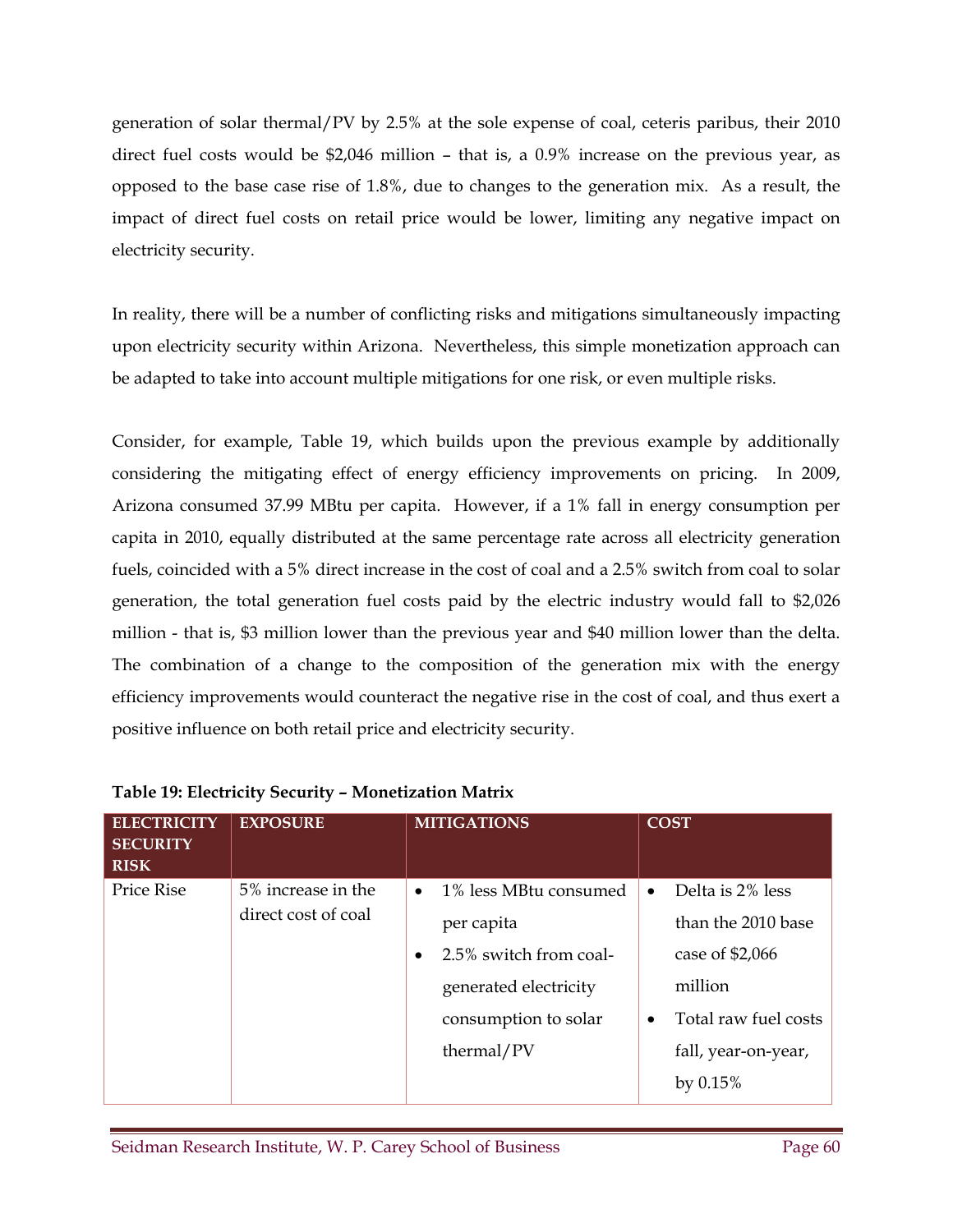generation of solar thermal/PV by 2.5% at the sole expense of coal, ceteris paribus, their 2010 direct fuel costs would be $2,046 million – that is, a 0.9% increase on the previous year, as opposed to the base case rise of 1.8%, due to changes to the generation mix. As a result, the impact of direct fuel costs on retail price would be lower, limiting any negative impact on electricity security.

In reality, there will be a number of conflicting risks and mitigations simultaneously impacting upon electricity security within Arizona. Nevertheless, this simple monetization approach can be adapted to take into account multiple mitigations for one risk, or even multiple risks.

Consider, for example, Table 19, which builds upon the previous example by additionally considering the mitigating effect of energy efficiency improvements on pricing. In 2009, Arizona consumed 37.99 MBtu per capita. However, if a 1% fall in energy consumption per capita in 2010, equally distributed at the same percentage rate across all electricity generation fuels, coincided with a 5% direct increase in the cost of coal and a 2.5% switch from coal to solar generation, the total generation fuel costs paid by the electric industry would fall to $2,026 million - that is, $3 million lower than the previous year and $40 million lower than the delta. The combination of a change to the composition of the generation mix with the energy efficiency improvements would counteract the negative rise in the cost of coal, and thus exert a positive influence on both retail price and electricity security.

**Table 19: Electricity Security – Monetization Matrix**

| ELECTRICITY SECURITY RISK | EXPOSURE | MITIGATIONS | COST |
|---|---|---|---|
| Price Rise | 5% increase in the direct cost of coal | • 1% less MBtu consumed per capita<br>• 2.5% switch from coal-generated electricity consumption to solar thermal/PV | • Delta is 2% less than the 2010 base case of $2,066 million<br>• Total raw fuel costs fall, year-on-year, by 0.15% |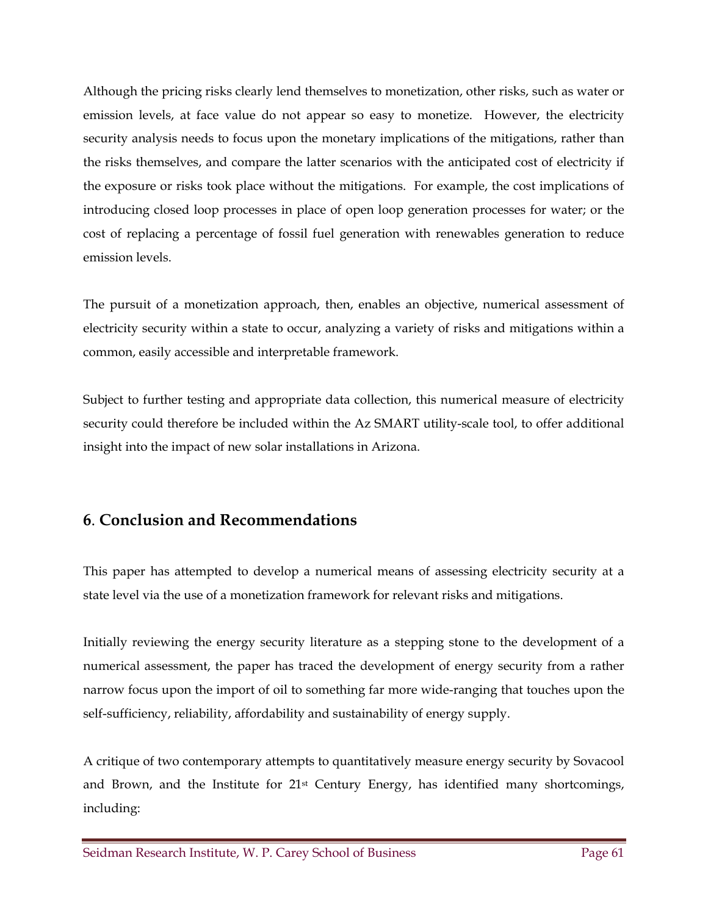Although the pricing risks clearly lend themselves to monetization, other risks, such as water or emission levels, at face value do not appear so easy to monetize. However, the electricity security analysis needs to focus upon the monetary implications of the mitigations, rather than the risks themselves, and compare the latter scenarios with the anticipated cost of electricity if the exposure or risks took place without the mitigations. For example, the cost implications of introducing closed loop processes in place of open loop generation processes for water; or the cost of replacing a percentage of fossil fuel generation with renewables generation to reduce emission levels.

The pursuit of a monetization approach, then, enables an objective, numerical assessment of electricity security within a state to occur, analyzing a variety of risks and mitigations within a common, easily accessible and interpretable framework.

Subject to further testing and appropriate data collection, this numerical measure of electricity security could therefore be included within the Az SMART utility-scale tool, to offer additional insight into the impact of new solar installations in Arizona.

## 6. Conclusion and Recommendations

This paper has attempted to develop a numerical means of assessing electricity security at a state level via the use of a monetization framework for relevant risks and mitigations.

Initially reviewing the energy security literature as a stepping stone to the development of a numerical assessment, the paper has traced the development of energy security from a rather narrow focus upon the import of oil to something far more wide-ranging that touches upon the self-sufficiency, reliability, affordability and sustainability of energy supply.

A critique of two contemporary attempts to quantitatively measure energy security by Sovacool and Brown, and the Institute for 21st Century Energy, has identified many shortcomings, including: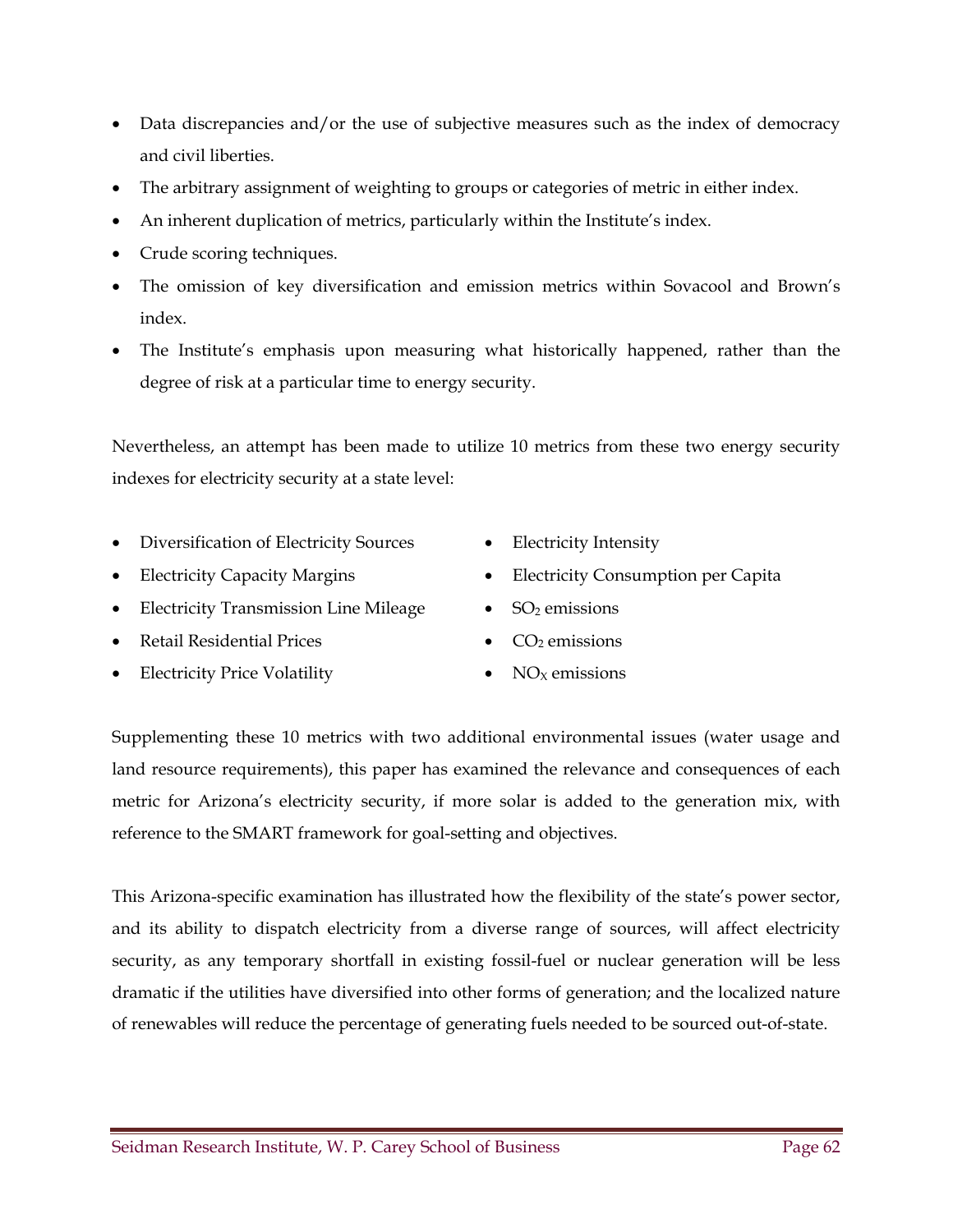- Data discrepancies and/or the use of subjective measures such as the index of democracy and civil liberties.
- The arbitrary assignment of weighting to groups or categories of metric in either index.
- An inherent duplication of metrics, particularly within the Institute's index.
- Crude scoring techniques.
- The omission of key diversification and emission metrics within Sovacool and Brown's index.
- The Institute's emphasis upon measuring what historically happened, rather than the degree of risk at a particular time to energy security.

Nevertheless, an attempt has been made to utilize 10 metrics from these two energy security indexes for electricity security at a state level:

- Diversification of Electricity Sources
- Electricity Capacity Margins
- Electricity Transmission Line Mileage
- Retail Residential Prices
- Electricity Price Volatility
- Electricity Intensity
- Electricity Consumption per Capita
- $SO_2$ emissions
- $CO_2$ emissions
- $NO_X$ emissions

Supplementing these 10 metrics with two additional environmental issues (water usage and land resource requirements), this paper has examined the relevance and consequences of each metric for Arizona's electricity security, if more solar is added to the generation mix, with reference to the SMART framework for goal-setting and objectives.

This Arizona-specific examination has illustrated how the flexibility of the state's power sector, and its ability to dispatch electricity from a diverse range of sources, will affect electricity security, as any temporary shortfall in existing fossil-fuel or nuclear generation will be less dramatic if the utilities have diversified into other forms of generation; and the localized nature of renewables will reduce the percentage of generating fuels needed to be sourced out-of-state.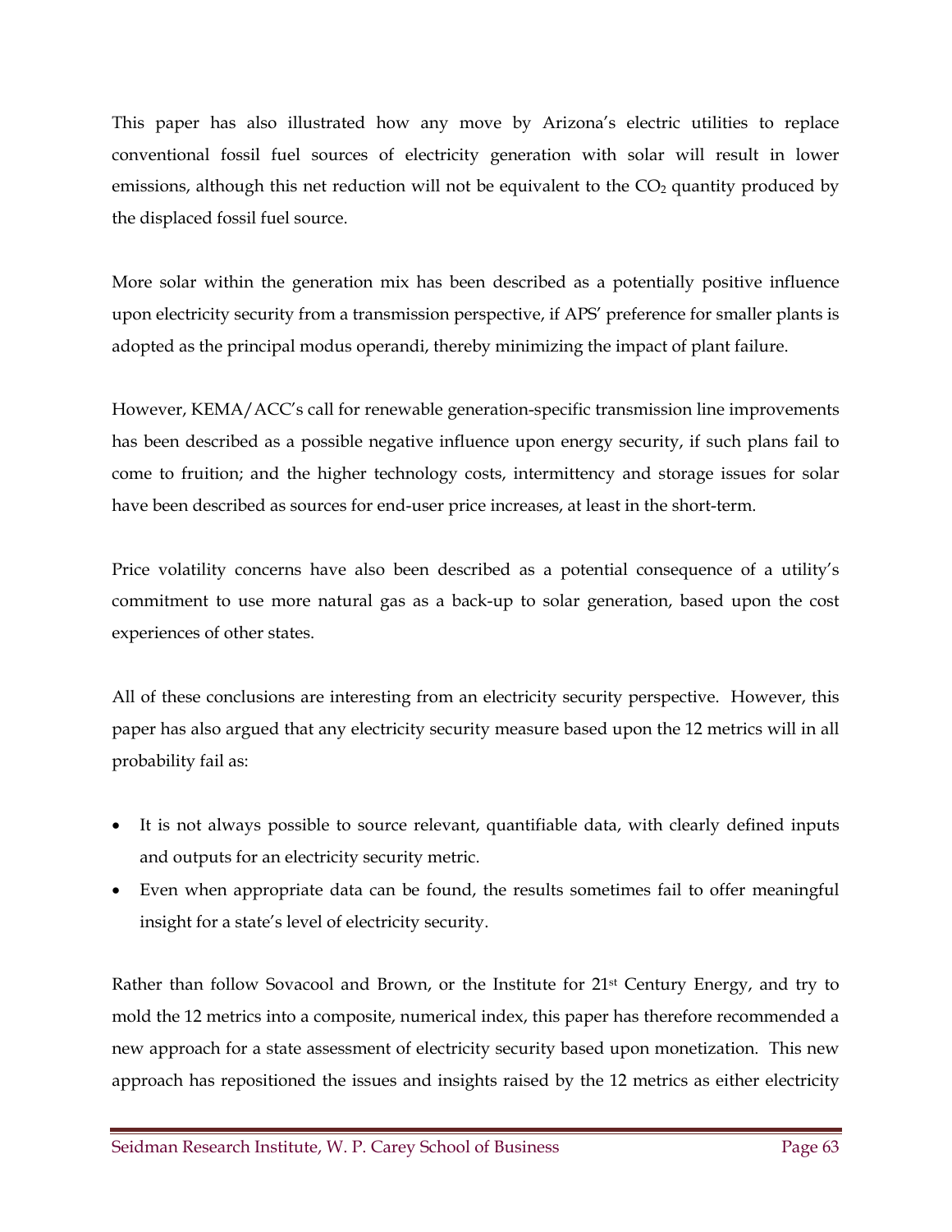This paper has also illustrated how any move by Arizona's electric utilities to replace conventional fossil fuel sources of electricity generation with solar will result in lower emissions, although this net reduction will not be equivalent to the $CO_2$ quantity produced by the displaced fossil fuel source.

More solar within the generation mix has been described as a potentially positive influence upon electricity security from a transmission perspective, if APS' preference for smaller plants is adopted as the principal modus operandi, thereby minimizing the impact of plant failure.

However, KEMA/ACC's call for renewable generation-specific transmission line improvements has been described as a possible negative influence upon energy security, if such plans fail to come to fruition; and the higher technology costs, intermittency and storage issues for solar have been described as sources for end-user price increases, at least in the short-term.

Price volatility concerns have also been described as a potential consequence of a utility's commitment to use more natural gas as a back-up to solar generation, based upon the cost experiences of other states.

All of these conclusions are interesting from an electricity security perspective. However, this paper has also argued that any electricity security measure based upon the 12 metrics will in all probability fail as:

- It is not always possible to source relevant, quantifiable data, with clearly defined inputs and outputs for an electricity security metric.
- Even when appropriate data can be found, the results sometimes fail to offer meaningful insight for a state's level of electricity security.

Rather than follow Sovacool and Brown, or the Institute for 21st Century Energy, and try to mold the 12 metrics into a composite, numerical index, this paper has therefore recommended a new approach for a state assessment of electricity security based upon monetization. This new approach has repositioned the issues and insights raised by the 12 metrics as either electricity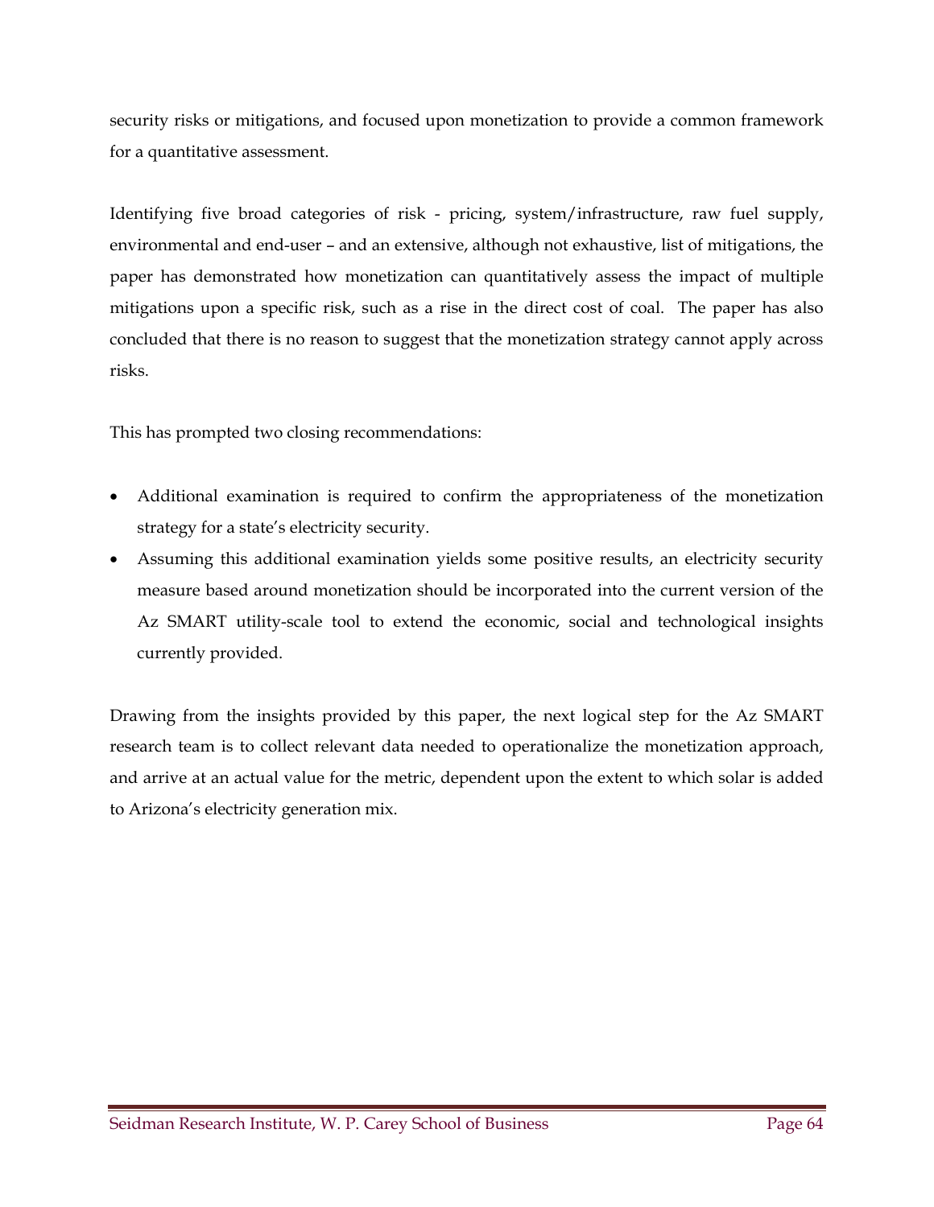security risks or mitigations, and focused upon monetization to provide a common framework for a quantitative assessment.

Identifying five broad categories of risk - pricing, system/infrastructure, raw fuel supply, environmental and end-user – and an extensive, although not exhaustive, list of mitigations, the paper has demonstrated how monetization can quantitatively assess the impact of multiple mitigations upon a specific risk, such as a rise in the direct cost of coal. The paper has also concluded that there is no reason to suggest that the monetization strategy cannot apply across risks.

This has prompted two closing recommendations:

- Additional examination is required to confirm the appropriateness of the monetization strategy for a state's electricity security.
- Assuming this additional examination yields some positive results, an electricity security measure based around monetization should be incorporated into the current version of the Az SMART utility-scale tool to extend the economic, social and technological insights currently provided.

Drawing from the insights provided by this paper, the next logical step for the Az SMART research team is to collect relevant data needed to operationalize the monetization approach, and arrive at an actual value for the metric, dependent upon the extent to which solar is added to Arizona's electricity generation mix.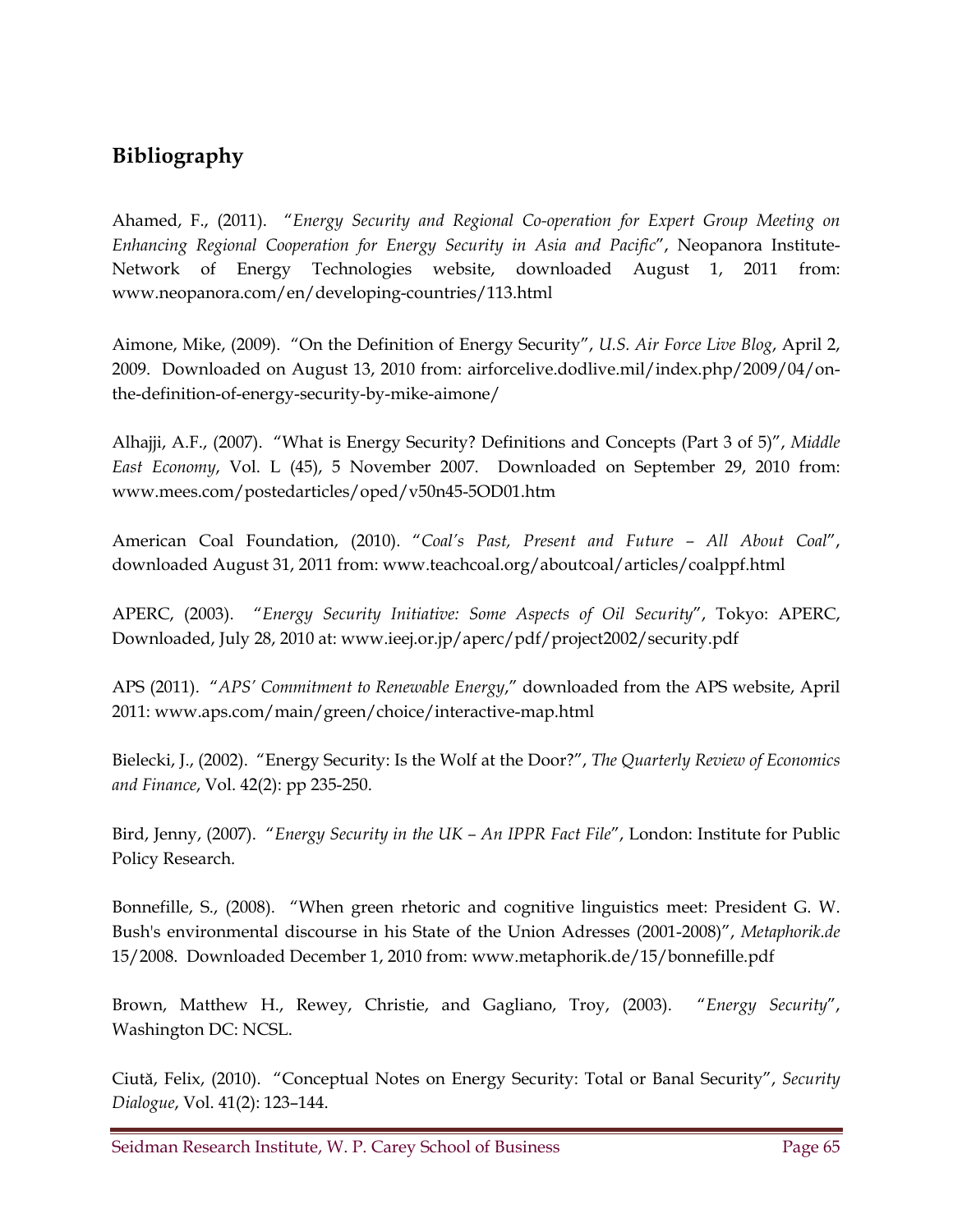## Bibliography

Ahamed, F., (2011). "*Energy Security and Regional Co-operation for Expert Group Meeting on Enhancing Regional Cooperation for Energy Security in Asia and Pacific*", Neopanora Institute-Network of Energy Technologies website, downloaded August 1, 2011 from: www.neopanora.com/en/developing-countries/113.html

Aimone, Mike, (2009). "On the Definition of Energy Security", *U.S. Air Force Live Blog*, April 2, 2009. Downloaded on August 13, 2010 from: airforcelive.dodlive.mil/index.php/2009/04/on-the-definition-of-energy-security-by-mike-aimone/

Alhajji, A.F., (2007). "What is Energy Security? Definitions and Concepts (Part 3 of 5)", *Middle East Economy*, Vol. L (45), 5 November 2007. Downloaded on September 29, 2010 from: www.mees.com/postedarticles/oped/v50n45-5OD01.htm

American Coal Foundation, (2010). "*Coal's Past, Present and Future – All About Coal*", downloaded August 31, 2011 from: www.teachcoal.org/aboutcoal/articles/coalppf.html

APERC, (2003). "*Energy Security Initiative: Some Aspects of Oil Security*", Tokyo: APERC, Downloaded, July 28, 2010 at: www.ieej.or.jp/aperc/pdf/project2002/security.pdf

APS (2011). "*APS' Commitment to Renewable Energy*," downloaded from the APS website, April 2011: www.aps.com/main/green/choice/interactive-map.html

Bielecki, J., (2002). "Energy Security: Is the Wolf at the Door?", *The Quarterly Review of Economics and Finance*, Vol. 42(2): pp 235-250.

Bird, Jenny, (2007). "*Energy Security in the UK – An IPPR Fact File*", London: Institute for Public Policy Research.

Bonnefille, S., (2008). "When green rhetoric and cognitive linguistics meet: President G. W. Bush's environmental discourse in his State of the Union Adresses (2001-2008)", *Metaphorik.de* 15/2008. Downloaded December 1, 2010 from: www.metaphorik.de/15/bonnefille.pdf

Brown, Matthew H., Rewey, Christie, and Gagliano, Troy, (2003). "*Energy Security*", Washington DC: NCSL.

Ciută, Felix, (2010). "Conceptual Notes on Energy Security: Total or Banal Security", *Security Dialogue*, Vol. 41(2): 123–144.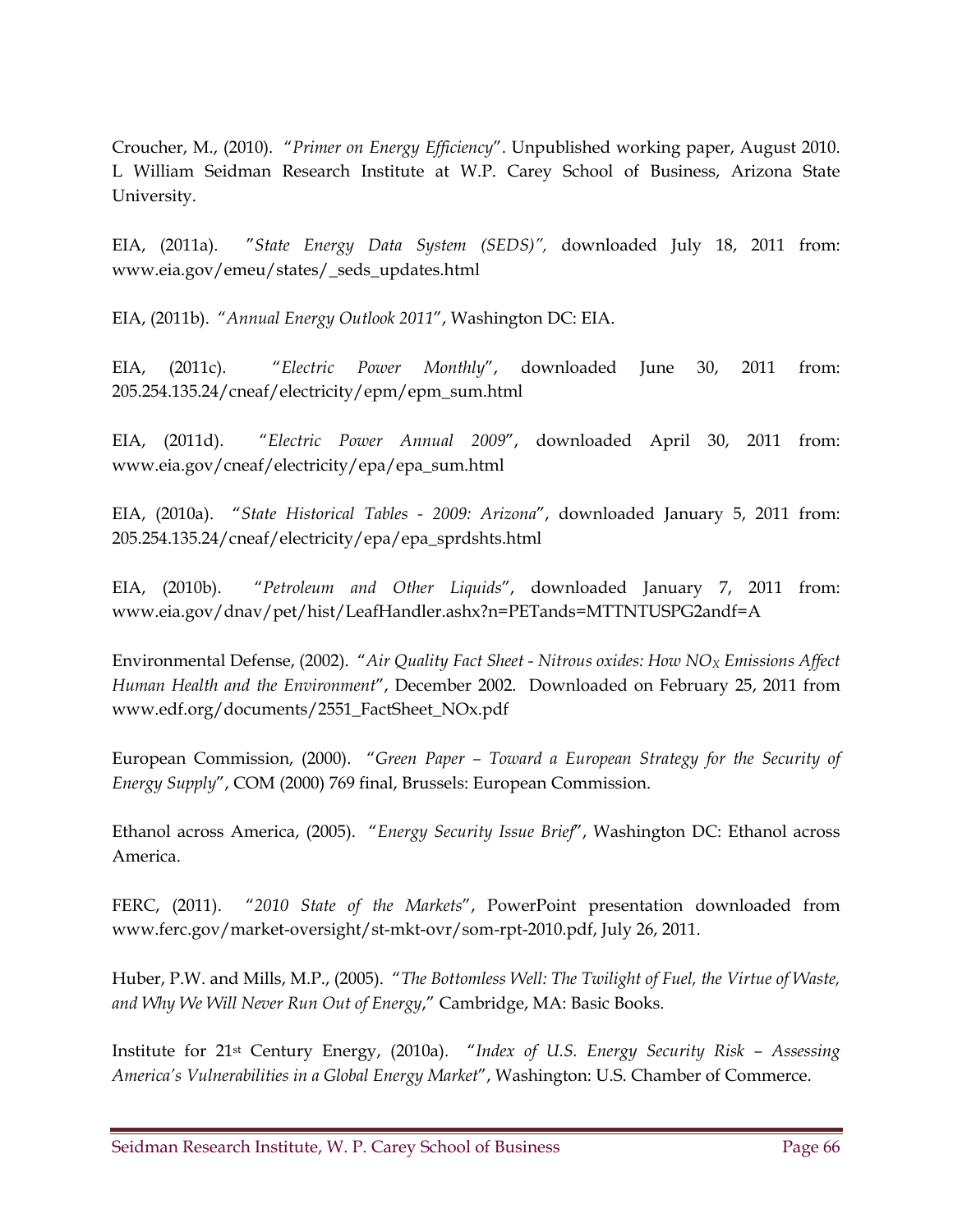Croucher, M., (2010). "*Primer on Energy Efficiency*". Unpublished working paper, August 2010. L William Seidman Research Institute at W.P. Carey School of Business, Arizona State University.

EIA, (2011a). "*State Energy Data System (SEDS)"*, downloaded July 18, 2011 from: www.eia.gov/emeu/states/_seds_updates.html

EIA, (2011b). "*Annual Energy Outlook 2011*", Washington DC: EIA.

EIA, (2011c). "*Electric Power Monthly*", downloaded June 30, 2011 from: 205.254.135.24/cneaf/electricity/epm/epm_sum.html

EIA, (2011d). "*Electric Power Annual 2009*", downloaded April 30, 2011 from: www.eia.gov/cneaf/electricity/epa/epa_sum.html

EIA, (2010a). "*State Historical Tables - 2009: Arizona*", downloaded January 5, 2011 from: 205.254.135.24/cneaf/electricity/epa/epa_sprdshts.html

EIA, (2010b). "*Petroleum and Other Liquids*", downloaded January 7, 2011 from: www.eia.gov/dnav/pet/hist/LeafHandler.ashx?n=PETands=MTTNTUSPG2andf=A

Environmental Defense, (2002). "*Air Quality Fact Sheet - Nitrous oxides: How $NO_X$ Emissions Affect Human Health and the Environment*", December 2002. Downloaded on February 25, 2011 from www.edf.org/documents/2551_FactSheet_NOx.pdf

European Commission, (2000). "*Green Paper – Toward a European Strategy for the Security of Energy Supply*", COM (2000) 769 final, Brussels: European Commission.

Ethanol across America, (2005). "*Energy Security Issue Brief*", Washington DC: Ethanol across America.

FERC, (2011). "*2010 State of the Markets*", PowerPoint presentation downloaded from www.ferc.gov/market-oversight/st-mkt-ovr/som-rpt-2010.pdf, July 26, 2011.

Huber, P.W. and Mills, M.P., (2005). "*The Bottomless Well: The Twilight of Fuel, the Virtue of Waste, and Why We Will Never Run Out of Energy*," Cambridge, MA: Basic Books.

Institute for 21st Century Energy, (2010a). "*Index of U.S. Energy Security Risk – Assessing America's Vulnerabilities in a Global Energy Market*", Washington: U.S. Chamber of Commerce.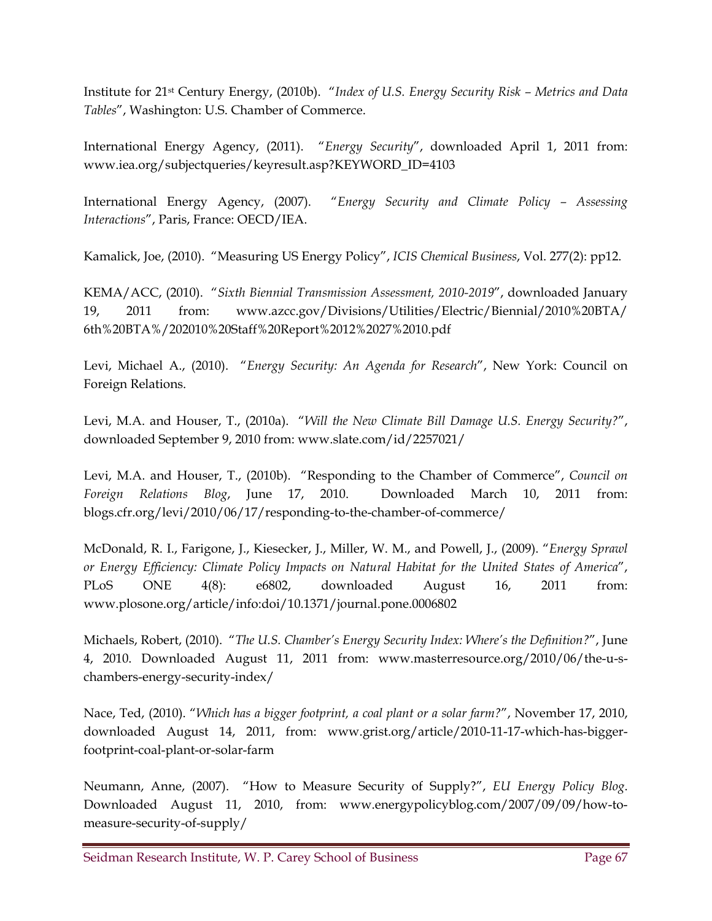Institute for 21st Century Energy, (2010b). "*Index of U.S. Energy Security Risk – Metrics and Data Tables*", Washington: U.S. Chamber of Commerce.

International Energy Agency, (2011). "*Energy Security*", downloaded April 1, 2011 from: www.iea.org/subjectqueries/keyresult.asp?KEYWORD_ID=4103

International Energy Agency, (2007). "*Energy Security and Climate Policy – Assessing Interactions*", Paris, France: OECD/IEA.

Kamalick, Joe, (2010). "Measuring US Energy Policy", *ICIS Chemical Business*, Vol. 277(2): pp12.

KEMA/ACC, (2010). "*Sixth Biennial Transmission Assessment, 2010-2019*", downloaded January 19, 2011 from: www.azcc.gov/Divisions/Utilities/Electric/Biennial/2010%20BTA/ 6th%20BTA%/202010%20Staff%20Report%2012%2027%2010.pdf

Levi, Michael A., (2010). "*Energy Security: An Agenda for Research*", New York: Council on Foreign Relations.

Levi, M.A. and Houser, T., (2010a). "*Will the New Climate Bill Damage U.S. Energy Security?*", downloaded September 9, 2010 from: www.slate.com/id/2257021/

Levi, M.A. and Houser, T., (2010b). "Responding to the Chamber of Commerce", *Council on Foreign Relations Blog*, June 17, 2010. Downloaded March 10, 2011 from: blogs.cfr.org/levi/2010/06/17/responding-to-the-chamber-of-commerce/

McDonald, R. I., Farigone, J., Kiesecker, J., Miller, W. M., and Powell, J., (2009). "*Energy Sprawl or Energy Efficiency: Climate Policy Impacts on Natural Habitat for the United States of America*", PLoS ONE 4(8): e6802, downloaded August 16, 2011 from: www.plosone.org/article/info:doi/10.1371/journal.pone.0006802

Michaels, Robert, (2010). "*The U.S. Chamber's Energy Security Index: Where's the Definition?*", June 4, 2010. Downloaded August 11, 2011 from: www.masterresource.org/2010/06/the-u-s-chambers-energy-security-index/

Nace, Ted, (2010). "*Which has a bigger footprint, a coal plant or a solar farm?*", November 17, 2010, downloaded August 14, 2011, from: www.grist.org/article/2010-11-17-which-has-bigger-footprint-coal-plant-or-solar-farm

Neumann, Anne, (2007). "How to Measure Security of Supply?", *EU Energy Policy Blog*. Downloaded August 11, 2010, from: www.energypolicyblog.com/2007/09/09/how-to-measure-security-of-supply/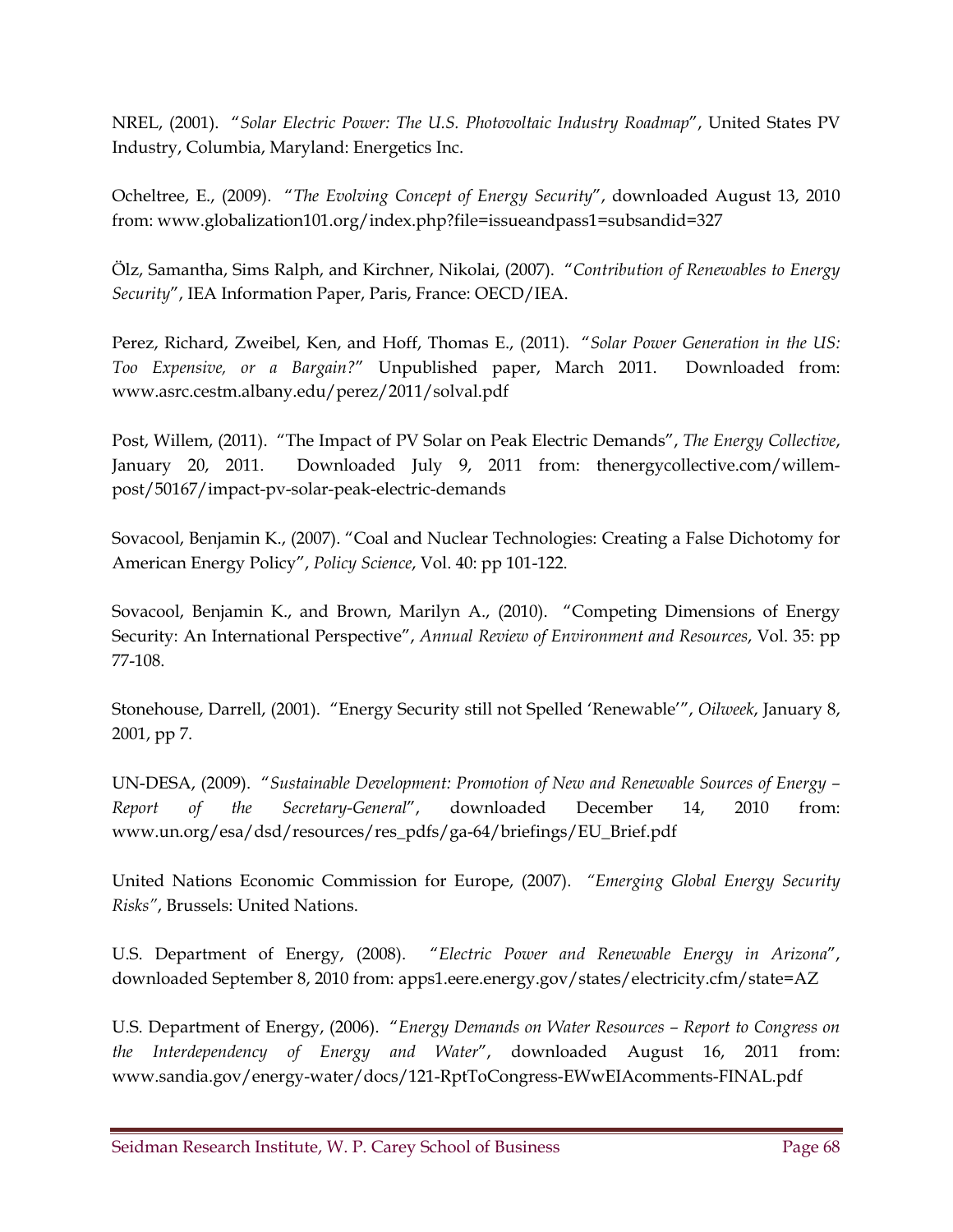NREL, (2001). "*Solar Electric Power: The U.S. Photovoltaic Industry Roadmap*", United States PV Industry, Columbia, Maryland: Energetics Inc.

Ocheltree, E., (2009). "*The Evolving Concept of Energy Security*", downloaded August 13, 2010 from: www.globalization101.org/index.php?file=issueandpass1=subsandid=327

Ölz, Samantha, Sims Ralph, and Kirchner, Nikolai, (2007). "*Contribution of Renewables to Energy Security*", IEA Information Paper, Paris, France: OECD/IEA.

Perez, Richard, Zweibel, Ken, and Hoff, Thomas E., (2011). "*Solar Power Generation in the US: Too Expensive, or a Bargain?*" Unpublished paper, March 2011. Downloaded from: www.asrc.cestm.albany.edu/perez/2011/solval.pdf

Post, Willem, (2011). "The Impact of PV Solar on Peak Electric Demands", *The Energy Collective*, January 20, 2011. Downloaded July 9, 2011 from: thenergycollective.com/willem-post/50167/impact-pv-solar-peak-electric-demands

Sovacool, Benjamin K., (2007). "Coal and Nuclear Technologies: Creating a False Dichotomy for American Energy Policy", *Policy Science*, Vol. 40: pp 101-122.

Sovacool, Benjamin K., and Brown, Marilyn A., (2010). "Competing Dimensions of Energy Security: An International Perspective", *Annual Review of Environment and Resources*, Vol. 35: pp 77-108.

Stonehouse, Darrell, (2001). "Energy Security still not Spelled 'Renewable'", *Oilweek*, January 8, 2001, pp 7.

UN-DESA, (2009). "*Sustainable Development: Promotion of New and Renewable Sources of Energy – Report of the Secretary-General*", downloaded December 14, 2010 from: www.un.org/esa/dsd/resources/res_pdfs/ga-64/briefings/EU_Brief.pdf

United Nations Economic Commission for Europe, (2007). *"Emerging Global Energy Security Risks"*, Brussels: United Nations.

U.S. Department of Energy, (2008). "*Electric Power and Renewable Energy in Arizona*", downloaded September 8, 2010 from: apps1.eere.energy.gov/states/electricity.cfm/state=AZ

U.S. Department of Energy, (2006). "*Energy Demands on Water Resources – Report to Congress on the Interdependency of Energy and Water*", downloaded August 16, 2011 from: www.sandia.gov/energy-water/docs/121-RptToCongress-EWwEIAcomments-FINAL.pdf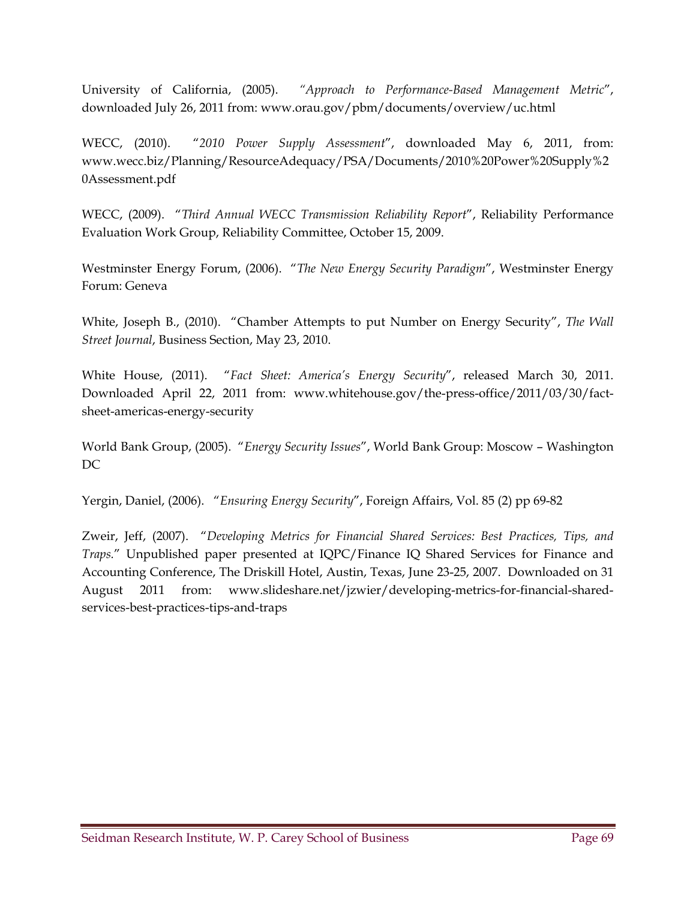University of California, (2005). "*Approach to Performance-Based Management Metric*", downloaded July 26, 2011 from: www.orau.gov/pbm/documents/overview/uc.html

WECC, (2010). "*2010 Power Supply Assessment*", downloaded May 6, 2011, from: www.wecc.biz/Planning/ResourceAdequacy/PSA/Documents/2010%20Power%20Supply%20Assessment.pdf

WECC, (2009). "*Third Annual WECC Transmission Reliability Report*", Reliability Performance Evaluation Work Group, Reliability Committee, October 15, 2009.

Westminster Energy Forum, (2006). "*The New Energy Security Paradigm*", Westminster Energy Forum: Geneva

White, Joseph B., (2010). "Chamber Attempts to put Number on Energy Security", *The Wall Street Journal*, Business Section, May 23, 2010.

White House, (2011). "*Fact Sheet: America's Energy Security*", released March 30, 2011. Downloaded April 22, 2011 from: www.whitehouse.gov/the-press-office/2011/03/30/fact-sheet-americas-energy-security

World Bank Group, (2005). "*Energy Security Issues*", World Bank Group: Moscow – Washington DC

Yergin, Daniel, (2006). "*Ensuring Energy Security*", Foreign Affairs, Vol. 85 (2) pp 69-82

Zweir, Jeff, (2007). "*Developing Metrics for Financial Shared Services: Best Practices, Tips, and Traps*." Unpublished paper presented at IQPC/Finance IQ Shared Services for Finance and Accounting Conference, The Driskill Hotel, Austin, Texas, June 23-25, 2007. Downloaded on 31 August 2011 from: www.slideshare.net/jzwier/developing-metrics-for-financial-shared-services-best-practices-tips-and-traps